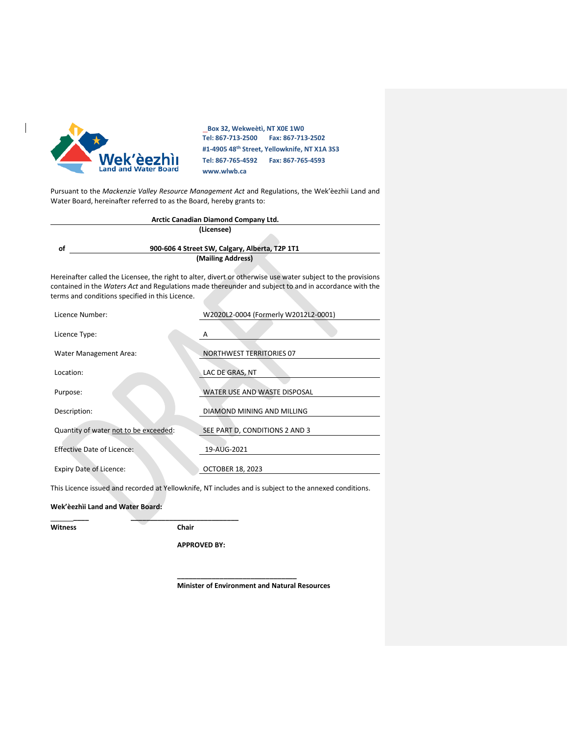Wek'èezhìı Land and Water Board

Box 32, Wekweètì, NT X0E 1W0
Tel: 867-713-2500 Fax: 867-713-2502
#1-4905 48th Street, Yellowknife, NT X1A 3S3
Tel: 867-765-4592 Fax: 867-765-4593
www.wlwb.ca

Pursuant to the *Mackenzie Valley Resource Management Act* and Regulations, the Wek'èezhìi Land and Water Board, hereinafter referred to as the Board, hereby grants to:

**Arctic Canadian Diamond Company Ltd.**
**(Licensee)**

of **900-606 4 Street SW, Calgary, Alberta, T2P 1T1**
**(Mailing Address)**

Hereinafter called the Licensee, the right to alter, divert or otherwise use water subject to the provisions contained in the *Waters Act* and Regulations made thereunder and subject to and in accordance with the terms and conditions specified in this Licence.

| | |
|---|---|
| Licence Number: | W2020L2-0004 (Formerly W2012L2-0001) |
| Licence Type: | A |
| Water Management Area: | NORTHWEST TERRITORIES 07 |
| Location: | LAC DE GRAS, NT |
| Purpose: | WATER USE AND WASTE DISPOSAL |
| Description: | DIAMOND MINING AND MILLING |
| Quantity of water not to be exceeded: | SEE PART D, CONDITIONS 2 AND 3 |
| Effective Date of Licence: | 19-AUG-2021 |
| Expiry Date of Licence: | OCTOBER 18, 2023 |

This Licence issued and recorded at Yellowknife, NT includes and is subject to the annexed conditions.

**Wek'èezhìi Land and Water Board:**

**Witness** **Chair**

**APPROVED BY:**

**Minister of Environment and Natural Resources**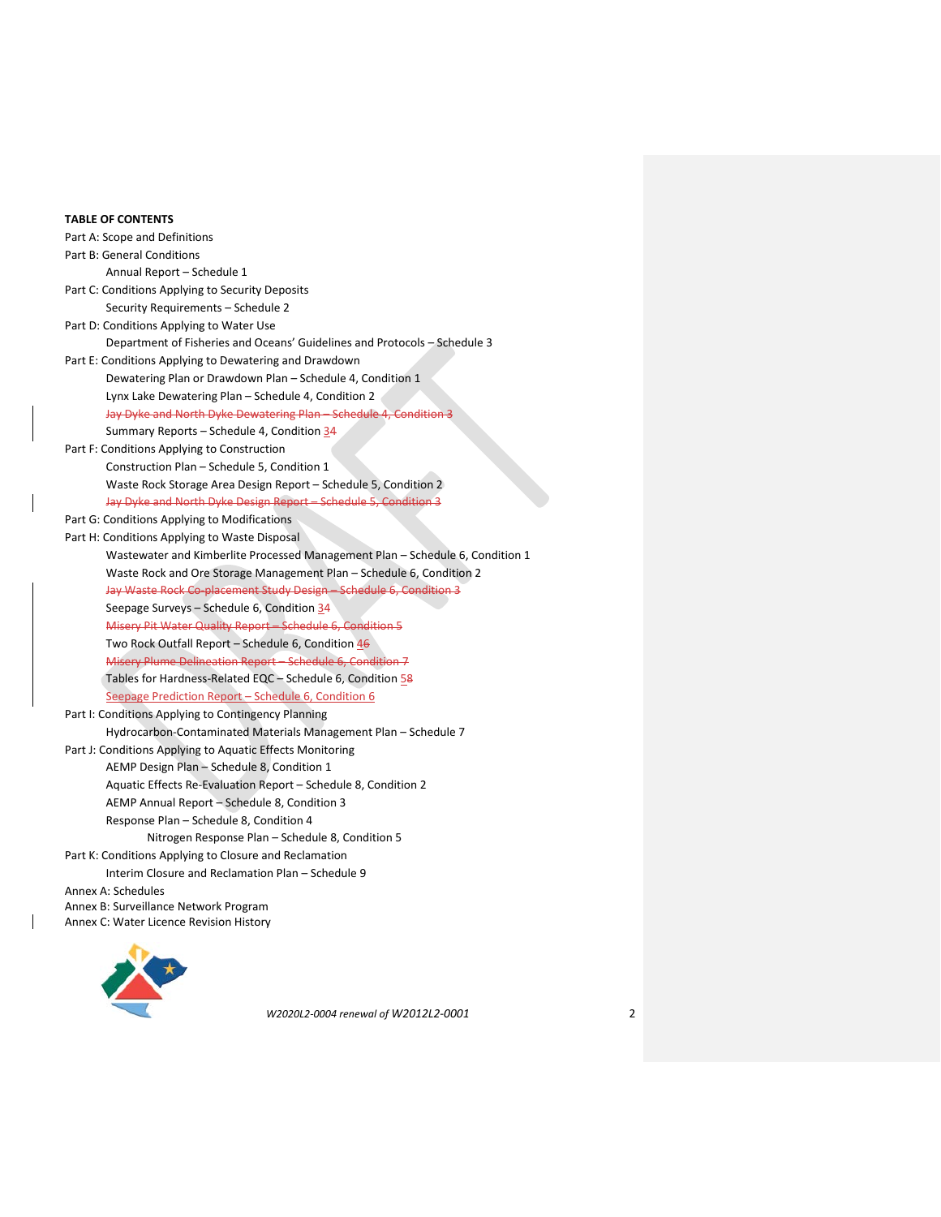**TABLE OF CONTENTS**

Part A: Scope and Definitions

Part B: General Conditions

- Annual Report – Schedule 1

Part C: Conditions Applying to Security Deposits

- Security Requirements – Schedule 2

Part D: Conditions Applying to Water Use

- Department of Fisheries and Oceans' Guidelines and Protocols – Schedule 3

Part E: Conditions Applying to Dewatering and Drawdown

- Dewatering Plan or Drawdown Plan – Schedule 4, Condition 1
- Lynx Lake Dewatering Plan – Schedule 4, Condition 2
- ~~Jay Dyke and North Dyke Dewatering Plan – Schedule 4, Condition 3~~
- Summary Reports – Schedule 4, Condition 3~~4~~

Part F: Conditions Applying to Construction

- Construction Plan – Schedule 5, Condition 1
- Waste Rock Storage Area Design Report – Schedule 5, Condition 2
- ~~Jay Dyke and North Dyke Design Report – Schedule 5, Condition 3~~

Part G: Conditions Applying to Modifications

Part H: Conditions Applying to Waste Disposal

- Wastewater and Kimberlite Processed Management Plan – Schedule 6, Condition 1
- Waste Rock and Ore Storage Management Plan – Schedule 6, Condition 2
- ~~Jay Waste Rock Co-placement Study Design – Schedule 6, Condition 3~~
- Seepage Surveys – Schedule 6, Condition 3~~4~~
- ~~Misery Pit Water Quality Report – Schedule 6, Condition 5~~
- Two Rock Outfall Report – Schedule 6, Condition 4~~6~~
- ~~Misery Plume Delineation Report – Schedule 6, Condition 7~~
- Tables for Hardness-Related EQC – Schedule 6, Condition 5~~8~~
- Seepage Prediction Report – Schedule 6, Condition 6

Part I: Conditions Applying to Contingency Planning

- Hydrocarbon-Contaminated Materials Management Plan – Schedule 7

Part J: Conditions Applying to Aquatic Effects Monitoring

- AEMP Design Plan – Schedule 8, Condition 1
- Aquatic Effects Re-Evaluation Report – Schedule 8, Condition 2
- AEMP Annual Report – Schedule 8, Condition 3
- Response Plan – Schedule 8, Condition 4
  - Nitrogen Response Plan – Schedule 8, Condition 5

Part K: Conditions Applying to Closure and Reclamation

- Interim Closure and Reclamation Plan – Schedule 9

Annex A: Schedules

Annex B: Surveillance Network Program

Annex C: Water Licence Revision History

*W2020L2-0004 renewal of W2012L2-0001*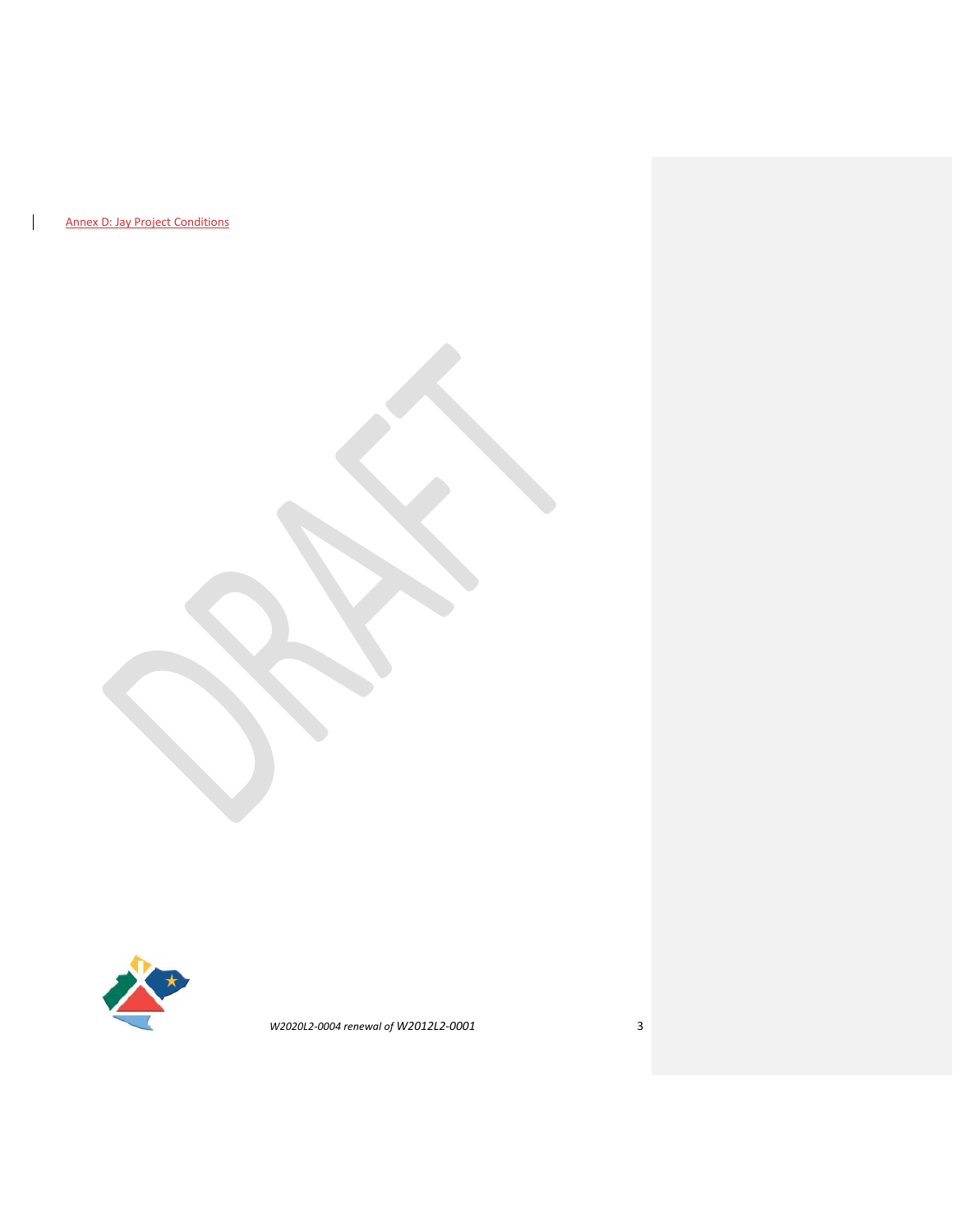Annex D: Jay Project Conditions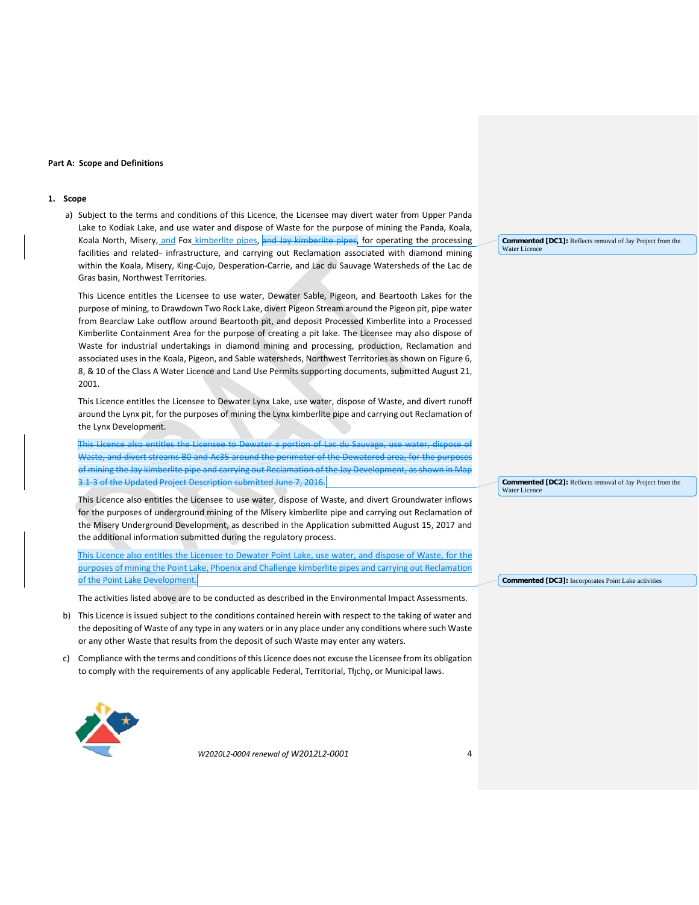## Part A: Scope and Definitions

### 1. Scope

a) Subject to the terms and conditions of this Licence, the Licensee may divert water from Upper Panda Lake to Kodiak Lake, and use water and dispose of Waste for the purpose of mining the Panda, Koala, Koala North, Misery, and Fox kimberlite pipes, ~~and Jay kimberlite pipes,~~ for operating the processing facilities and related infrastructure, and carrying out Reclamation associated with diamond mining within the Koala, Misery, King-Cujo, Desperation-Carrie, and Lac du Sauvage Watersheds of the Lac de Gras basin, Northwest Territories.

This Licence entitles the Licensee to use water, Dewater Sable, Pigeon, and Beartooth Lakes for the purpose of mining, to Drawdown Two Rock Lake, divert Pigeon Stream around the Pigeon pit, pipe water from Bearclaw Lake outflow around Beartooth pit, and deposit Processed Kimberlite into a Processed Kimberlite Containment Area for the purpose of creating a pit lake. The Licensee may also dispose of Waste for industrial undertakings in diamond mining and processing, production, Reclamation and associated uses in the Koala, Pigeon, and Sable watersheds, Northwest Territories as shown on Figure 6, 8, & 10 of the Class A Water Licence and Land Use Permits supporting documents, submitted August 21, 2001.

This Licence entitles the Licensee to Dewater Lynx Lake, use water, dispose of Waste, and divert runoff around the Lynx pit, for the purposes of mining the Lynx kimberlite pipe and carrying out Reclamation of the Lynx Development.

~~This Licence also entitles the Licensee to Dewater a portion of Lac du Sauvage, use water, dispose of Waste, and divert streams B0 and Ac35 around the perimeter of the Dewatered area, for the purposes of mining the Jay kimberlite pipe and carrying out Reclamation of the Jay Development, as shown in Map 3.1-3 of the Updated Project Description submitted June 7, 2016.~~

This Licence also entitles the Licensee to use water, dispose of Waste, and divert Groundwater inflows for the purposes of underground mining of the Misery kimberlite pipe and carrying out Reclamation of the Misery Underground Development, as described in the Application submitted August 15, 2017 and the additional information submitted during the regulatory process.

This Licence also entitles the Licensee to Dewater Point Lake, use water, and dispose of Waste, for the purposes of mining the Point Lake, Phoenix and Challenge kimberlite pipes and carrying out Reclamation of the Point Lake Development.

The activities listed above are to be conducted as described in the Environmental Impact Assessments.

b) This Licence is issued subject to the conditions contained herein with respect to the taking of water and the depositing of Waste of any type in any waters or in any place under any conditions where such Waste or any other Waste that results from the deposit of such Waste may enter any waters.

c) Compliance with the terms and conditions of this Licence does not excuse the Licensee from its obligation to comply with the requirements of any applicable Federal, Territorial, Tłı̨chǫ, or Municipal laws.

**Commented [DC1]:** Reflects removal of Jay Project from the Water Licence

**Commented [DC2]:** Reflects removal of Jay Project from the Water Licence

**Commented [DC3]:** Incorporates Point Lake activities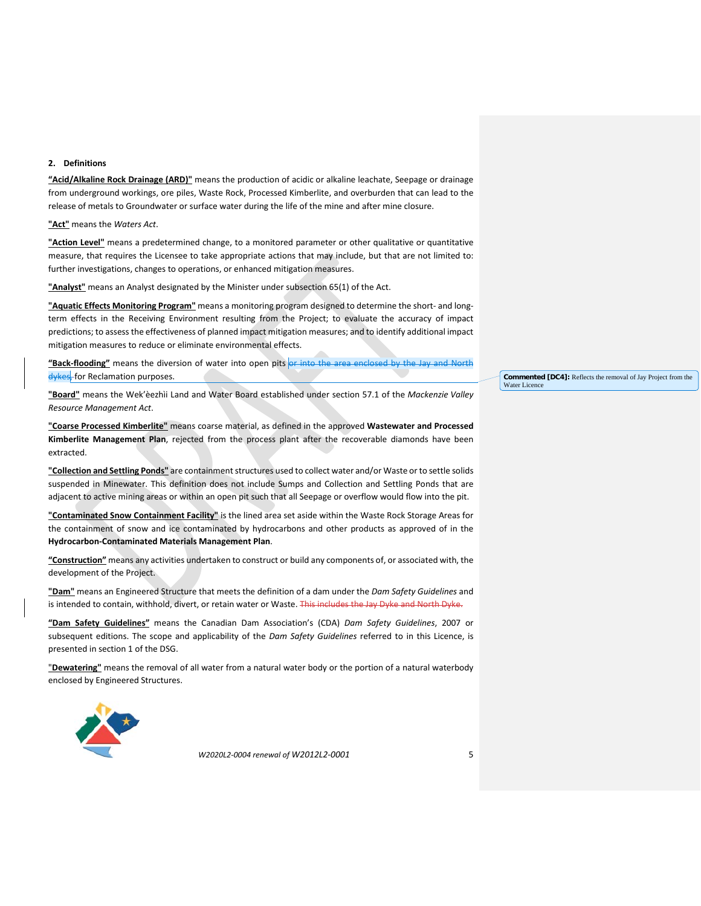## 2. Definitions

**"Acid/Alkaline Rock Drainage (ARD)"** means the production of acidic or alkaline leachate, Seepage or drainage from underground workings, ore piles, Waste Rock, Processed Kimberlite, and overburden that can lead to the release of metals to Groundwater or surface water during the life of the mine and after mine closure.

**"Act"** means the *Waters Act*.

**"Action Level"** means a predetermined change, to a monitored parameter or other qualitative or quantitative measure, that requires the Licensee to take appropriate actions that may include, but that are not limited to: further investigations, changes to operations, or enhanced mitigation measures.

**"Analyst"** means an Analyst designated by the Minister under subsection 65(1) of the Act.

**"Aquatic Effects Monitoring Program"** means a monitoring program designed to determine the short- and long-term effects in the Receiving Environment resulting from the Project; to evaluate the accuracy of impact predictions; to assess the effectiveness of planned impact mitigation measures; and to identify additional impact mitigation measures to reduce or eliminate environmental effects.

**"Back-flooding"** means the diversion of water into open pits ~~or into the area enclosed by the Jay and North dykes,~~ for Reclamation purposes.

Commented [DC4]: Reflects the removal of Jay Project from the Water Licence

**"Board"** means the Wek'èezhìi Land and Water Board established under section 57.1 of the *Mackenzie Valley Resource Management Act*.

**"Coarse Processed Kimberlite"** means coarse material, as defined in the approved **Wastewater and Processed Kimberlite Management Plan**, rejected from the process plant after the recoverable diamonds have been extracted.

**"Collection and Settling Ponds"** are containment structures used to collect water and/or Waste or to settle solids suspended in Minewater. This definition does not include Sumps and Collection and Settling Ponds that are adjacent to active mining areas or within an open pit such that all Seepage or overflow would flow into the pit.

**"Contaminated Snow Containment Facility"** is the lined area set aside within the Waste Rock Storage Areas for the containment of snow and ice contaminated by hydrocarbons and other products as approved of in the **Hydrocarbon-Contaminated Materials Management Plan**.

**"Construction"** means any activities undertaken to construct or build any components of, or associated with, the development of the Project.

**"Dam"** means an Engineered Structure that meets the definition of a dam under the *Dam Safety Guidelines* and is intended to contain, withhold, divert, or retain water or Waste. ~~This includes the Jay Dyke and North Dyke.~~

**"Dam Safety Guidelines"** means the Canadian Dam Association's (CDA) *Dam Safety Guidelines*, 2007 or subsequent editions. The scope and applicability of the *Dam Safety Guidelines* referred to in this Licence, is presented in section 1 of the DSG.

**"Dewatering"** means the removal of all water from a natural water body or the portion of a natural waterbody enclosed by Engineered Structures.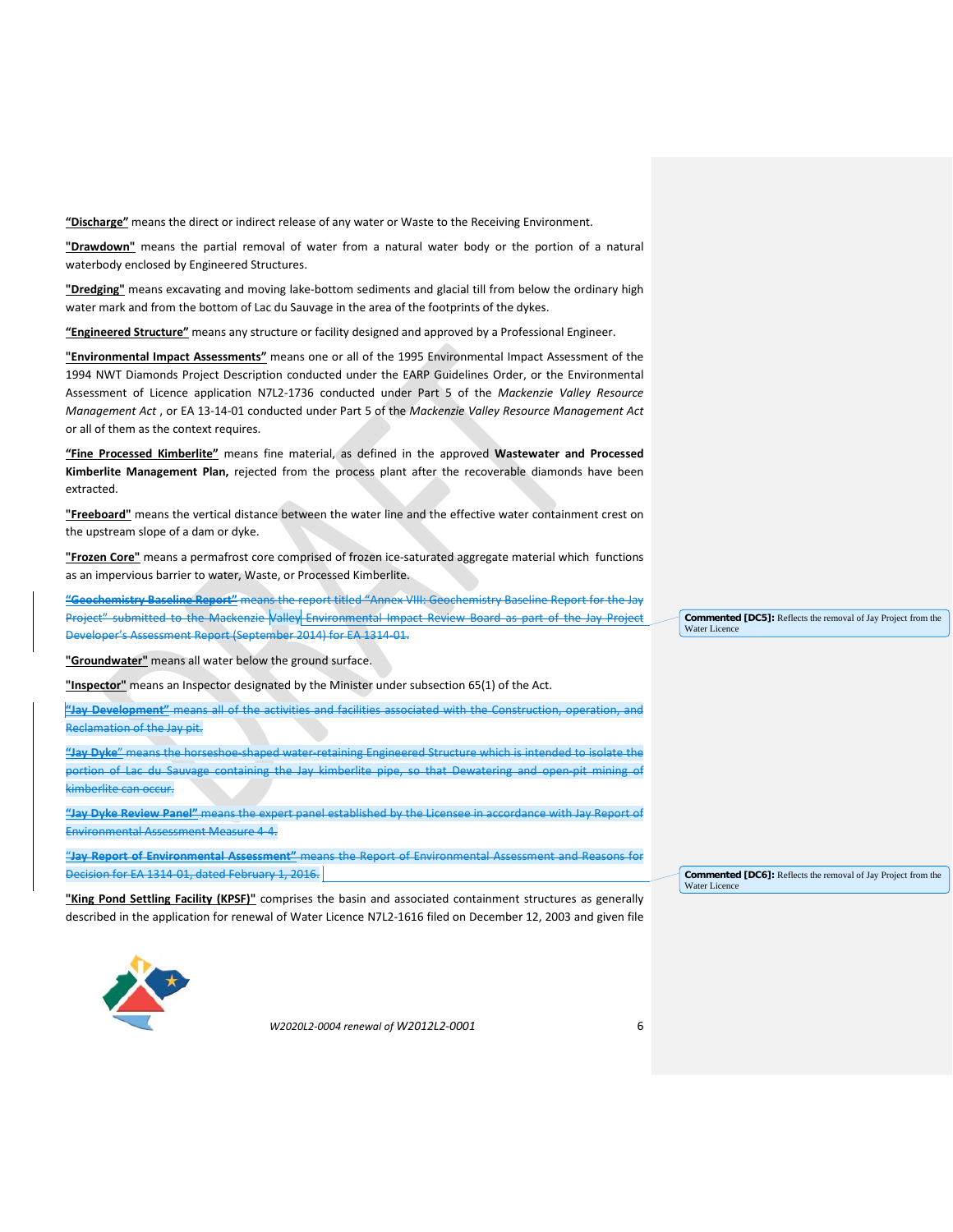**"Discharge"** means the direct or indirect release of any water or Waste to the Receiving Environment.

**"Drawdown"** means the partial removal of water from a natural water body or the portion of a natural waterbody enclosed by Engineered Structures.

**"Dredging"** means excavating and moving lake-bottom sediments and glacial till from below the ordinary high water mark and from the bottom of Lac du Sauvage in the area of the footprints of the dykes.

**"Engineered Structure"** means any structure or facility designed and approved by a Professional Engineer.

**"Environmental Impact Assessments"** means one or all of the 1995 Environmental Impact Assessment of the 1994 NWT Diamonds Project Description conducted under the EARP Guidelines Order, or the Environmental Assessment of Licence application N7L2-1736 conducted under Part 5 of the *Mackenzie Valley Resource Management Act* , or EA 13-14-01 conducted under Part 5 of the *Mackenzie Valley Resource Management Act* or all of them as the context requires.

**"Fine Processed Kimberlite"** means fine material, as defined in the approved **Wastewater and Processed Kimberlite Management Plan,** rejected from the process plant after the recoverable diamonds have been extracted.

**"Freeboard"** means the vertical distance between the water line and the effective water containment crest on the upstream slope of a dam or dyke.

**"Frozen Core"** means a permafrost core comprised of frozen ice-saturated aggregate material which functions as an impervious barrier to water, Waste, or Processed Kimberlite.

~~**"Geochemistry Baseline Report"** means the report titled "Annex VIII: Geochemistry Baseline Report for the Jay Project" submitted to the Mackenzie Valley Environmental Impact Review Board as part of the Jay Project Developer's Assessment Report (September 2014) for EA 1314-01.~~

**Commented [DC5]:** Reflects the removal of Jay Project from the Water Licence

**"Groundwater"** means all water below the ground surface.

**"Inspector"** means an Inspector designated by the Minister under subsection 65(1) of the Act.

~~**"Jay Development"** means all of the activities and facilities associated with the Construction, operation, and Reclamation of the Jay pit.~~

~~**"Jay Dyke"** means the horseshoe-shaped water-retaining Engineered Structure which is intended to isolate the portion of Lac du Sauvage containing the Jay kimberlite pipe, so that Dewatering and open-pit mining of kimberlite can occur.~~

~~**"Jay Dyke Review Panel"** means the expert panel established by the Licensee in accordance with Jay Report of Environmental Assessment Measure 4-4.~~

~~**"Jay Report of Environmental Assessment"** means the Report of Environmental Assessment and Reasons for Decision for EA 1314-01, dated February 1, 2016.~~

**Commented [DC6]:** Reflects the removal of Jay Project from the Water Licence

**"King Pond Settling Facility (KPSF)"** comprises the basin and associated containment structures as generally described in the application for renewal of Water Licence N7L2-1616 filed on December 12, 2003 and given file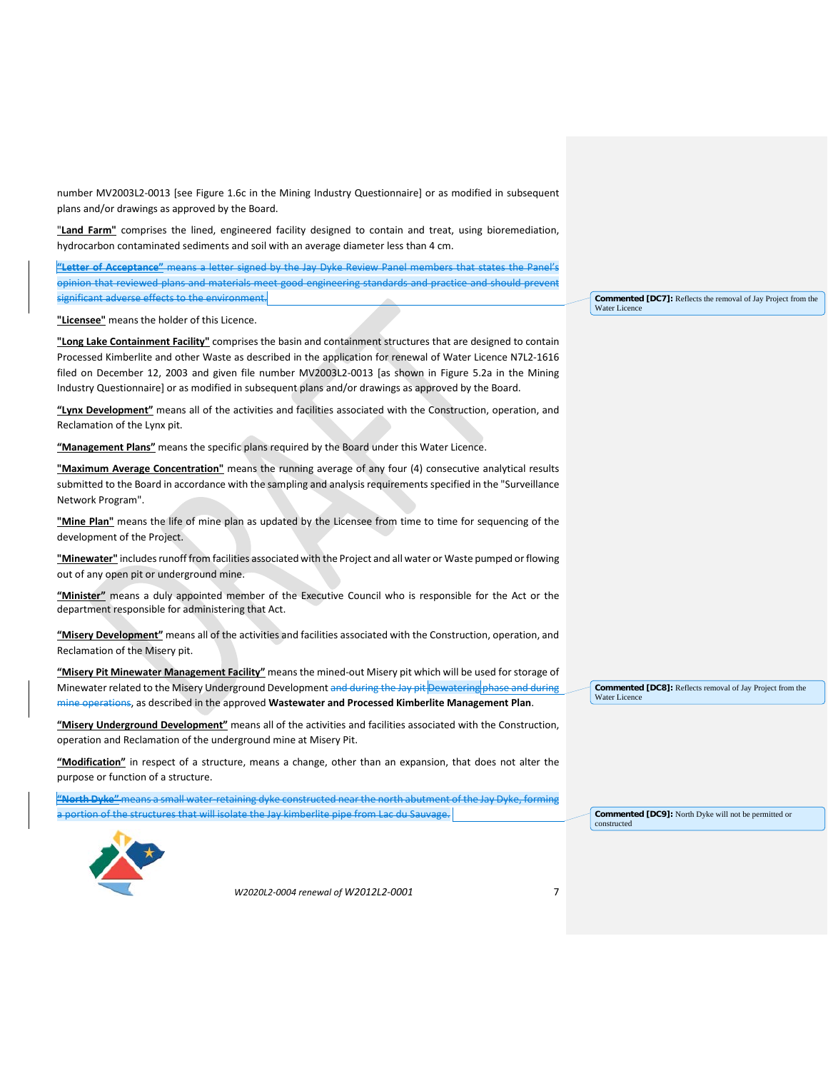number MV2003L2-0013 [see Figure 1.6c in the Mining Industry Questionnaire] or as modified in subsequent plans and/or drawings as approved by the Board.

"**Land Farm**" comprises the lined, engineered facility designed to contain and treat, using bioremediation, hydrocarbon contaminated sediments and soil with an average diameter less than 4 cm.

~~"**Letter of Acceptance**" means a letter signed by the Jay Dyke Review Panel members that states the Panel's opinion that reviewed plans and materials meet good engineering standards and practice and should prevent significant adverse effects to the environment.~~

> **Commented [DC7]:** Reflects the removal of Jay Project from the Water Licence

"**Licensee**" means the holder of this Licence.

"**Long Lake Containment Facility**" comprises the basin and containment structures that are designed to contain Processed Kimberlite and other Waste as described in the application for renewal of Water Licence N7L2-1616 filed on December 12, 2003 and given file number MV2003L2-0013 [as shown in Figure 5.2a in the Mining Industry Questionnaire] or as modified in subsequent plans and/or drawings as approved by the Board.

"**Lynx Development**" means all of the activities and facilities associated with the Construction, operation, and Reclamation of the Lynx pit.

"**Management Plans**" means the specific plans required by the Board under this Water Licence.

"**Maximum Average Concentration**" means the running average of any four (4) consecutive analytical results submitted to the Board in accordance with the sampling and analysis requirements specified in the "Surveillance Network Program".

"**Mine Plan**" means the life of mine plan as updated by the Licensee from time to time for sequencing of the development of the Project.

"**Minewater**" includes runoff from facilities associated with the Project and all water or Waste pumped or flowing out of any open pit or underground mine.

"**Minister**" means a duly appointed member of the Executive Council who is responsible for the Act or the department responsible for administering that Act.

"**Misery Development**" means all of the activities and facilities associated with the Construction, operation, and Reclamation of the Misery pit.

"**Misery Pit Minewater Management Facility**" means the mined-out Misery pit which will be used for storage of Minewater related to the Misery Underground Development ~~and during the Jay pit Dewatering phase and during mine operations~~, as described in the approved **Wastewater and Processed Kimberlite Management Plan**.

> **Commented [DC8]:** Reflects removal of Jay Project from the Water Licence

"**Misery Underground Development**" means all of the activities and facilities associated with the Construction, operation and Reclamation of the underground mine at Misery Pit.

"**Modification**" in respect of a structure, means a change, other than an expansion, that does not alter the purpose or function of a structure.

~~"**North Dyke**" means a small water-retaining dyke constructed near the north abutment of the Jay Dyke, forming a portion of the structures that will isolate the Jay kimberlite pipe from Lac du Sauvage.~~

> **Commented [DC9]:** North Dyke will not be permitted or constructed

*W2020L2-0004 renewal of W2012L2-0001*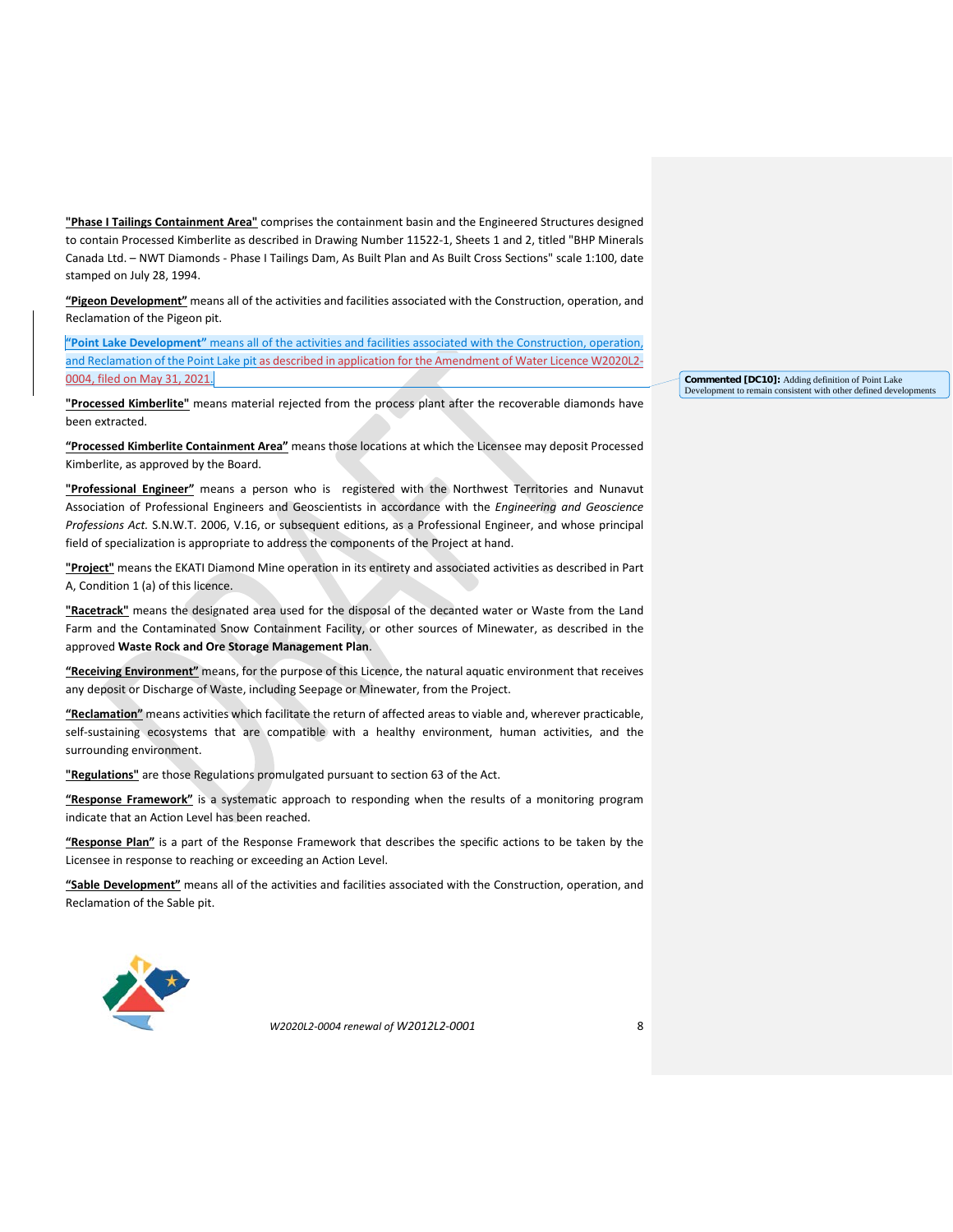**"Phase I Tailings Containment Area"** comprises the containment basin and the Engineered Structures designed to contain Processed Kimberlite as described in Drawing Number 11522-1, Sheets 1 and 2, titled "BHP Minerals Canada Ltd. – NWT Diamonds - Phase I Tailings Dam, As Built Plan and As Built Cross Sections" scale 1:100, date stamped on July 28, 1994.

**"Pigeon Development"** means all of the activities and facilities associated with the Construction, operation, and Reclamation of the Pigeon pit.

**"Point Lake Development"** means all of the activities and facilities associated with the Construction, operation, and Reclamation of the Point Lake pit as described in application for the Amendment of Water Licence W2020L2-0004, filed on May 31, 2021.

**"Processed Kimberlite"** means material rejected from the process plant after the recoverable diamonds have been extracted.

**"Processed Kimberlite Containment Area"** means those locations at which the Licensee may deposit Processed Kimberlite, as approved by the Board.

**"Professional Engineer"** means a person who is registered with the Northwest Territories and Nunavut Association of Professional Engineers and Geoscientists in accordance with the *Engineering and Geoscience Professions Act.* S.N.W.T. 2006, V.16, or subsequent editions, as a Professional Engineer, and whose principal field of specialization is appropriate to address the components of the Project at hand.

**"Project"** means the EKATI Diamond Mine operation in its entirety and associated activities as described in Part A, Condition 1 (a) of this licence.

**"Racetrack"** means the designated area used for the disposal of the decanted water or Waste from the Land Farm and the Contaminated Snow Containment Facility, or other sources of Minewater, as described in the approved **Waste Rock and Ore Storage Management Plan**.

**"Receiving Environment"** means, for the purpose of this Licence, the natural aquatic environment that receives any deposit or Discharge of Waste, including Seepage or Minewater, from the Project.

**"Reclamation"** means activities which facilitate the return of affected areas to viable and, wherever practicable, self-sustaining ecosystems that are compatible with a healthy environment, human activities, and the surrounding environment.

**"Regulations"** are those Regulations promulgated pursuant to section 63 of the Act.

**"Response Framework"** is a systematic approach to responding when the results of a monitoring program indicate that an Action Level has been reached.

**"Response Plan"** is a part of the Response Framework that describes the specific actions to be taken by the Licensee in response to reaching or exceeding an Action Level.

**"Sable Development"** means all of the activities and facilities associated with the Construction, operation, and Reclamation of the Sable pit.

**Commented [DC10]:** Adding definition of Point Lake Development to remain consistent with other defined developments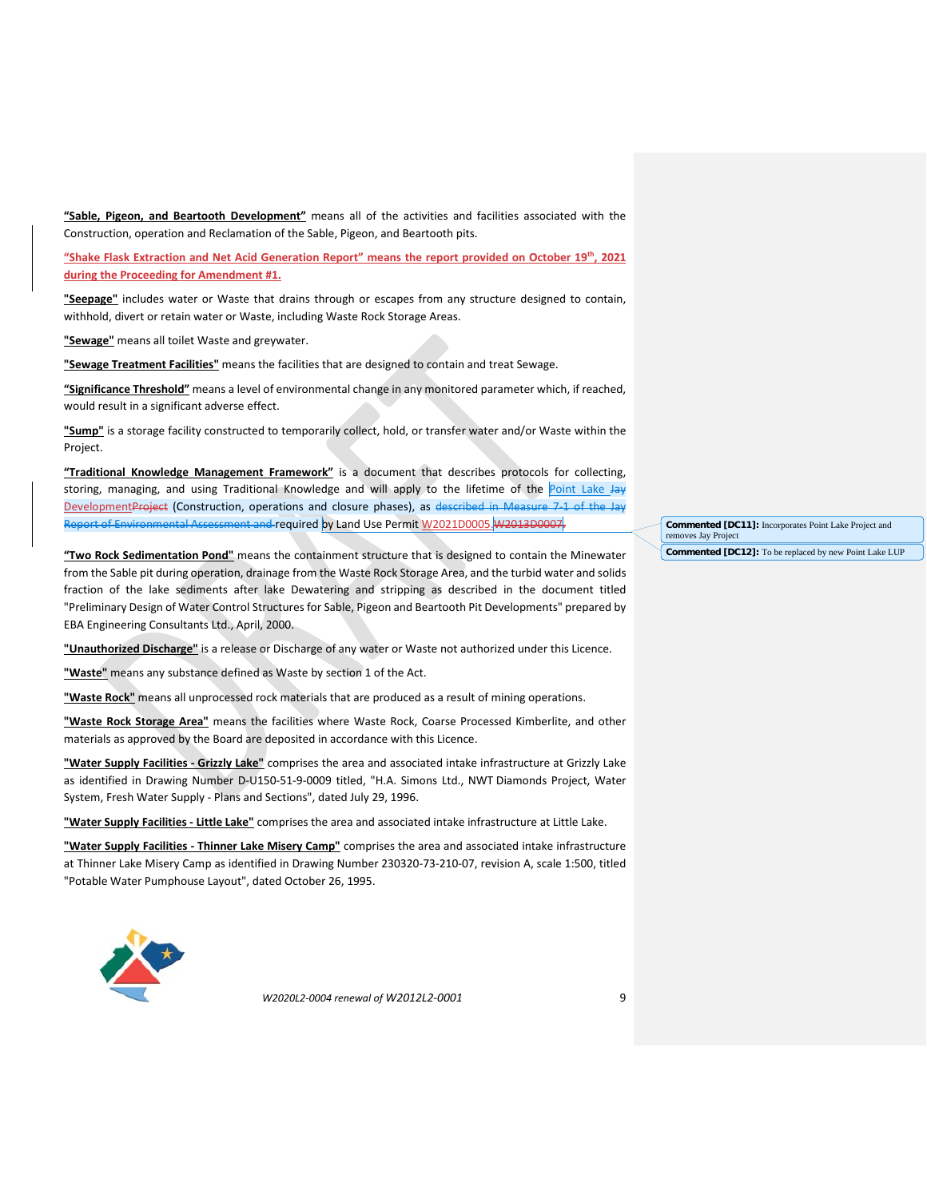**"Sable, Pigeon, and Beartooth Development"** means all of the activities and facilities associated with the Construction, operation and Reclamation of the Sable, Pigeon, and Beartooth pits.

**"Shake Flask Extraction and Net Acid Generation Report" means the report provided on October 19th, 2021 during the Proceeding for Amendment #1.**

**"Seepage"** includes water or Waste that drains through or escapes from any structure designed to contain, withhold, divert or retain water or Waste, including Waste Rock Storage Areas.

**"Sewage"** means all toilet Waste and greywater.

**"Sewage Treatment Facilities"** means the facilities that are designed to contain and treat Sewage.

**"Significance Threshold"** means a level of environmental change in any monitored parameter which, if reached, would result in a significant adverse effect.

**"Sump"** is a storage facility constructed to temporarily collect, hold, or transfer water and/or Waste within the Project.

**"Traditional Knowledge Management Framework"** is a document that describes protocols for collecting, storing, managing, and using Traditional Knowledge and will apply to the lifetime of the Point Lake ~~Jay~~ Development~~Project~~ (Construction, operations and closure phases), as ~~described in Measure 7-1 of the Jay Report of Environmental Assessment and~~ required by Land Use Permit W2021D0005.~~W2013D0007~~.

**"Two Rock Sedimentation Pond"** means the containment structure that is designed to contain the Minewater from the Sable pit during operation, drainage from the Waste Rock Storage Area, and the turbid water and solids fraction of the lake sediments after lake Dewatering and stripping as described in the document titled "Preliminary Design of Water Control Structures for Sable, Pigeon and Beartooth Pit Developments" prepared by EBA Engineering Consultants Ltd., April, 2000.

**"Unauthorized Discharge"** is a release or Discharge of any water or Waste not authorized under this Licence.

**"Waste"** means any substance defined as Waste by section 1 of the Act.

**"Waste Rock"** means all unprocessed rock materials that are produced as a result of mining operations.

**"Waste Rock Storage Area"** means the facilities where Waste Rock, Coarse Processed Kimberlite, and other materials as approved by the Board are deposited in accordance with this Licence.

**"Water Supply Facilities - Grizzly Lake"** comprises the area and associated intake infrastructure at Grizzly Lake as identified in Drawing Number D-U150-51-9-0009 titled, "H.A. Simons Ltd., NWT Diamonds Project, Water System, Fresh Water Supply - Plans and Sections", dated July 29, 1996.

**"Water Supply Facilities - Little Lake"** comprises the area and associated intake infrastructure at Little Lake.

**"Water Supply Facilities - Thinner Lake Misery Camp"** comprises the area and associated intake infrastructure at Thinner Lake Misery Camp as identified in Drawing Number 230320-73-210-07, revision A, scale 1:500, titled "Potable Water Pumphouse Layout", dated October 26, 1995.

Commented [DC11]: Incorporates Point Lake Project and removes Jay Project

Commented [DC12]: To be replaced by new Point Lake LUP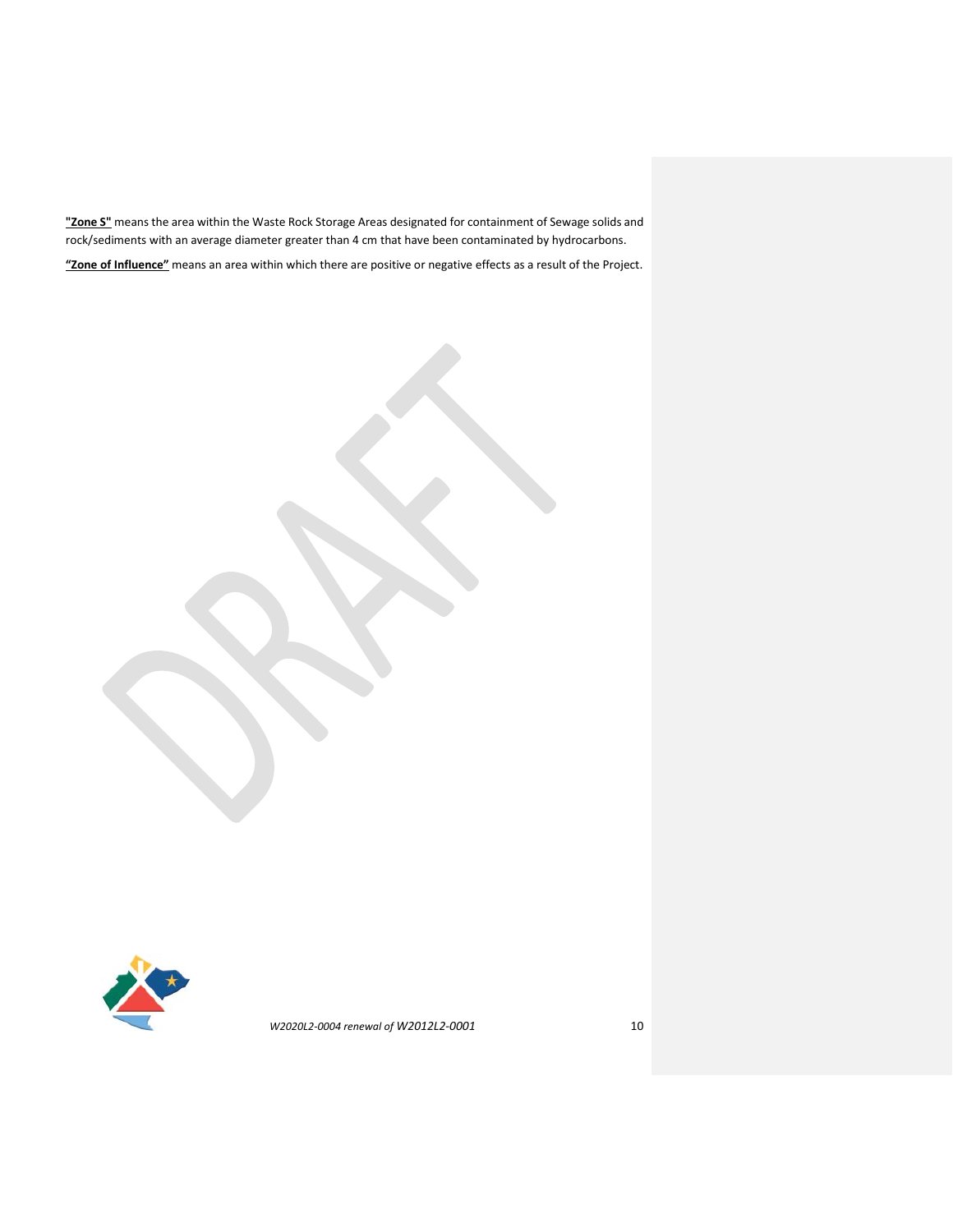**"Zone S"** means the area within the Waste Rock Storage Areas designated for containment of Sewage solids and rock/sediments with an average diameter greater than 4 cm that have been contaminated by hydrocarbons.

**"Zone of Influence"** means an area within which there are positive or negative effects as a result of the Project.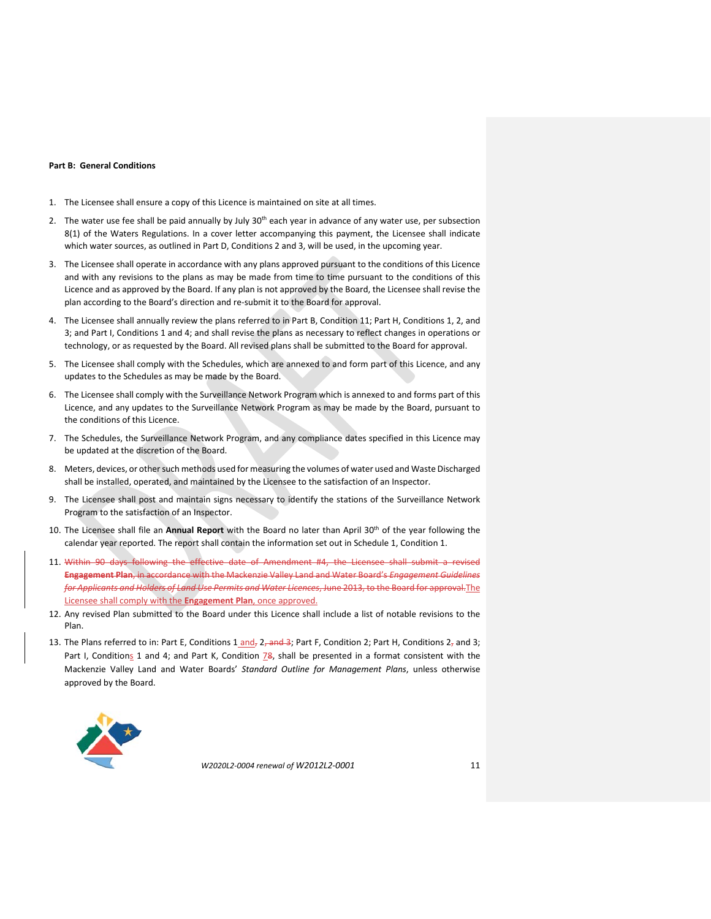**Part B: General Conditions**

1. The Licensee shall ensure a copy of this Licence is maintained on site at all times.
2. The water use fee shall be paid annually by July 30th each year in advance of any water use, per subsection 8(1) of the Waters Regulations. In a cover letter accompanying this payment, the Licensee shall indicate which water sources, as outlined in Part D, Conditions 2 and 3, will be used, in the upcoming year.
3. The Licensee shall operate in accordance with any plans approved pursuant to the conditions of this Licence and with any revisions to the plans as may be made from time to time pursuant to the conditions of this Licence and as approved by the Board. If any plan is not approved by the Board, the Licensee shall revise the plan according to the Board's direction and re-submit it to the Board for approval.
4. The Licensee shall annually review the plans referred to in Part B, Condition 11; Part H, Conditions 1, 2, and 3; and Part I, Conditions 1 and 4; and shall revise the plans as necessary to reflect changes in operations or technology, or as requested by the Board. All revised plans shall be submitted to the Board for approval.
5. The Licensee shall comply with the Schedules, which are annexed to and form part of this Licence, and any updates to the Schedules as may be made by the Board.
6. The Licensee shall comply with the Surveillance Network Program which is annexed to and forms part of this Licence, and any updates to the Surveillance Network Program as may be made by the Board, pursuant to the conditions of this Licence.
7. The Schedules, the Surveillance Network Program, and any compliance dates specified in this Licence may be updated at the discretion of the Board.
8. Meters, devices, or other such methods used for measuring the volumes of water used and Waste Discharged shall be installed, operated, and maintained by the Licensee to the satisfaction of an Inspector.
9. The Licensee shall post and maintain signs necessary to identify the stations of the Surveillance Network Program to the satisfaction of an Inspector.
10. The Licensee shall file an **Annual Report** with the Board no later than April 30th of the year following the calendar year reported. The report shall contain the information set out in Schedule 1, Condition 1.
11. ~~Within 90 days following the effective date of Amendment #4, the Licensee shall submit a revised **Engagement Plan**, in accordance with the Mackenzie Valley Land and Water Board's *Engagement Guidelines for Applicants and Holders of Land Use Permits and Water Licences*, June 2013, to the Board for approval.~~The Licensee shall comply with the **Engagement Plan**, once approved.
12. Any revised Plan submitted to the Board under this Licence shall include a list of notable revisions to the Plan.
13. The Plans referred to in: Part E, Conditions 1 and~~,~~ 2~~, and 3~~; Part F, Condition 2; Part H, Conditions 2~~,~~ and 3; Part I, Conditions 1 and 4; and Part K, Condition 7~~8~~, shall be presented in a format consistent with the Mackenzie Valley Land and Water Boards' *Standard Outline for Management Plans*, unless otherwise approved by the Board.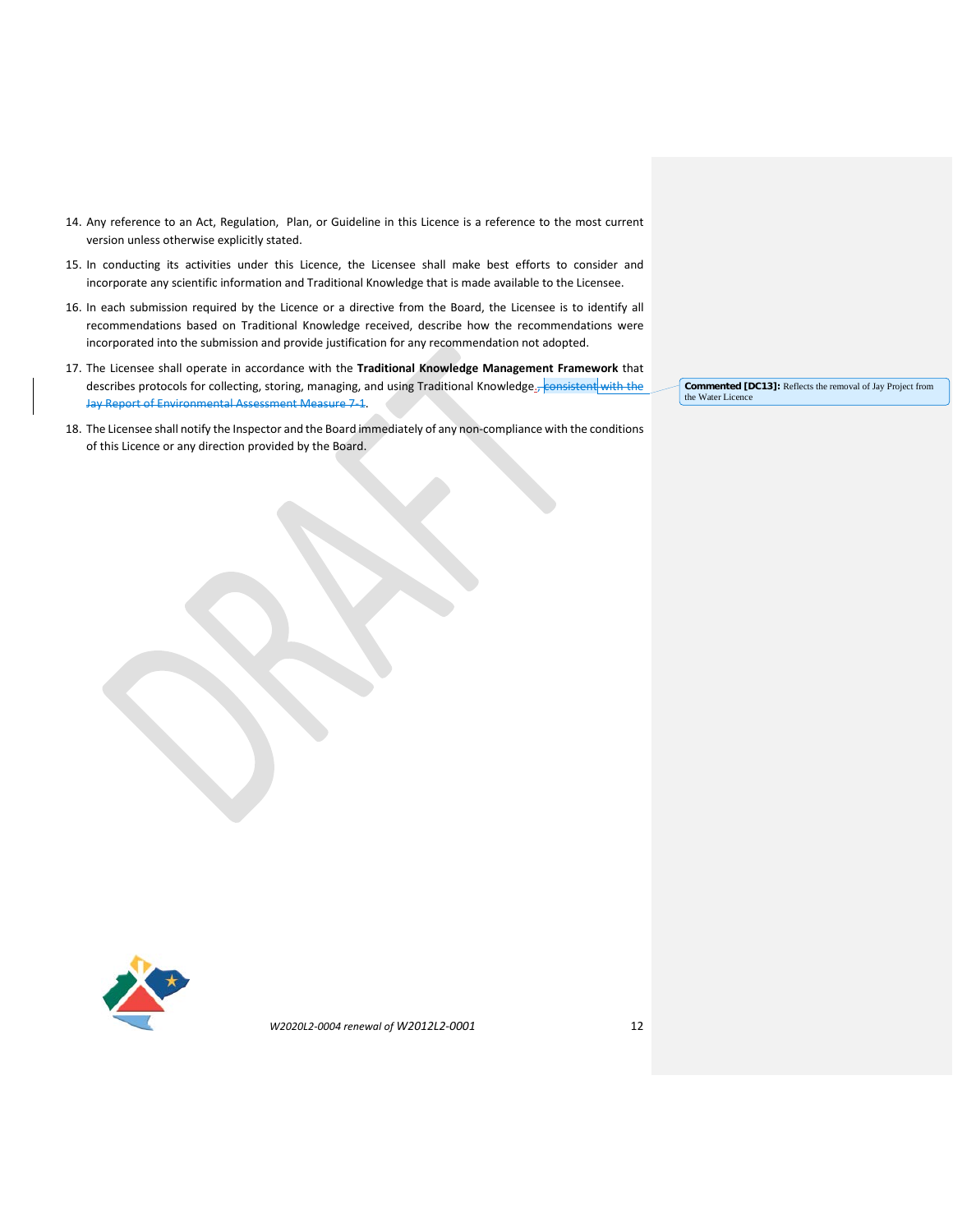14. Any reference to an Act, Regulation, Plan, or Guideline in this Licence is a reference to the most current version unless otherwise explicitly stated.
15. In conducting its activities under this Licence, the Licensee shall make best efforts to consider and incorporate any scientific information and Traditional Knowledge that is made available to the Licensee.
16. In each submission required by the Licence or a directive from the Board, the Licensee is to identify all recommendations based on Traditional Knowledge received, describe how the recommendations were incorporated into the submission and provide justification for any recommendation not adopted.
17. The Licensee shall operate in accordance with the **Traditional Knowledge Management Framework** that describes protocols for collecting, storing, managing, and using Traditional Knowledge., ~~consistent with the Jay Report of Environmental Assessment Measure 7-1~~.
18. The Licensee shall notify the Inspector and the Board immediately of any non-compliance with the conditions of this Licence or any direction provided by the Board.

**Commented [DC13]:** Reflects the removal of Jay Project from the Water Licence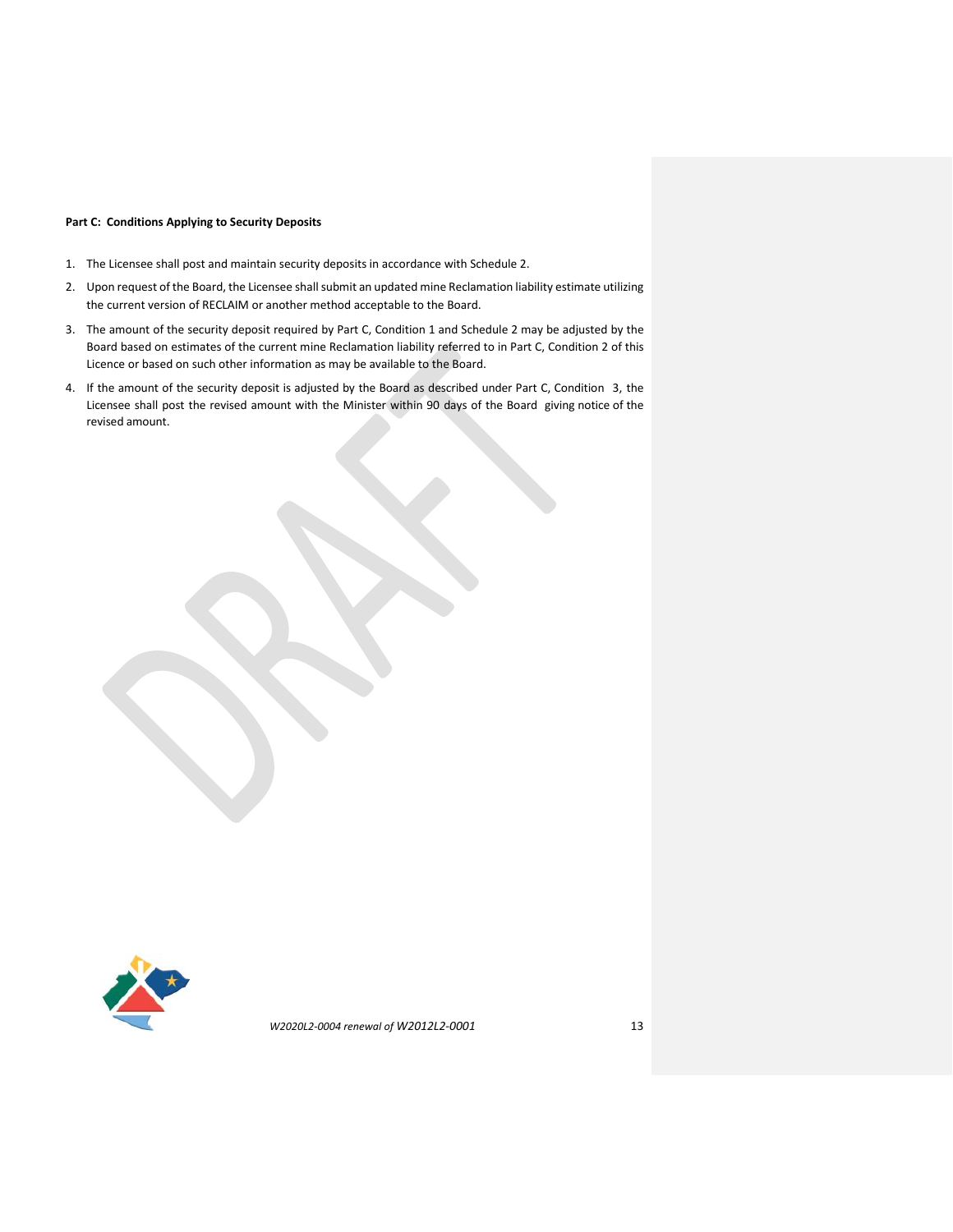**Part C: Conditions Applying to Security Deposits**

1. The Licensee shall post and maintain security deposits in accordance with Schedule 2.
2. Upon request of the Board, the Licensee shall submit an updated mine Reclamation liability estimate utilizing the current version of RECLAIM or another method acceptable to the Board.
3. The amount of the security deposit required by Part C, Condition 1 and Schedule 2 may be adjusted by the Board based on estimates of the current mine Reclamation liability referred to in Part C, Condition 2 of this Licence or based on such other information as may be available to the Board.
4. If the amount of the security deposit is adjusted by the Board as described under Part C, Condition 3, the Licensee shall post the revised amount with the Minister within 90 days of the Board giving notice of the revised amount.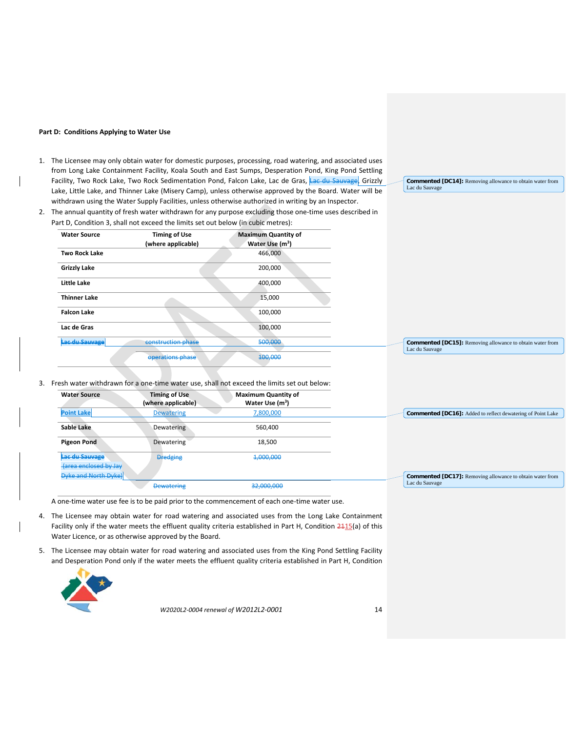### Part D: Conditions Applying to Water Use

1. The Licensee may only obtain water for domestic purposes, processing, road watering, and associated uses from Long Lake Containment Facility, Koala South and East Sumps, Desperation Pond, King Pond Settling Facility, Two Rock Lake, Two Rock Sedimentation Pond, Falcon Lake, Lac de Gras, ~~Lac du Sauvage~~, Grizzly Lake, Little Lake, and Thinner Lake (Misery Camp), unless otherwise approved by the Board. Water will be withdrawn using the Water Supply Facilities, unless otherwise authorized in writing by an Inspector.

   **Commented [DC14]:** Removing allowance to obtain water from Lac du Sauvage

2. The annual quantity of fresh water withdrawn for any purpose excluding those one-time uses described in Part D, Condition 3, shall not exceed the limits set out below (in cubic metres):

| Water Source | Timing of Use (where applicable) | Maximum Quantity of Water Use ($m^3$) |
|---|---|---|
| Two Rock Lake | | 466,000 |
| Grizzly Lake | | 200,000 |
| Little Lake | | 400,000 |
| Thinner Lake | | 15,000 |
| Falcon Lake | | 100,000 |
| Lac de Gras | | 100,000 |
| ~~Lac du Sauvage~~ | ~~construction phase~~ | ~~500,000~~ |
| | ~~operations phase~~ | ~~100,000~~ |

**Commented [DC15]:** Removing allowance to obtain water from Lac du Sauvage

3. Fresh water withdrawn for a one-time water use, shall not exceed the limits set out below:

| Water Source | Timing of Use (where applicable) | Maximum Quantity of Water Use ($m^3$) |
|---|---|---|
| Point Lake | Dewatering | 7,800,000 |
| Sable Lake | Dewatering | 560,400 |
| Pigeon Pond | Dewatering | 18,500 |
| ~~Lac du Sauvage (area enclosed by Jay Dyke and North Dyke)~~ | ~~Dredging~~ | ~~1,000,000~~ |
| | ~~Dewatering~~ | ~~32,000,000~~ |

**Commented [DC16]:** Added to reflect dewatering of Point Lake

**Commented [DC17]:** Removing allowance to obtain water from Lac du Sauvage

A one-time water use fee is to be paid prior to the commencement of each one-time water use.

4. The Licensee may obtain water for road watering and associated uses from the Long Lake Containment Facility only if the water meets the effluent quality criteria established in Part H, Condition ~~21~~15(a) of this Water Licence, or as otherwise approved by the Board.

5. The Licensee may obtain water for road watering and associated uses from the King Pond Settling Facility and Desperation Pond only if the water meets the effluent quality criteria established in Part H, Condition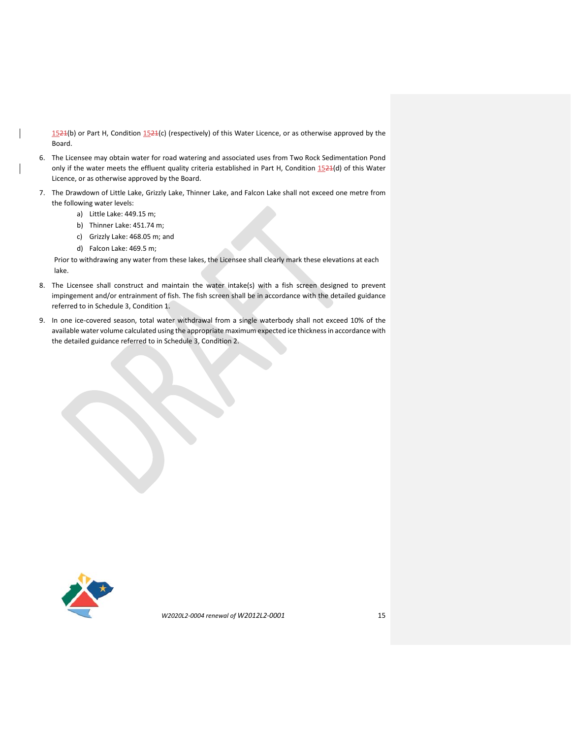1521(b) or Part H, Condition 1521(c) (respectively) of this Water Licence, or as otherwise approved by the Board.

6. The Licensee may obtain water for road watering and associated uses from Two Rock Sedimentation Pond only if the water meets the effluent quality criteria established in Part H, Condition 1521(d) of this Water Licence, or as otherwise approved by the Board.
7. The Drawdown of Little Lake, Grizzly Lake, Thinner Lake, and Falcon Lake shall not exceed one metre from the following water levels:
   a) Little Lake: 449.15 m;
   b) Thinner Lake: 451.74 m;
   c) Grizzly Lake: 468.05 m; and
   d) Falcon Lake: 469.5 m;

   Prior to withdrawing any water from these lakes, the Licensee shall clearly mark these elevations at each lake.
8. The Licensee shall construct and maintain the water intake(s) with a fish screen designed to prevent impingement and/or entrainment of fish. The fish screen shall be in accordance with the detailed guidance referred to in Schedule 3, Condition 1.
9. In one ice-covered season, total water withdrawal from a single waterbody shall not exceed 10% of the available water volume calculated using the appropriate maximum expected ice thickness in accordance with the detailed guidance referred to in Schedule 3, Condition 2.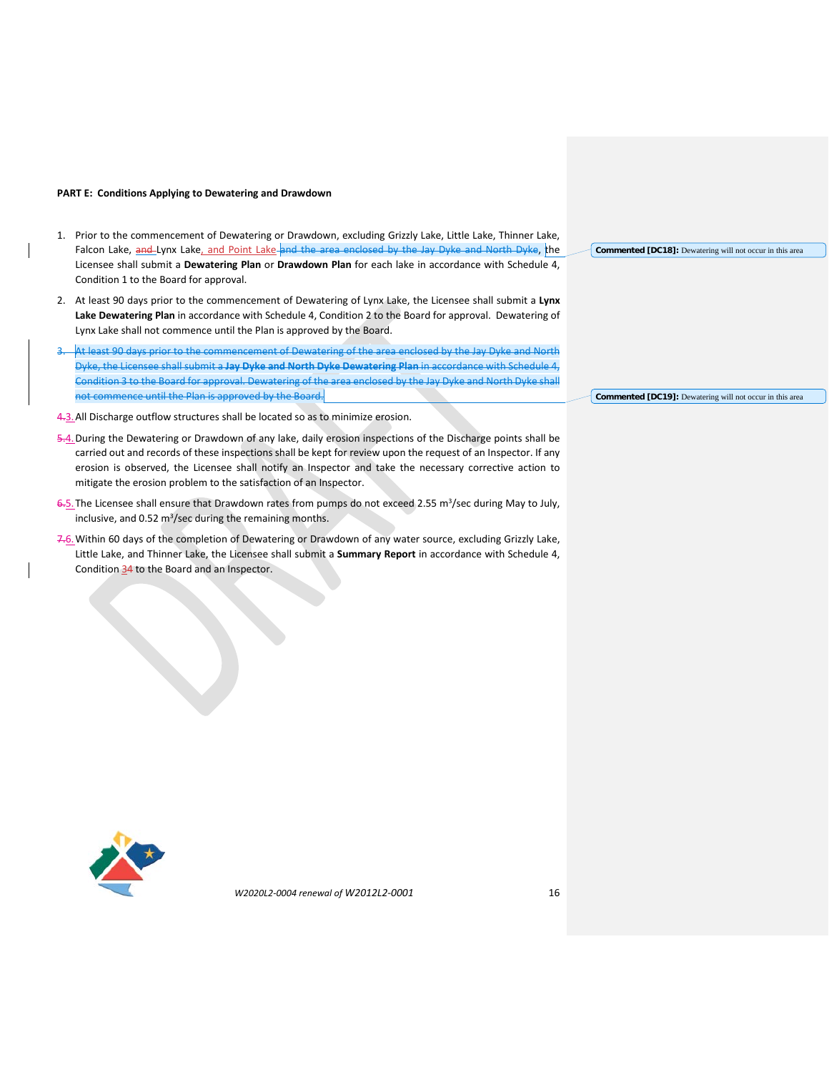**PART E: Conditions Applying to Dewatering and Drawdown**

1. Prior to the commencement of Dewatering or Drawdown, excluding Grizzly Lake, Little Lake, Thinner Lake, Falcon Lake, ~~and~~ Lynx Lake, and Point Lake ~~and the area enclosed by the Jay Dyke and North Dyke~~, the Licensee shall submit a **Dewatering Plan** or **Drawdown Plan** for each lake in accordance with Schedule 4, Condition 1 to the Board for approval.

2. At least 90 days prior to the commencement of Dewatering of Lynx Lake, the Licensee shall submit a **Lynx Lake Dewatering Plan** in accordance with Schedule 4, Condition 2 to the Board for approval. Dewatering of Lynx Lake shall not commence until the Plan is approved by the Board.

3. ~~At least 90 days prior to the commencement of Dewatering of the area enclosed by the Jay Dyke and North Dyke, the Licensee shall submit a **Jay Dyke and North Dyke Dewatering Plan** in accordance with Schedule 4, Condition 3 to the Board for approval. Dewatering of the area enclosed by the Jay Dyke and North Dyke shall not commence until the Plan is approved by the Board.~~

~~4.~~3. All Discharge outflow structures shall be located so as to minimize erosion.

~~5.~~4. During the Dewatering or Drawdown of any lake, daily erosion inspections of the Discharge points shall be carried out and records of these inspections shall be kept for review upon the request of an Inspector. If any erosion is observed, the Licensee shall notify an Inspector and take the necessary corrective action to mitigate the erosion problem to the satisfaction of an Inspector.

~~6.~~5. The Licensee shall ensure that Drawdown rates from pumps do not exceed 2.55 $m^3$/sec during May to July, inclusive, and 0.52 $m^3$/sec during the remaining months.

~~7.~~6. Within 60 days of the completion of Dewatering or Drawdown of any water source, excluding Grizzly Lake, Little Lake, and Thinner Lake, the Licensee shall submit a **Summary Report** in accordance with Schedule 4, Condition ~~3~~4 to the Board and an Inspector.

**Commented [DC18]:** Dewatering will not occur in this area

**Commented [DC19]:** Dewatering will not occur in this area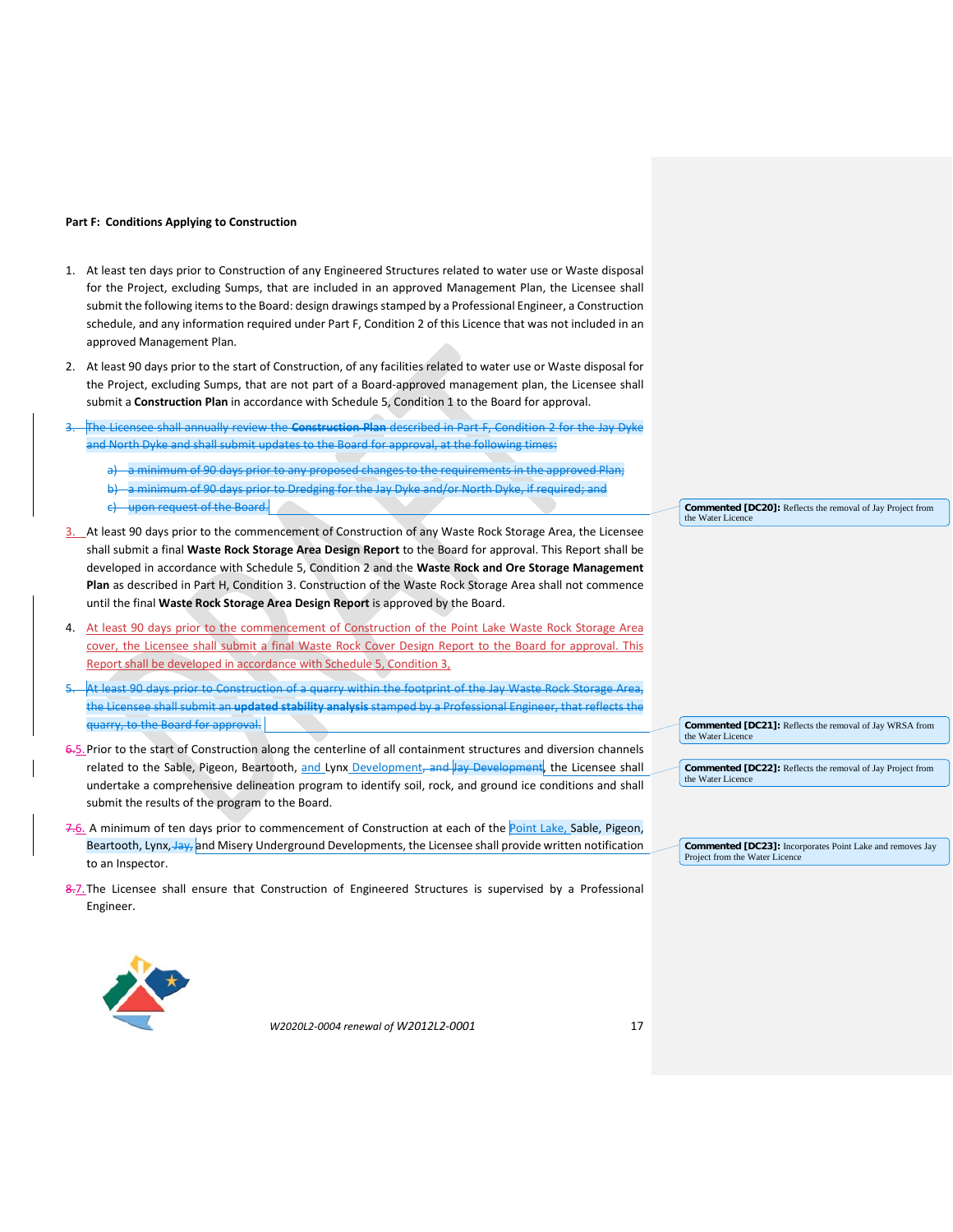**Part F: Conditions Applying to Construction**

1. At least ten days prior to Construction of any Engineered Structures related to water use or Waste disposal for the Project, excluding Sumps, that are included in an approved Management Plan, the Licensee shall submit the following items to the Board: design drawings stamped by a Professional Engineer, a Construction schedule, and any information required under Part F, Condition 2 of this Licence that was not included in an approved Management Plan.

2. At least 90 days prior to the start of Construction, of any facilities related to water use or Waste disposal for the Project, excluding Sumps, that are not part of a Board-approved management plan, the Licensee shall submit a **Construction Plan** in accordance with Schedule 5, Condition 1 to the Board for approval.

3. ~~The Licensee shall annually review the **Construction Plan** described in Part F, Condition 2 for the Jay Dyke and North Dyke and shall submit updates to the Board for approval, at the following times:~~

   a) ~~a minimum of 90 days prior to any proposed changes to the requirements in the approved Plan;~~
   b) ~~a minimum of 90 days prior to Dredging for the Jay Dyke and/or North Dyke, if required; and~~
   c) ~~upon request of the Board.~~

   Commented [DC20]: Reflects the removal of Jay Project from the Water Licence

3. At least 90 days prior to the commencement of Construction of any Waste Rock Storage Area, the Licensee shall submit a final **Waste Rock Storage Area Design Report** to the Board for approval. This Report shall be developed in accordance with Schedule 5, Condition 2 and the **Waste Rock and Ore Storage Management Plan** as described in Part H, Condition 3. Construction of the Waste Rock Storage Area shall not commence until the final **Waste Rock Storage Area Design Report** is approved by the Board.

4. At least 90 days prior to the commencement of Construction of the Point Lake Waste Rock Storage Area cover, the Licensee shall submit a final Waste Rock Cover Design Report to the Board for approval. This Report shall be developed in accordance with Schedule 5, Condition 3,

5. ~~At least 90 days prior to Construction of a quarry within the footprint of the Jay Waste Rock Storage Area, the Licensee shall submit an **updated stability analysis** stamped by a Professional Engineer, that reflects the quarry, to the Board for approval.~~

   Commented [DC21]: Reflects the removal of Jay WRSA from the Water Licence

~~6.~~5. Prior to the start of Construction along the centerline of all containment structures and diversion channels related to the Sable, Pigeon, Beartooth, and Lynx Development, ~~and Jay Development~~, the Licensee shall undertake a comprehensive delineation program to identify soil, rock, and ground ice conditions and shall submit the results of the program to the Board.

   Commented [DC22]: Reflects the removal of Jay Project from the Water Licence

~~7.~~6. A minimum of ten days prior to commencement of Construction at each of the Point Lake, Sable, Pigeon, Beartooth, Lynx, ~~Jay,~~ and Misery Underground Developments, the Licensee shall provide written notification to an Inspector.

   Commented [DC23]: Incorporates Point Lake and removes Jay Project from the Water Licence

~~8.~~7. The Licensee shall ensure that Construction of Engineered Structures is supervised by a Professional Engineer.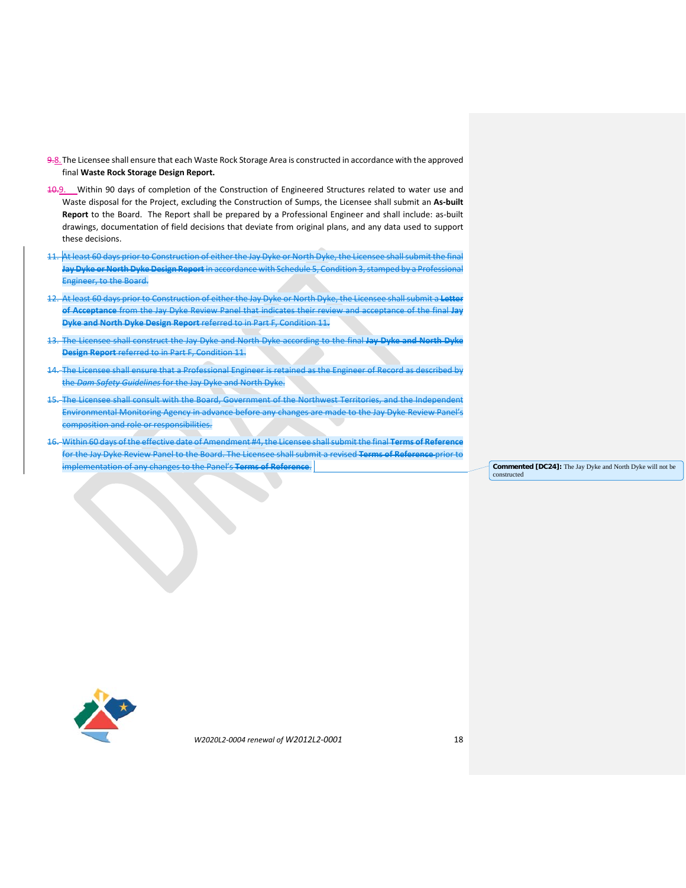~~9.~~8. The Licensee shall ensure that each Waste Rock Storage Area is constructed in accordance with the approved final **Waste Rock Storage Design Report.**

~~10.~~9. Within 90 days of completion of the Construction of Engineered Structures related to water use and Waste disposal for the Project, excluding the Construction of Sumps, the Licensee shall submit an **As-built Report** to the Board. The Report shall be prepared by a Professional Engineer and shall include: as-built drawings, documentation of field decisions that deviate from original plans, and any data used to support these decisions.

~~11. At least 60 days prior to Construction of either the Jay Dyke or North Dyke, the Licensee shall submit the final **Jay Dyke or North Dyke Design Report** in accordance with Schedule 5, Condition 3, stamped by a Professional Engineer, to the Board.~~

~~12. At least 60 days prior to Construction of either the Jay Dyke or North Dyke, the Licensee shall submit a **Letter of Acceptance** from the Jay Dyke Review Panel that indicates their review and acceptance of the final **Jay Dyke and North Dyke Design Report** referred to in Part F, Condition 11.~~

~~13. The Licensee shall construct the Jay Dyke and North Dyke according to the final **Jay Dyke and North Dyke Design Report** referred to in Part F, Condition 11.~~

~~14. The Licensee shall ensure that a Professional Engineer is retained as the Engineer of Record as described by the *Dam Safety Guidelines* for the Jay Dyke and North Dyke.~~

~~15. The Licensee shall consult with the Board, Government of the Northwest Territories, and the Independent Environmental Monitoring Agency in advance before any changes are made to the Jay Dyke Review Panel's composition and role or responsibilities.~~

~~16. Within 60 days of the effective date of Amendment #4, the Licensee shall submit the final **Terms of Reference** for the Jay Dyke Review Panel to the Board. The Licensee shall submit a revised **Terms of Reference** prior to implementation of any changes to the Panel's **Terms of Reference**.~~

**Commented [DC24]:** The Jay Dyke and North Dyke will not be constructed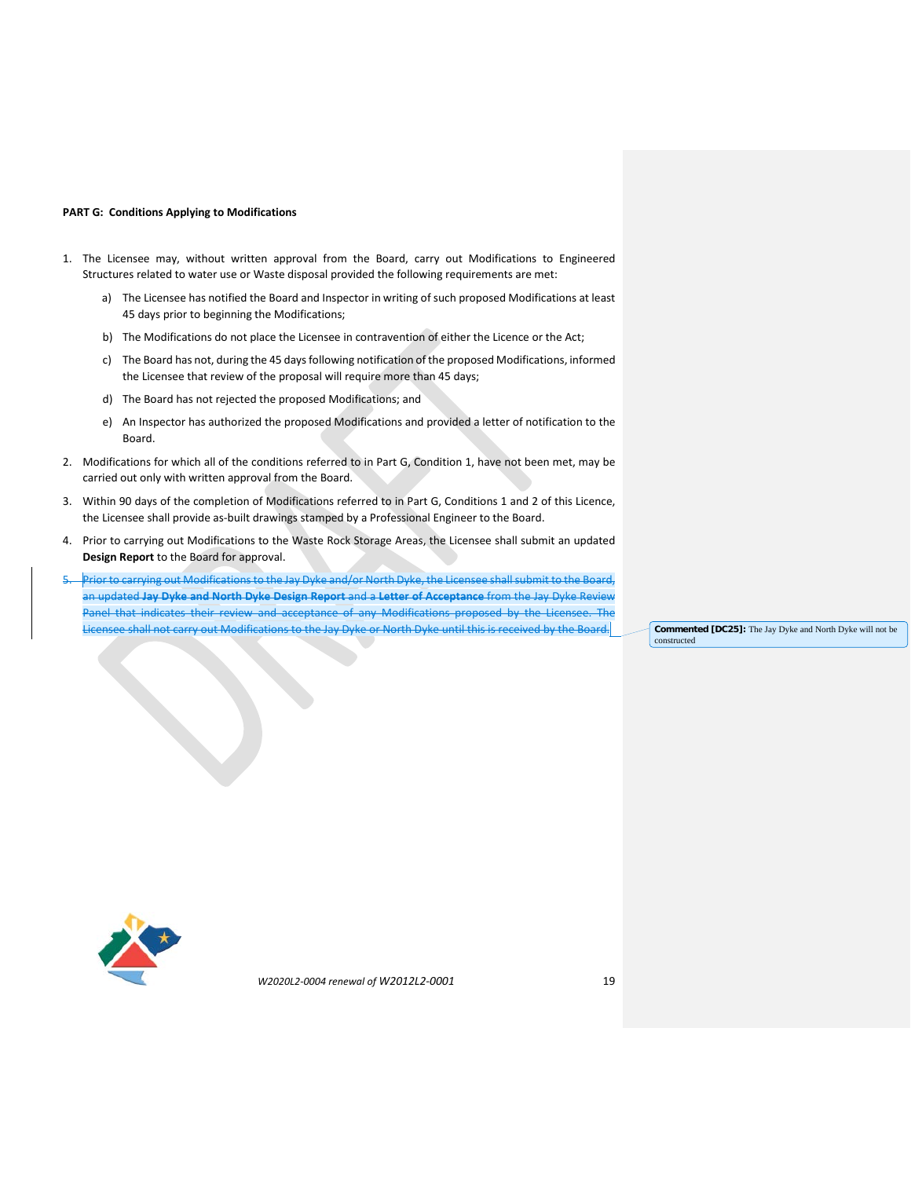**PART G: Conditions Applying to Modifications**

1. The Licensee may, without written approval from the Board, carry out Modifications to Engineered Structures related to water use or Waste disposal provided the following requirements are met:

   a) The Licensee has notified the Board and Inspector in writing of such proposed Modifications at least 45 days prior to beginning the Modifications;

   b) The Modifications do not place the Licensee in contravention of either the Licence or the Act;

   c) The Board has not, during the 45 days following notification of the proposed Modifications, informed the Licensee that review of the proposal will require more than 45 days;

   d) The Board has not rejected the proposed Modifications; and

   e) An Inspector has authorized the proposed Modifications and provided a letter of notification to the Board.

2. Modifications for which all of the conditions referred to in Part G, Condition 1, have not been met, may be carried out only with written approval from the Board.

3. Within 90 days of the completion of Modifications referred to in Part G, Conditions 1 and 2 of this Licence, the Licensee shall provide as-built drawings stamped by a Professional Engineer to the Board.

4. Prior to carrying out Modifications to the Waste Rock Storage Areas, the Licensee shall submit an updated **Design Report** to the Board for approval.

5. ~~Prior to carrying out Modifications to the Jay Dyke and/or North Dyke, the Licensee shall submit to the Board, an updated **Jay Dyke and North Dyke Design Report** and a **Letter of Acceptance** from the Jay Dyke Review Panel that indicates their review and acceptance of any Modifications proposed by the Licensee. The Licensee shall not carry out Modifications to the Jay Dyke or North Dyke until this is received by the Board.~~

**Commented [DC25]:** The Jay Dyke and North Dyke will not be constructed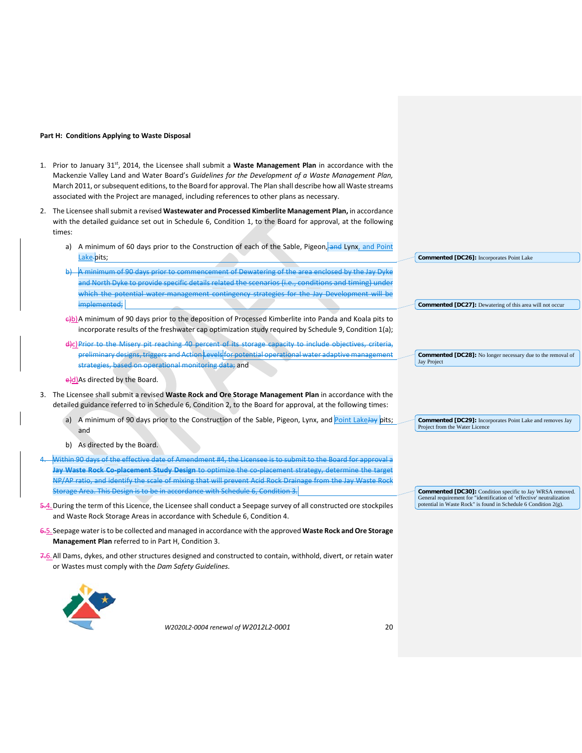**Part H: Conditions Applying to Waste Disposal**

1. Prior to January 31st, 2014, the Licensee shall submit a **Waste Management Plan** in accordance with the Mackenzie Valley Land and Water Board's *Guidelines for the Development of a Waste Management Plan,* March 2011, or subsequent editions, to the Board for approval. The Plan shall describe how all Waste streams associated with the Project are managed, including references to other plans as necessary.

2. The Licensee shall submit a revised **Wastewater and Processed Kimberlite Management Plan,** in accordance with the detailed guidance set out in Schedule 6, Condition 1, to the Board for approval, at the following times:

   a) A minimum of 60 days prior to the Construction of each of the Sable, Pigeon, ~~and~~ Lynx, and Point Lake pits;

   ~~b) A minimum of 90 days prior to commencement of Dewatering of the area enclosed by the Jay Dyke and North Dyke to provide specific details related the scenarios (i.e., conditions and timing) under which the potential water management contingency strategies for the Jay Development will be implemented;~~

   ~~c)~~b) A minimum of 90 days prior to the deposition of Processed Kimberlite into Panda and Koala pits to incorporate results of the freshwater cap optimization study required by Schedule 9, Condition 1(a);

   ~~d)~~c) ~~Prior to the Misery pit reaching 40 percent of its storage capacity to include objectives, criteria, preliminary designs, triggers and Action Levels for potential operational water adaptive management strategies, based on operational monitoring data;~~ and

   ~~e)~~d) As directed by the Board.

3. The Licensee shall submit a revised **Waste Rock and Ore Storage Management Plan** in accordance with the detailed guidance referred to in Schedule 6, Condition 2, to the Board for approval, at the following times:

   a) A minimum of 90 days prior to the Construction of the Sable, Pigeon, Lynx, and Point Lake~~Jay~~ pits; and

   b) As directed by the Board.

~~4. Within 90 days of the effective date of Amendment #4, the Licensee is to submit to the Board for approval a **Jay Waste Rock Co-placement Study Design** to optimize the co-placement strategy, determine the target NP/AP ratio, and identify the scale of mixing that will prevent Acid Rock Drainage from the Jay Waste Rock Storage Area. This Design is to be in accordance with Schedule 6, Condition 3.~~

~~5.~~4. During the term of this Licence, the Licensee shall conduct a Seepage survey of all constructed ore stockpiles and Waste Rock Storage Areas in accordance with Schedule 6, Condition 4.

~~6.~~5. Seepage water is to be collected and managed in accordance with the approved **Waste Rock and Ore Storage Management Plan** referred to in Part H, Condition 3.

~~7.~~6. All Dams, dykes, and other structures designed and constructed to contain, withhold, divert, or retain water or Wastes must comply with the *Dam Safety Guidelines.*

**Commented [DC26]:** Incorporates Point Lake

**Commented [DC27]:** Dewatering of this area will not occur

**Commented [DC28]:** No longer necessary due to the removal of Jay Project

**Commented [DC29]:** Incorporates Point Lake and removes Jay Project from the Water Licence

**Commented [DC30]:** Condition specific to Jay WRSA removed. General requirement for "identification of 'effective' neutralization potential in Waste Rock" is found in Schedule 6 Condition 2(g).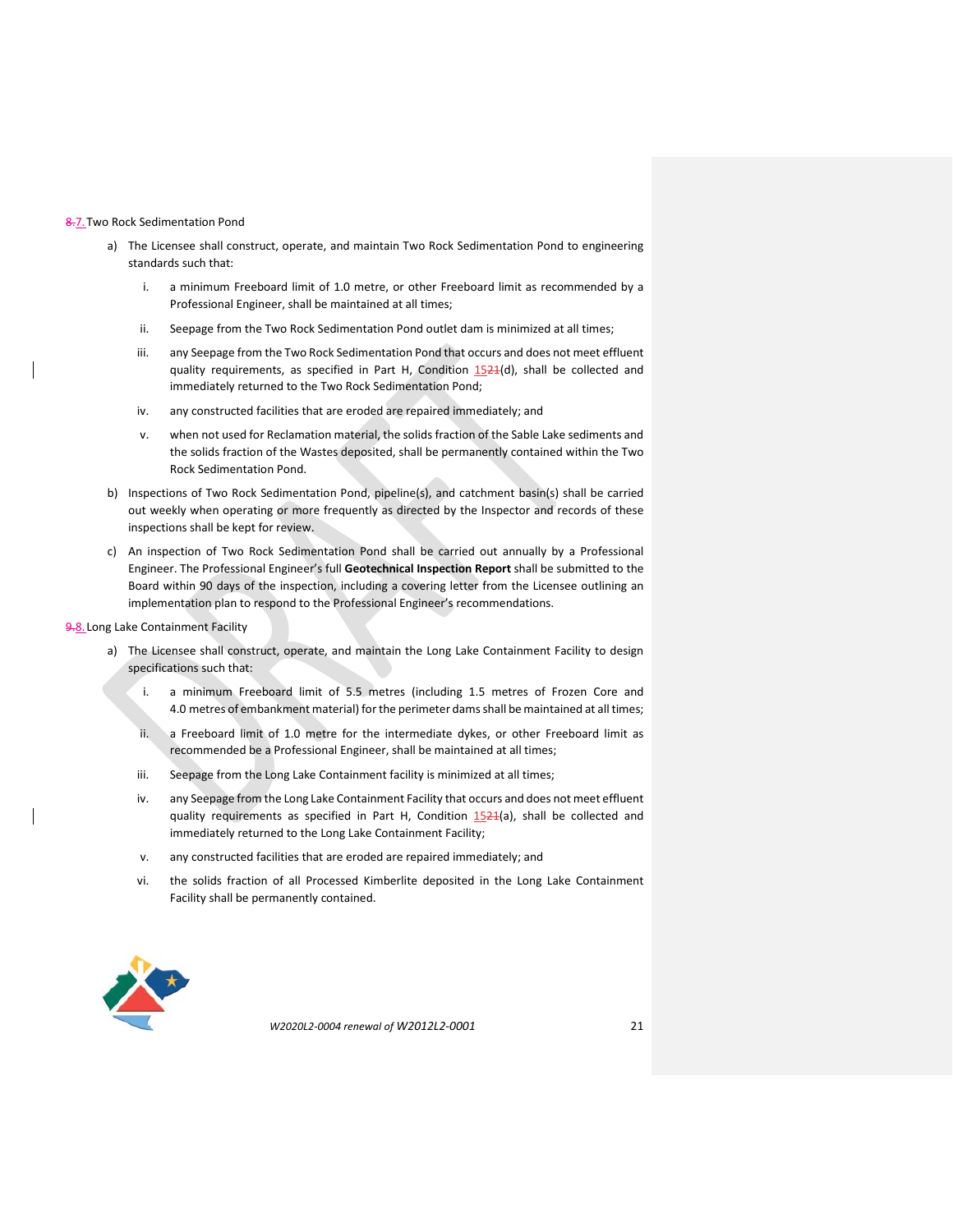8. 7. Two Rock Sedimentation Pond

a) The Licensee shall construct, operate, and maintain Two Rock Sedimentation Pond to engineering standards such that:

   i. a minimum Freeboard limit of 1.0 metre, or other Freeboard limit as recommended by a Professional Engineer, shall be maintained at all times;

   ii. Seepage from the Two Rock Sedimentation Pond outlet dam is minimized at all times;

   iii. any Seepage from the Two Rock Sedimentation Pond that occurs and does not meet effluent quality requirements, as specified in Part H, Condition 1521(d), shall be collected and immediately returned to the Two Rock Sedimentation Pond;

   iv. any constructed facilities that are eroded are repaired immediately; and

   v. when not used for Reclamation material, the solids fraction of the Sable Lake sediments and the solids fraction of the Wastes deposited, shall be permanently contained within the Two Rock Sedimentation Pond.

b) Inspections of Two Rock Sedimentation Pond, pipeline(s), and catchment basin(s) shall be carried out weekly when operating or more frequently as directed by the Inspector and records of these inspections shall be kept for review.

c) An inspection of Two Rock Sedimentation Pond shall be carried out annually by a Professional Engineer. The Professional Engineer's full **Geotechnical Inspection Report** shall be submitted to the Board within 90 days of the inspection, including a covering letter from the Licensee outlining an implementation plan to respond to the Professional Engineer's recommendations.

9. 8. Long Lake Containment Facility

a) The Licensee shall construct, operate, and maintain the Long Lake Containment Facility to design specifications such that:

   i. a minimum Freeboard limit of 5.5 metres (including 1.5 metres of Frozen Core and 4.0 metres of embankment material) for the perimeter dams shall be maintained at all times;

   ii. a Freeboard limit of 1.0 metre for the intermediate dykes, or other Freeboard limit as recommended be a Professional Engineer, shall be maintained at all times;

   iii. Seepage from the Long Lake Containment facility is minimized at all times;

   iv. any Seepage from the Long Lake Containment Facility that occurs and does not meet effluent quality requirements as specified in Part H, Condition 1521(a), shall be collected and immediately returned to the Long Lake Containment Facility;

   v. any constructed facilities that are eroded are repaired immediately; and

   vi. the solids fraction of all Processed Kimberlite deposited in the Long Lake Containment Facility shall be permanently contained.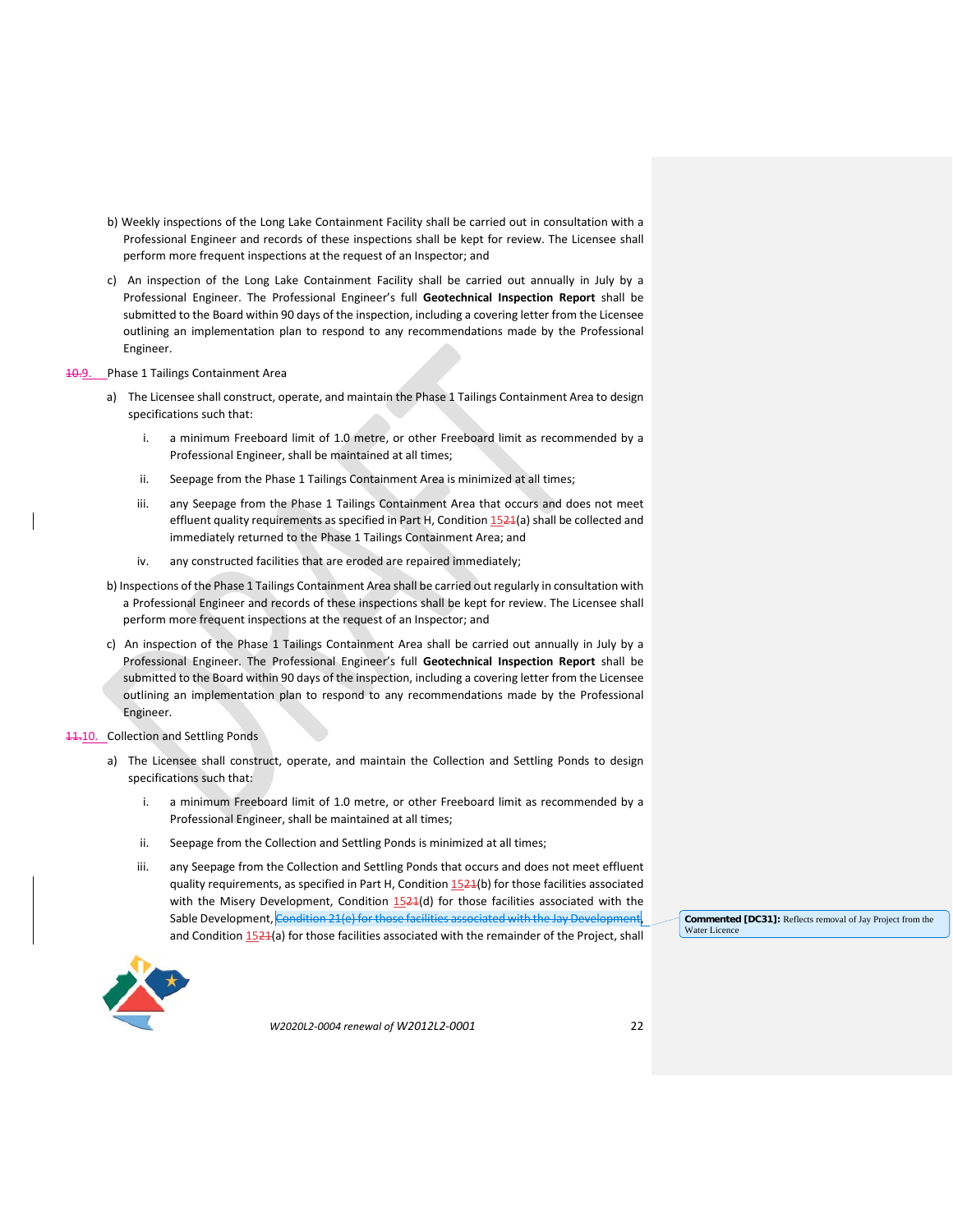b) Weekly inspections of the Long Lake Containment Facility shall be carried out in consultation with a Professional Engineer and records of these inspections shall be kept for review. The Licensee shall perform more frequent inspections at the request of an Inspector; and

c) An inspection of the Long Lake Containment Facility shall be carried out annually in July by a Professional Engineer. The Professional Engineer's full **Geotechnical Inspection Report** shall be submitted to the Board within 90 days of the inspection, including a covering letter from the Licensee outlining an implementation plan to respond to any recommendations made by the Professional Engineer.

~~10.~~9. Phase 1 Tailings Containment Area

a) The Licensee shall construct, operate, and maintain the Phase 1 Tailings Containment Area to design specifications such that:

   i. a minimum Freeboard limit of 1.0 metre, or other Freeboard limit as recommended by a Professional Engineer, shall be maintained at all times;

   ii. Seepage from the Phase 1 Tailings Containment Area is minimized at all times;

   iii. any Seepage from the Phase 1 Tailings Containment Area that occurs and does not meet effluent quality requirements as specified in Part H, Condition 15~~21~~(a) shall be collected and immediately returned to the Phase 1 Tailings Containment Area; and

   iv. any constructed facilities that are eroded are repaired immediately;

b) Inspections of the Phase 1 Tailings Containment Area shall be carried out regularly in consultation with a Professional Engineer and records of these inspections shall be kept for review. The Licensee shall perform more frequent inspections at the request of an Inspector; and

c) An inspection of the Phase 1 Tailings Containment Area shall be carried out annually in July by a Professional Engineer. The Professional Engineer's full **Geotechnical Inspection Report** shall be submitted to the Board within 90 days of the inspection, including a covering letter from the Licensee outlining an implementation plan to respond to any recommendations made by the Professional Engineer.

~~11.~~10. Collection and Settling Ponds

a) The Licensee shall construct, operate, and maintain the Collection and Settling Ponds to design specifications such that:

   i. a minimum Freeboard limit of 1.0 metre, or other Freeboard limit as recommended by a Professional Engineer, shall be maintained at all times;

   ii. Seepage from the Collection and Settling Ponds is minimized at all times;

   iii. any Seepage from the Collection and Settling Ponds that occurs and does not meet effluent quality requirements, as specified in Part H, Condition 15~~21~~(b) for those facilities associated with the Misery Development, Condition 15~~21~~(d) for those facilities associated with the Sable Development, ~~Condition 21(e) for those facilities associated with the Jay Development,~~ and Condition 15~~21~~(a) for those facilities associated with the remainder of the Project, shall

**Commented [DC31]:** Reflects removal of Jay Project from the Water Licence

*W2020L2-0004 renewal of W2012L2-0001*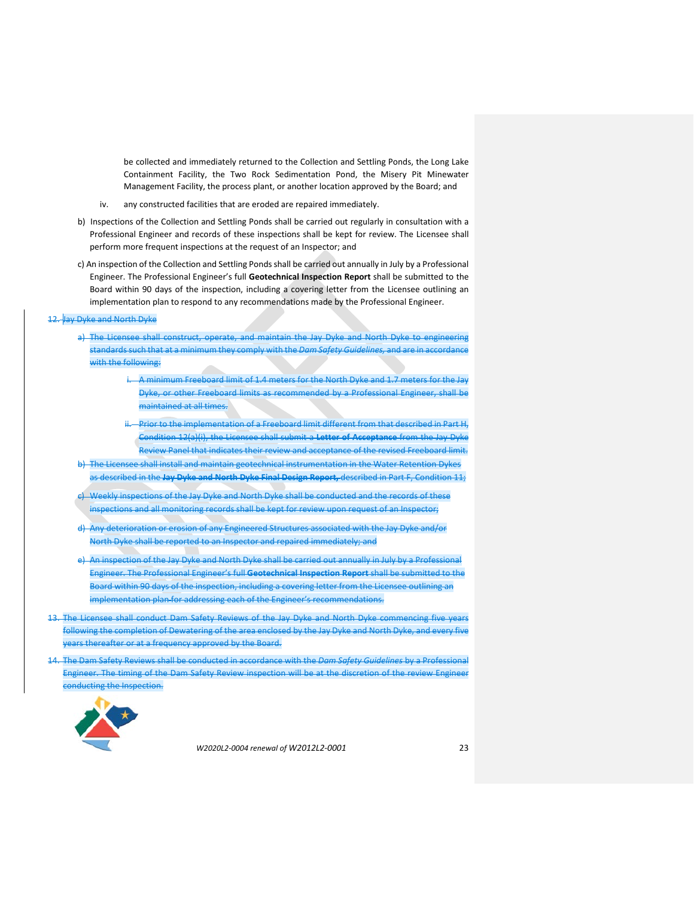be collected and immediately returned to the Collection and Settling Ponds, the Long Lake Containment Facility, the Two Rock Sedimentation Pond, the Misery Pit Minewater Management Facility, the process plant, or another location approved by the Board; and

iv. any constructed facilities that are eroded are repaired immediately.

b) Inspections of the Collection and Settling Ponds shall be carried out regularly in consultation with a Professional Engineer and records of these inspections shall be kept for review. The Licensee shall perform more frequent inspections at the request of an Inspector; and

c) An inspection of the Collection and Settling Ponds shall be carried out annually in July by a Professional Engineer. The Professional Engineer's full **Geotechnical Inspection Report** shall be submitted to the Board within 90 days of the inspection, including a covering letter from the Licensee outlining an implementation plan to respond to any recommendations made by the Professional Engineer.

~~12. Jay Dyke and North Dyke~~

~~a) The Licensee shall construct, operate, and maintain the Jay Dyke and North Dyke to engineering standards such that at a minimum they comply with the *Dam Safety Guidelines*, and are in accordance with the following:~~

~~i. A minimum Freeboard limit of 1.4 meters for the North Dyke and 1.7 meters for the Jay Dyke, or other Freeboard limits as recommended by a Professional Engineer, shall be maintained at all times.~~

~~ii. Prior to the implementation of a Freeboard limit different from that described in Part H, Condition 12(a)(i), the Licensee shall submit a **Letter of Acceptance** from the Jay Dyke Review Panel that indicates their review and acceptance of the revised Freeboard limit.~~

~~b) The Licensee shall install and maintain geotechnical instrumentation in the Water Retention Dykes as described in the **Jay Dyke and North Dyke Final Design Report**, described in Part F, Condition 11;~~

~~c) Weekly inspections of the Jay Dyke and North Dyke shall be conducted and the records of these inspections and all monitoring records shall be kept for review upon request of an Inspector;~~

~~d) Any deterioration or erosion of any Engineered Structures associated with the Jay Dyke and/or North Dyke shall be reported to an Inspector and repaired immediately; and~~

~~e) An inspection of the Jay Dyke and North Dyke shall be carried out annually in July by a Professional Engineer. The Professional Engineer's full **Geotechnical Inspection Report** shall be submitted to the Board within 90 days of the inspection, including a covering letter from the Licensee outlining an implementation plan for addressing each of the Engineer's recommendations.~~

~~13. The Licensee shall conduct Dam Safety Reviews of the Jay Dyke and North Dyke commencing five years following the completion of Dewatering of the area enclosed by the Jay Dyke and North Dyke, and every five years thereafter or at a frequency approved by the Board.~~

~~14. The Dam Safety Reviews shall be conducted in accordance with the *Dam Safety Guidelines* by a Professional Engineer. The timing of the Dam Safety Review inspection will be at the discretion of the review Engineer conducting the Inspection.~~

*W2020L2-0004 renewal of W2012L2-0001*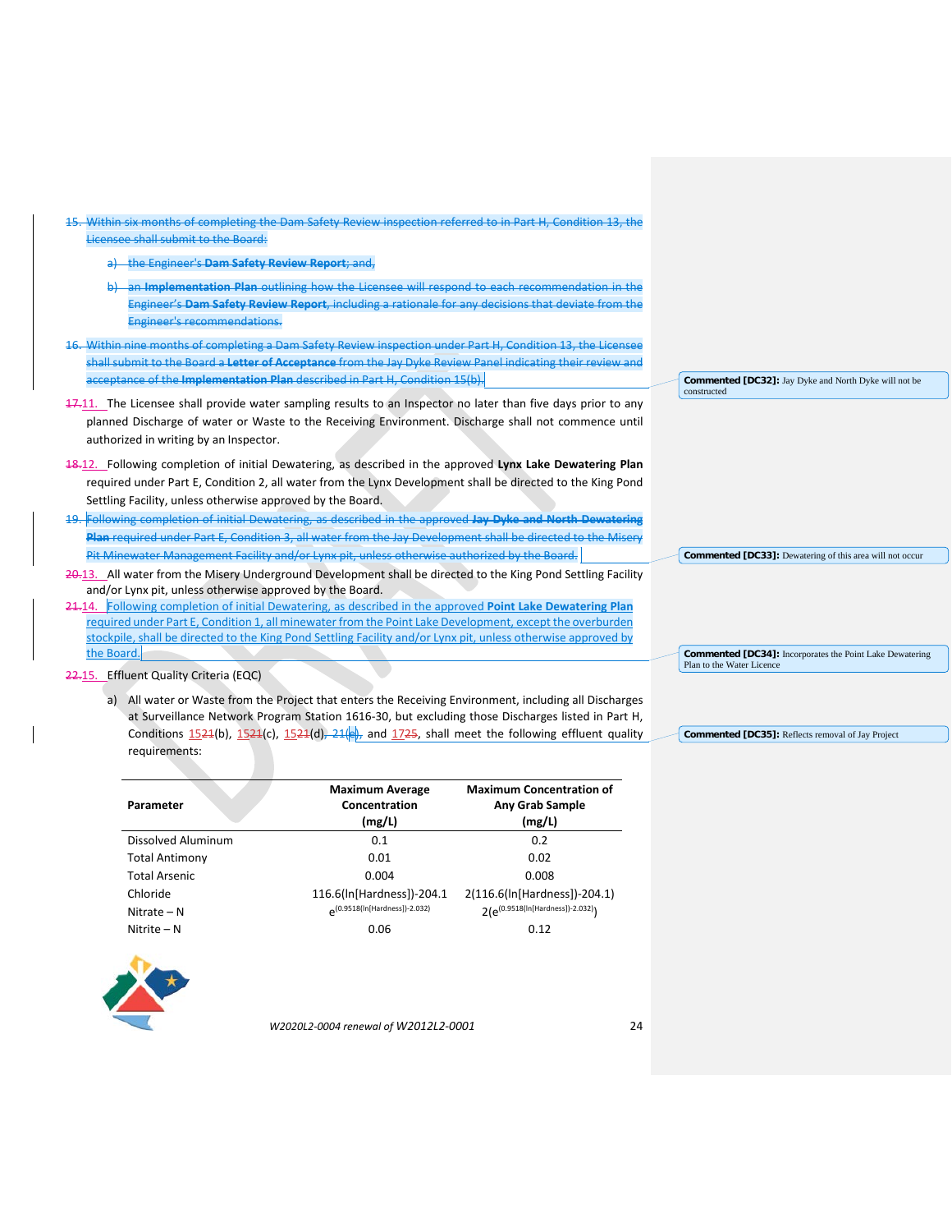15. ~~Within six months of completing the Dam Safety Review inspection referred to in Part H, Condition 13, the Licensee shall submit to the Board:~~

    a) ~~the Engineer's **Dam Safety Review Report**; and,~~

    b) ~~an **Implementation Plan** outlining how the Licensee will respond to each recommendation in the Engineer's **Dam Safety Review Report**, including a rationale for any decisions that deviate from the Engineer's recommendations.~~

16. ~~Within nine months of completing a Dam Safety Review inspection under Part H, Condition 13, the Licensee shall submit to the Board a **Letter of Acceptance** from the Jay Dyke Review Panel indicating their review and acceptance of the **Implementation Plan** described in Part H, Condition 15(b).~~

**Commented [DC32]:** Jay Dyke and North Dyke will not be constructed

~~17.~~11. The Licensee shall provide water sampling results to an Inspector no later than five days prior to any planned Discharge of water or Waste to the Receiving Environment. Discharge shall not commence until authorized in writing by an Inspector.

~~18.~~12. Following completion of initial Dewatering, as described in the approved **Lynx Lake Dewatering Plan** required under Part E, Condition 2, all water from the Lynx Development shall be directed to the King Pond Settling Facility, unless otherwise approved by the Board.

19. ~~Following completion of initial Dewatering, as described in the approved **Jay Dyke and North Dewatering Plan** required under Part E, Condition 3, all water from the Jay Development shall be directed to the Misery Pit Minewater Management Facility and/or Lynx pit, unless otherwise authorized by the Board.~~

**Commented [DC33]:** Dewatering of this area will not occur

~~20.~~13. All water from the Misery Underground Development shall be directed to the King Pond Settling Facility and/or Lynx pit, unless otherwise approved by the Board.

~~21.~~14. Following completion of initial Dewatering, as described in the approved **Point Lake Dewatering Plan** required under Part E, Condition 1, all minewater from the Point Lake Development, except the overburden stockpile, shall be directed to the King Pond Settling Facility and/or Lynx pit, unless otherwise approved by the Board.

**Commented [DC34]:** Incorporates the Point Lake Dewatering Plan to the Water Licence

~~22.~~15. Effluent Quality Criteria (EQC)

a) All water or Waste from the Project that enters the Receiving Environment, including all Discharges at Surveillance Network Program Station 1616-30, but excluding those Discharges listed in Part H, Conditions 15~~21~~(b), 15~~21~~(c), 15~~21~~(d)~~, 21(e)~~, and 17~~25~~, shall meet the following effluent quality requirements:

**Commented [DC35]:** Reflects removal of Jay Project

| Parameter | Maximum Average Concentration (mg/L) | Maximum Concentration of Any Grab Sample (mg/L) |
|---|---|---|
| Dissolved Aluminum | 0.1 | 0.2 |
| Total Antimony | 0.01 | 0.02 |
| Total Arsenic | 0.004 | 0.008 |
| Chloride | 116.6(ln[Hardness])-204.1 | 2(116.6(ln[Hardness])-204.1) |
| Nitrate – N | $e^{(0.9518(\ln[\text{Hardness}])-2.032)}$ | $2(e^{(0.9518(\ln[\text{Hardness}])-2.032)})$ |
| Nitrite – N | 0.06 | 0.12 |

*W2020L2-0004 renewal of W2012L2-0001*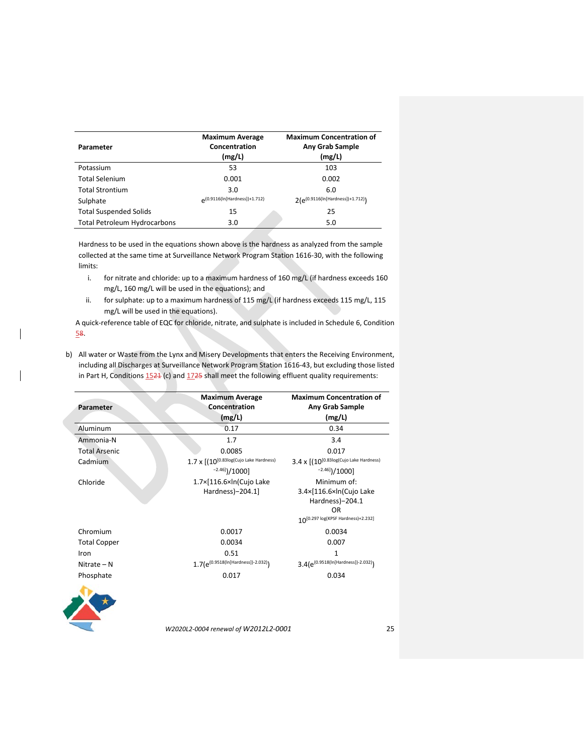| Parameter | Maximum Average Concentration (mg/L) | Maximum Concentration of Any Grab Sample (mg/L) |
|---|---|---|
| Potassium | 53 | 103 |
| Total Selenium | 0.001 | 0.002 |
| Total Strontium | 3.0 | 6.0 |
| Sulphate | $e^{(0.9116(\ln[\text{Hardness}])+1.712)}$ | $2(e^{(0.9116(\ln[\text{Hardness}])+1.712)})$ |
| Total Suspended Solids | 15 | 25 |
| Total Petroleum Hydrocarbons | 3.0 | 5.0 |

Hardness to be used in the equations shown above is the hardness as analyzed from the sample collected at the same time at Surveillance Network Program Station 1616-30, with the following limits:

i. for nitrate and chloride: up to a maximum hardness of 160 mg/L (if hardness exceeds 160 mg/L, 160 mg/L will be used in the equations); and

ii. for sulphate: up to a maximum hardness of 115 mg/L (if hardness exceeds 115 mg/L, 115 mg/L will be used in the equations).

A quick-reference table of EQC for chloride, nitrate, and sulphate is included in Schedule 6, Condition 58.

b) All water or Waste from the Lynx and Misery Developments that enters the Receiving Environment, including all Discharges at Surveillance Network Program Station 1616-43, but excluding those listed in Part H, Conditions 1521 (c) and 1725 shall meet the following effluent quality requirements:

| Parameter | Maximum Average Concentration (mg/L) | Maximum Concentration of Any Grab Sample (mg/L) |
|---|---|---|
| Aluminum | 0.17 | 0.34 |
| Ammonia-N | 1.7 | 3.4 |
| Total Arsenic | 0.0085 | 0.017 |
| Cadmium | $1.7 \times [(10^{[0.83\log(\text{Cujo Lake Hardness}) - 2.46]})/1000]$ | $3.4 \times [(10^{[0.83\log(\text{Cujo Lake Hardness}) - 2.46]})/1000]$ |
| Chloride | $1.7\times[116.6\times\ln(\text{Cujo Lake Hardness})-204.1]$ | Minimum of: $3.4\times[116.6\times\ln(\text{Cujo Lake Hardness})-204.1$ OR $10^{[0.297\log(\text{KPSF Hardness})+2.232]}$ |
| Chromium | 0.0017 | 0.0034 |
| Total Copper | 0.0034 | 0.007 |
| Iron | 0.51 | 1 |
| Nitrate – N | $1.7(e^{(0.9518(\ln[\text{Hardness}])-2.032)})$ | $3.4(e^{(0.9518(\ln[\text{Hardness}])-2.032)})$ |
| Phosphate | 0.017 | 0.034 |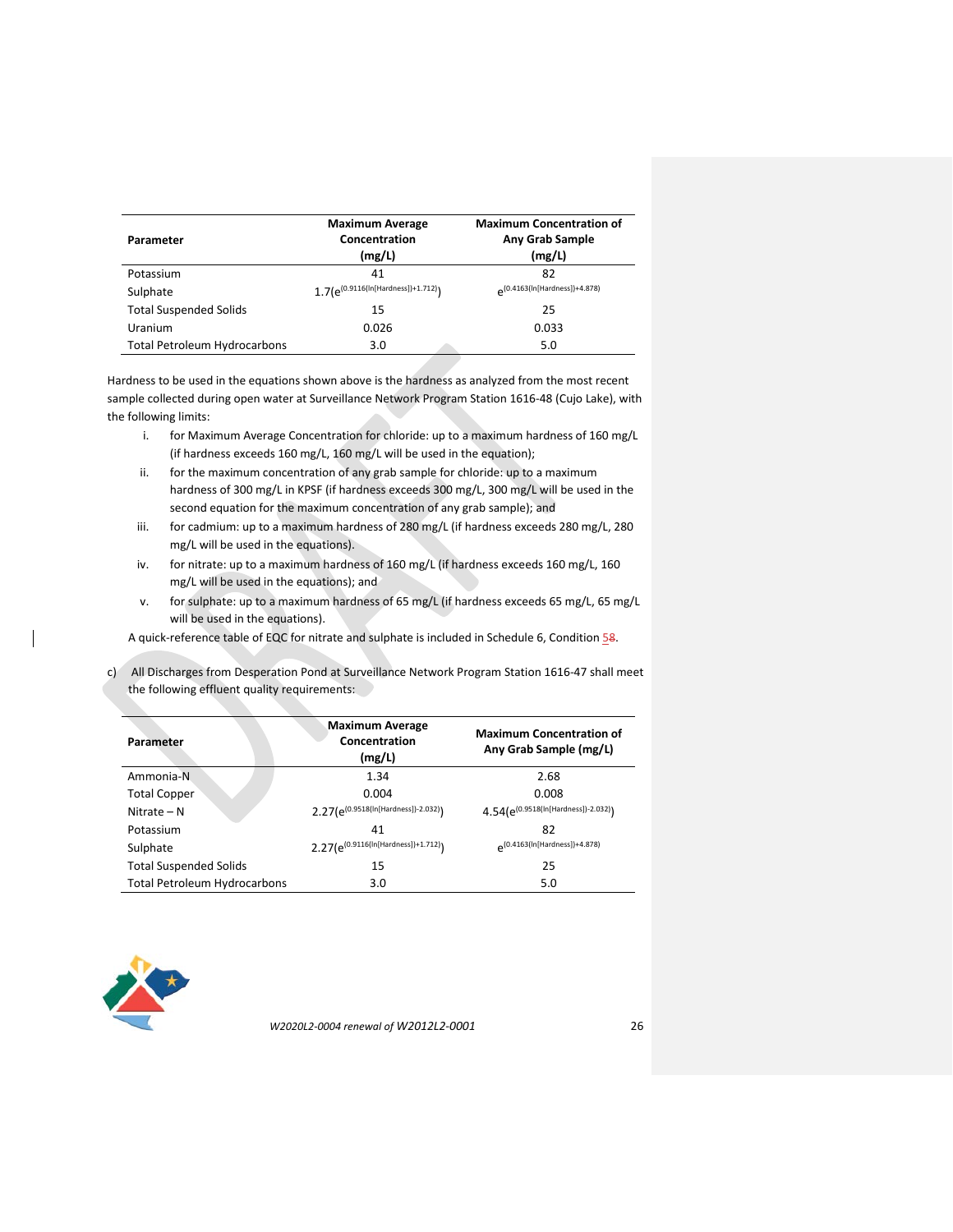| Parameter | Maximum Average Concentration (mg/L) | Maximum Concentration of Any Grab Sample (mg/L) |
|---|---|---|
| Potassium | 41 | 82 |
| Sulphate | $1.7(e^{(0.9116(\ln[\text{Hardness}])+1.712)})$ | $e^{(0.4163(\ln[\text{Hardness}])+4.878)}$ |
| Total Suspended Solids | 15 | 25 |
| Uranium | 0.026 | 0.033 |
| Total Petroleum Hydrocarbons | 3.0 | 5.0 |

Hardness to be used in the equations shown above is the hardness as analyzed from the most recent sample collected during open water at Surveillance Network Program Station 1616-48 (Cujo Lake), with the following limits:

i. for Maximum Average Concentration for chloride: up to a maximum hardness of 160 mg/L (if hardness exceeds 160 mg/L, 160 mg/L will be used in the equation);

ii. for the maximum concentration of any grab sample for chloride: up to a maximum hardness of 300 mg/L in KPSF (if hardness exceeds 300 mg/L, 300 mg/L will be used in the second equation for the maximum concentration of any grab sample); and

iii. for cadmium: up to a maximum hardness of 280 mg/L (if hardness exceeds 280 mg/L, 280 mg/L will be used in the equations).

iv. for nitrate: up to a maximum hardness of 160 mg/L (if hardness exceeds 160 mg/L, 160 mg/L will be used in the equations); and

v. for sulphate: up to a maximum hardness of 65 mg/L (if hardness exceeds 65 mg/L, 65 mg/L will be used in the equations).

A quick-reference table of EQC for nitrate and sulphate is included in Schedule 6, Condition 58.

c) All Discharges from Desperation Pond at Surveillance Network Program Station 1616-47 shall meet the following effluent quality requirements:

| Parameter | Maximum Average Concentration (mg/L) | Maximum Concentration of Any Grab Sample (mg/L) |
|---|---|---|
| Ammonia-N | 1.34 | 2.68 |
| Total Copper | 0.004 | 0.008 |
| Nitrate – N | $2.27(e^{(0.9518(\ln[\text{Hardness}])-2.032)})$ | $4.54(e^{(0.9518(\ln[\text{Hardness}])-2.032)})$ |
| Potassium | 41 | 82 |
| Sulphate | $2.27(e^{(0.9116(\ln[\text{Hardness}])+1.712)})$ | $e^{(0.4163(\ln[\text{Hardness}])+4.878)}$ |
| Total Suspended Solids | 15 | 25 |
| Total Petroleum Hydrocarbons | 3.0 | 5.0 |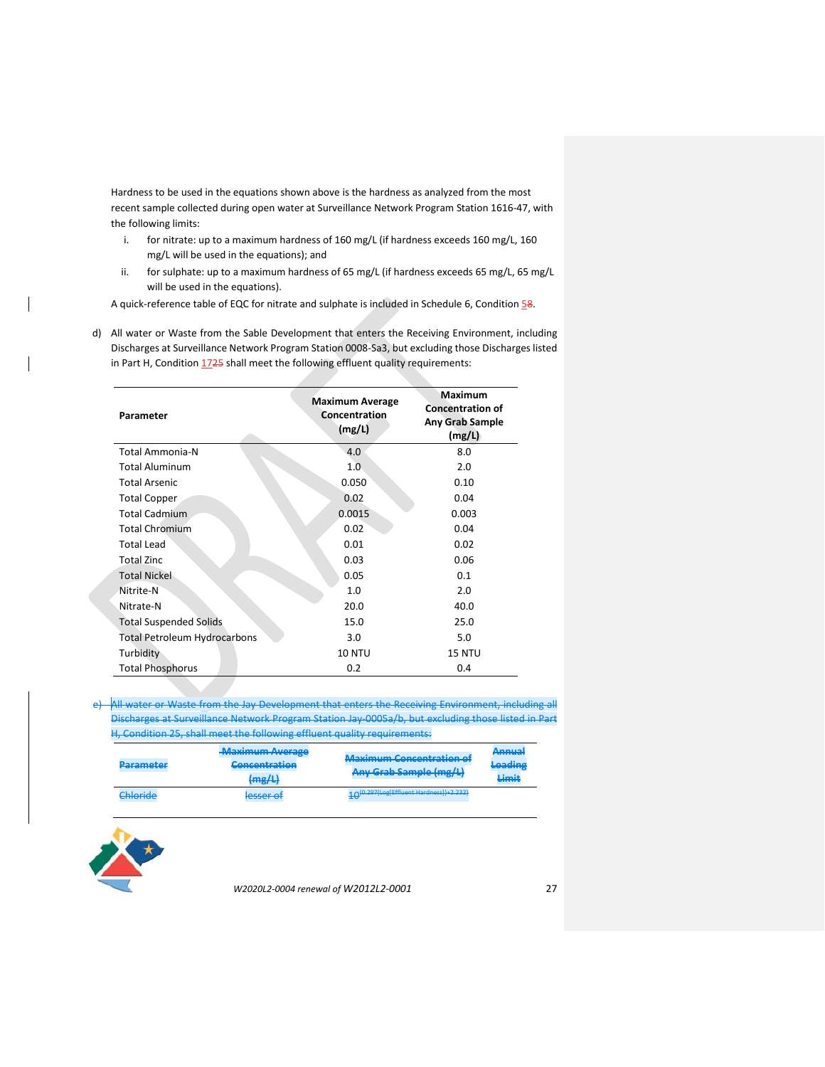Hardness to be used in the equations shown above is the hardness as analyzed from the most recent sample collected during open water at Surveillance Network Program Station 1616-47, with the following limits:

i. for nitrate: up to a maximum hardness of 160 mg/L (if hardness exceeds 160 mg/L, 160 mg/L will be used in the equations); and

ii. for sulphate: up to a maximum hardness of 65 mg/L (if hardness exceeds 65 mg/L, 65 mg/L will be used in the equations).

A quick-reference table of EQC for nitrate and sulphate is included in Schedule 6, Condition 58.

d) All water or Waste from the Sable Development that enters the Receiving Environment, including Discharges at Surveillance Network Program Station 0008-Sa3, but excluding those Discharges listed in Part H, Condition 1725 shall meet the following effluent quality requirements:

| Parameter | Maximum Average Concentration (mg/L) | Maximum Concentration of Any Grab Sample (mg/L) |
|---|---|---|
| Total Ammonia-N | 4.0 | 8.0 |
| Total Aluminum | 1.0 | 2.0 |
| Total Arsenic | 0.050 | 0.10 |
| Total Copper | 0.02 | 0.04 |
| Total Cadmium | 0.0015 | 0.003 |
| Total Chromium | 0.02 | 0.04 |
| Total Lead | 0.01 | 0.02 |
| Total Zinc | 0.03 | 0.06 |
| Total Nickel | 0.05 | 0.1 |
| Nitrite-N | 1.0 | 2.0 |
| Nitrate-N | 20.0 | 40.0 |
| Total Suspended Solids | 15.0 | 25.0 |
| Total Petroleum Hydrocarbons | 3.0 | 5.0 |
| Turbidity | 10 NTU | 15 NTU |
| Total Phosphorus | 0.2 | 0.4 |

~~e) All water or Waste from the Jay Development that enters the Receiving Environment, including all Discharges at Surveillance Network Program Station Jay-0005a/b, but excluding those listed in Part H, Condition 25, shall meet the following effluent quality requirements:~~

| ~~Parameter~~ | ~~Maximum Average Concentration (mg/L)~~ | ~~Maximum Concentration of Any Grab Sample (mg/L)~~ | ~~Annual Loading Limit~~ |
|---|---|---|---|
| ~~Chloride~~ | ~~lesser of~~ | ~~$10^{(0.297(\text{Log}[\text{Effluent Hardness}])+2.232)}$~~ | |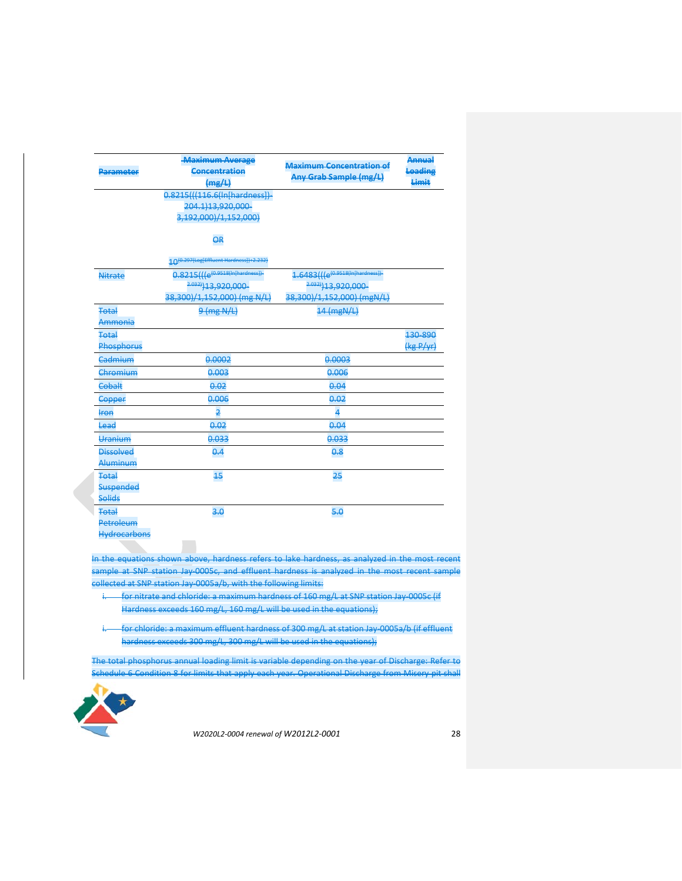| Parameter | Maximum Average Concentration (mg/L) | Maximum Concentration of Any Grab Sample (mg/L) | Annual Loading Limit |
|---|---|---|---|
| | 0.8215(((116.6(ln[hardness])-204.1)13,920,000-3,192,000)/1,152,000) OR $10^{(0.297(\text{Log[Effluent Hardness]})+2.232)}$ | | |
| Nitrate | $0.8215(((e^{(0.9518(\ln[\text{hardness}])-2.032)})13{,}920{,}000-38{,}300)/1{,}152{,}000)$ (mg N/L) | $1.6483(((e^{(0.9518(\ln[\text{hardness}])-2.032)})13{,}920{,}000-38{,}300)/1{,}152{,}000)$ (mgN/L) | |
| Total Ammonia | 9 (mg N/L) | 14 (mgN/L) | |
| Total Phosphorus | | | 130-890 (kg P/yr) |
| Cadmium | 0.0002 | 0.0003 | |
| Chromium | 0.003 | 0.006 | |
| Cobalt | 0.02 | 0.04 | |
| Copper | 0.006 | 0.02 | |
| Iron | 2 | 4 | |
| Lead | 0.02 | 0.04 | |
| Uranium | 0.033 | 0.033 | |
| Dissolved Aluminum | 0.4 | 0.8 | |
| Total Suspended Solids | 15 | 25 | |
| Total Petroleum Hydrocarbons | 3.0 | 5.0 | |

In the equations shown above, hardness refers to lake hardness, as analyzed in the most recent sample at SNP station Jay-0005c, and effluent hardness is analyzed in the most recent sample collected at SNP station Jay-0005a/b, with the following limits:

i. for nitrate and chloride: a maximum hardness of 160 mg/L at SNP station Jay-0005c (if Hardness exceeds 160 mg/L, 160 mg/L will be used in the equations);

i. for chloride: a maximum effluent hardness of 300 mg/L at station Jay-0005a/b (if effluent hardness exceeds 300 mg/L, 300 mg/L will be used in the equations);

The total phosphorus annual loading limit is variable depending on the year of Discharge: Refer to Schedule 6 Condition 8 for limits that apply each year. Operational Discharge from Misery pit shall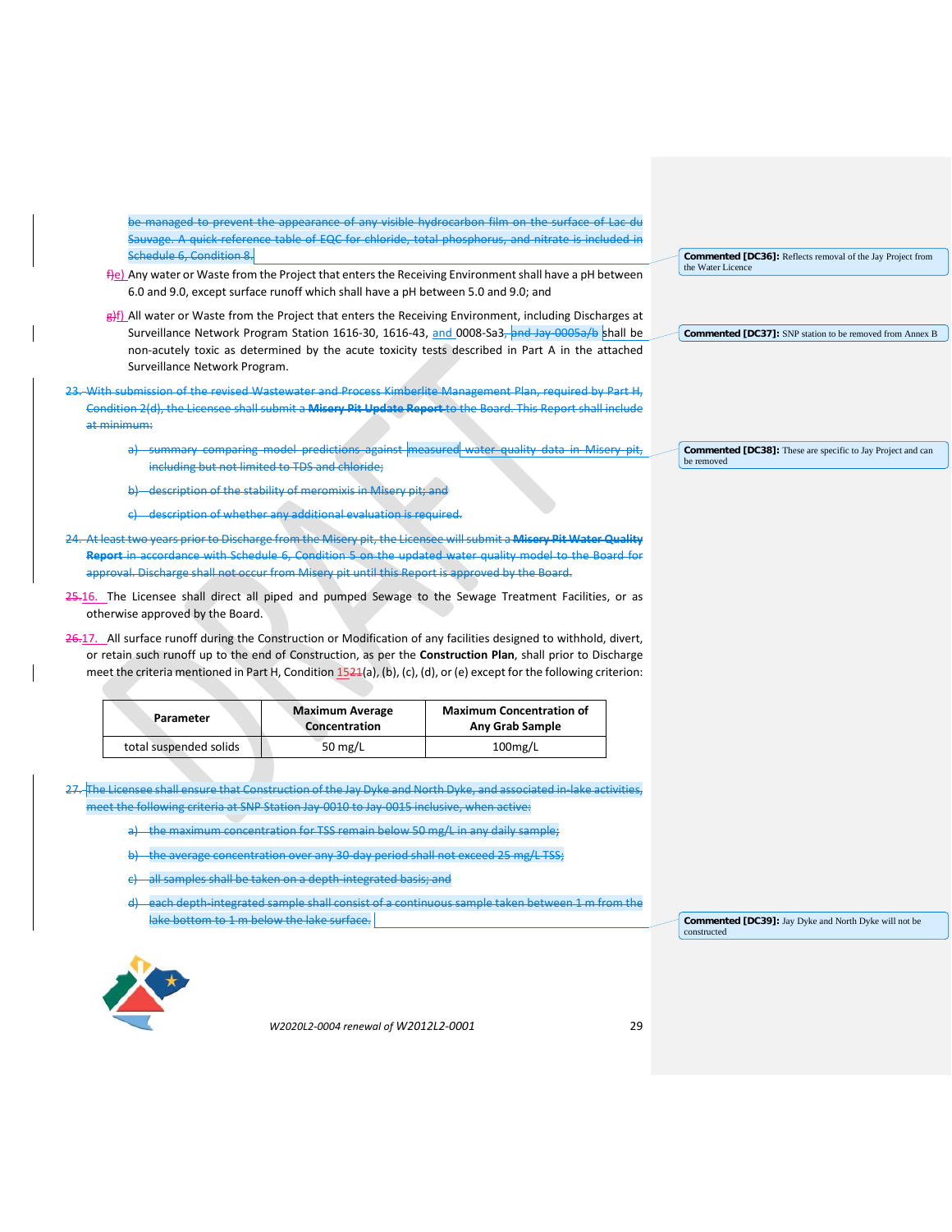~~be managed to prevent the appearance of any visible hydrocarbon film on the surface of Lac du Sauvage. A quick-reference table of EQC for chloride, total phosphorus, and nitrate is included in Schedule 6, Condition 8.~~

~~f)~~e) Any water or Waste from the Project that enters the Receiving Environment shall have a pH between 6.0 and 9.0, except surface runoff which shall have a pH between 5.0 and 9.0; and

~~g)~~f) All water or Waste from the Project that enters the Receiving Environment, including Discharges at Surveillance Network Program Station 1616-30, 1616-43, and 0008-Sa3~~, and Jay-0005a/b~~ shall be non-acutely toxic as determined by the acute toxicity tests described in Part A in the attached Surveillance Network Program.

~~23. With submission of the revised Wastewater and Process Kimberlite Management Plan, required by Part H, Condition 2(d), the Licensee shall submit a **Misery Pit Update Report** to the Board. This Report shall include at minimum:~~

~~a) summary comparing model predictions against measured water quality data in Misery pit, including but not limited to TDS and chloride;~~

~~b) description of the stability of meromixis in Misery pit; and~~

~~c) description of whether any additional evaluation is required.~~

~~24. At least two years prior to Discharge from the Misery pit, the Licensee will submit a **Misery Pit Water Quality Report** in accordance with Schedule 6, Condition 5 on the updated water quality model to the Board for approval. Discharge shall not occur from Misery pit until this Report is approved by the Board.~~

~~25.~~16. The Licensee shall direct all piped and pumped Sewage to the Sewage Treatment Facilities, or as otherwise approved by the Board.

~~26.~~17. All surface runoff during the Construction or Modification of any facilities designed to withhold, divert, or retain such runoff up to the end of Construction, as per the **Construction Plan**, shall prior to Discharge meet the criteria mentioned in Part H, Condition 15~~21~~(a), (b), (c), (d), or (e) except for the following criterion:

| Parameter | Maximum Average Concentration | Maximum Concentration of Any Grab Sample |
|---|---|---|
| total suspended solids | 50 mg/L | 100mg/L |

~~27. The Licensee shall ensure that Construction of the Jay Dyke and North Dyke, and associated in-lake activities, meet the following criteria at SNP Station Jay-0010 to Jay-0015 inclusive, when active:~~

~~a) the maximum concentration for TSS remain below 50 mg/L in any daily sample;~~

~~b) the average concentration over any 30-day period shall not exceed 25 mg/L TSS;~~

~~c) all samples shall be taken on a depth-integrated basis; and~~

~~d) each depth-integrated sample shall consist of a continuous sample taken between 1 m from the lake bottom to 1 m below the lake surface.~~

**Commented [DC36]:** Reflects removal of the Jay Project from the Water Licence

**Commented [DC37]:** SNP station to be removed from Annex B

**Commented [DC38]:** These are specific to Jay Project and can be removed

**Commented [DC39]:** Jay Dyke and North Dyke will not be constructed

*W2020L2-0004 renewal of W2012L2-0001*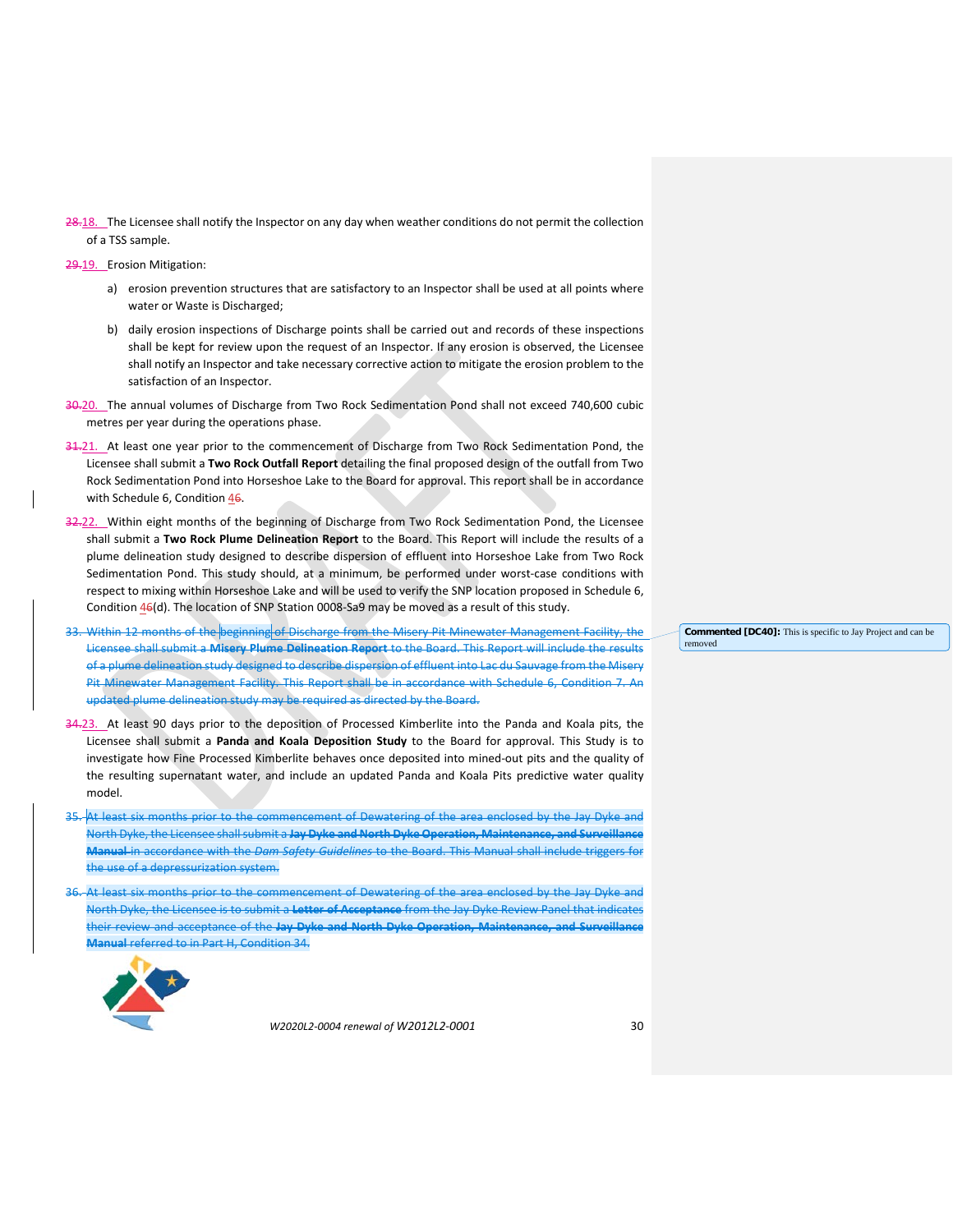~~28.~~18. The Licensee shall notify the Inspector on any day when weather conditions do not permit the collection of a TSS sample.

~~29.~~19. Erosion Mitigation:

a) erosion prevention structures that are satisfactory to an Inspector shall be used at all points where water or Waste is Discharged;

b) daily erosion inspections of Discharge points shall be carried out and records of these inspections shall be kept for review upon the request of an Inspector. If any erosion is observed, the Licensee shall notify an Inspector and take necessary corrective action to mitigate the erosion problem to the satisfaction of an Inspector.

~~30.~~20. The annual volumes of Discharge from Two Rock Sedimentation Pond shall not exceed 740,600 cubic metres per year during the operations phase.

~~31.~~21. At least one year prior to the commencement of Discharge from Two Rock Sedimentation Pond, the Licensee shall submit a **Two Rock Outfall Report** detailing the final proposed design of the outfall from Two Rock Sedimentation Pond into Horseshoe Lake to the Board for approval. This report shall be in accordance with Schedule 6, Condition 4~~6~~.

~~32.~~22. Within eight months of the beginning of Discharge from Two Rock Sedimentation Pond, the Licensee shall submit a **Two Rock Plume Delineation Report** to the Board. This Report will include the results of a plume delineation study designed to describe dispersion of effluent into Horseshoe Lake from Two Rock Sedimentation Pond. This study should, at a minimum, be performed under worst-case conditions with respect to mixing within Horseshoe Lake and will be used to verify the SNP location proposed in Schedule 6, Condition 4~~6~~(d). The location of SNP Station 0008-Sa9 may be moved as a result of this study.

~~33. Within 12 months of the beginning of Discharge from the Misery Pit Minewater Management Facility, the Licensee shall submit a **Misery Plume Delineation Report** to the Board. This Report will include the results of a plume delineation study designed to describe dispersion of effluent into Lac du Sauvage from the Misery Pit Minewater Management Facility. This Report shall be in accordance with Schedule 6, Condition 7. An updated plume delineation study may be required as directed by the Board.~~

> **Commented [DC40]:** This is specific to Jay Project and can be removed

~~34.~~23. At least 90 days prior to the deposition of Processed Kimberlite into the Panda and Koala pits, the Licensee shall submit a **Panda and Koala Deposition Study** to the Board for approval. This Study is to investigate how Fine Processed Kimberlite behaves once deposited into mined-out pits and the quality of the resulting supernatant water, and include an updated Panda and Koala Pits predictive water quality model.

~~35. At least six months prior to the commencement of Dewatering of the area enclosed by the Jay Dyke and North Dyke, the Licensee shall submit a **Jay Dyke and North Dyke Operation, Maintenance, and Surveillance Manual** in accordance with the *Dam Safety Guidelines* to the Board. This Manual shall include triggers for the use of a depressurization system.~~

~~36. At least six months prior to the commencement of Dewatering of the area enclosed by the Jay Dyke and North Dyke, the Licensee is to submit a **Letter of Acceptance** from the Jay Dyke Review Panel that indicates their review and acceptance of the **Jay Dyke and North Dyke Operation, Maintenance, and Surveillance Manual** referred to in Part H, Condition 34.~~

*W2020L2-0004 renewal of W2012L2-0001*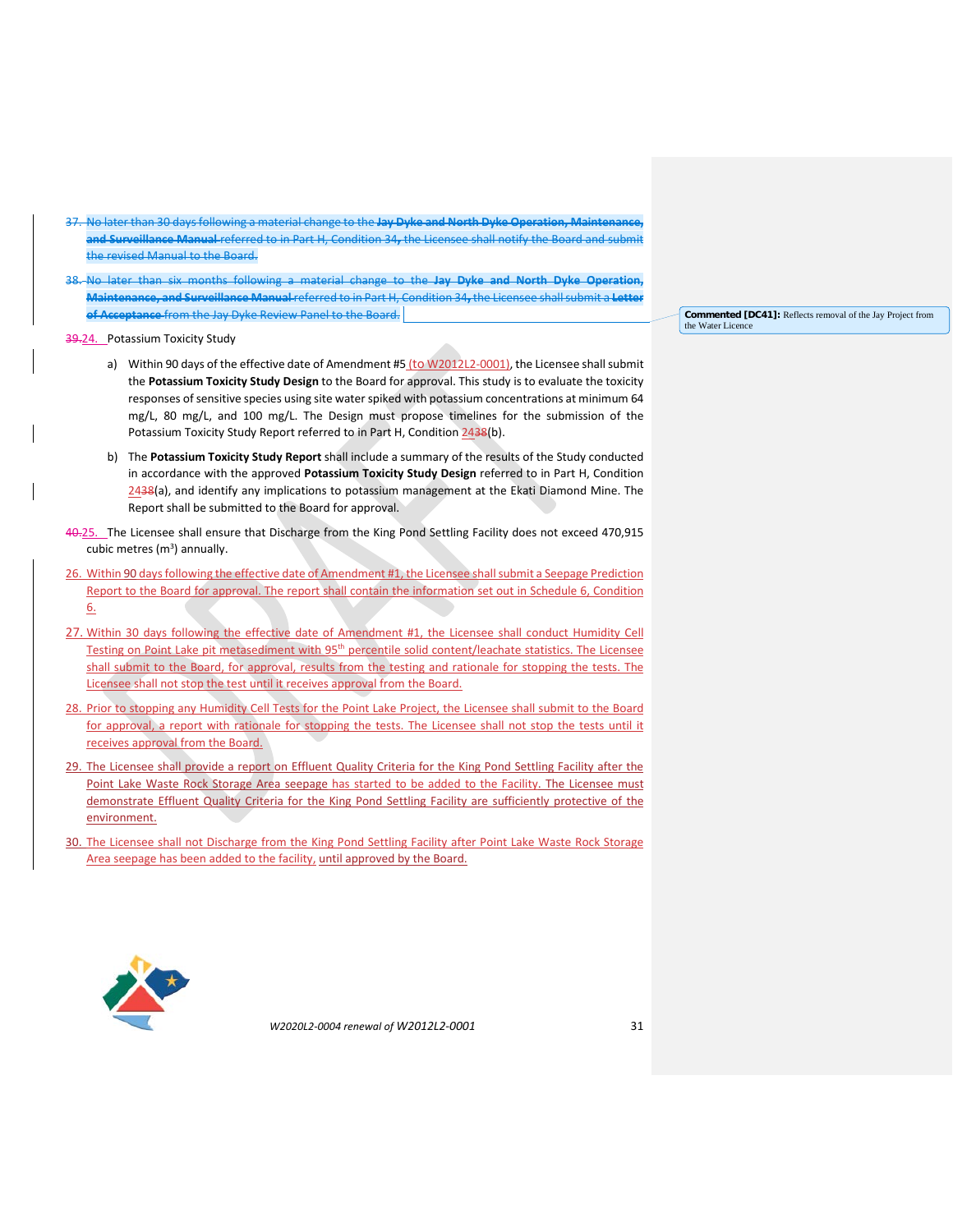~~37. No later than 30 days following a material change to the **Jay Dyke and North Dyke Operation, Maintenance, and Surveillance Manual** referred to in Part H, Condition 34, the Licensee shall notify the Board and submit the revised Manual to the Board.~~

~~38. No later than six months following a material change to the **Jay Dyke and North Dyke Operation, Maintenance, and Surveillance Manual** referred to in Part H, Condition 34, the Licensee shall submit a **Letter of Acceptance** from the Jay Dyke Review Panel to the Board.~~

Commented [DC41]: Reflects removal of the Jay Project from the Water Licence

~~39.~~24. Potassium Toxicity Study

a) Within 90 days of the effective date of Amendment #5 (to W2012L2-0001), the Licensee shall submit the **Potassium Toxicity Study Design** to the Board for approval. This study is to evaluate the toxicity responses of sensitive species using site water spiked with potassium concentrations at minimum 64 mg/L, 80 mg/L, and 100 mg/L. The Design must propose timelines for the submission of the Potassium Toxicity Study Report referred to in Part H, Condition 24~~38~~(b).

b) The **Potassium Toxicity Study Report** shall include a summary of the results of the Study conducted in accordance with the approved **Potassium Toxicity Study Design** referred to in Part H, Condition 24~~38~~(a), and identify any implications to potassium management at the Ekati Diamond Mine. The Report shall be submitted to the Board for approval.

~~40.~~25. The Licensee shall ensure that Discharge from the King Pond Settling Facility does not exceed 470,915 cubic metres ($m^3$) annually.

26. Within 90 days following the effective date of Amendment #1, the Licensee shall submit a Seepage Prediction Report to the Board for approval. The report shall contain the information set out in Schedule 6, Condition 6.

27. Within 30 days following the effective date of Amendment #1, the Licensee shall conduct Humidity Cell Testing on Point Lake pit metasediment with 95th percentile solid content/leachate statistics. The Licensee shall submit to the Board, for approval, results from the testing and rationale for stopping the tests. The Licensee shall not stop the test until it receives approval from the Board.

28. Prior to stopping any Humidity Cell Tests for the Point Lake Project, the Licensee shall submit to the Board for approval, a report with rationale for stopping the tests. The Licensee shall not stop the tests until it receives approval from the Board.

29. The Licensee shall provide a report on Effluent Quality Criteria for the King Pond Settling Facility after the Point Lake Waste Rock Storage Area seepage has started to be added to the Facility. The Licensee must demonstrate Effluent Quality Criteria for the King Pond Settling Facility are sufficiently protective of the environment.

30. The Licensee shall not Discharge from the King Pond Settling Facility after Point Lake Waste Rock Storage Area seepage has been added to the facility, until approved by the Board.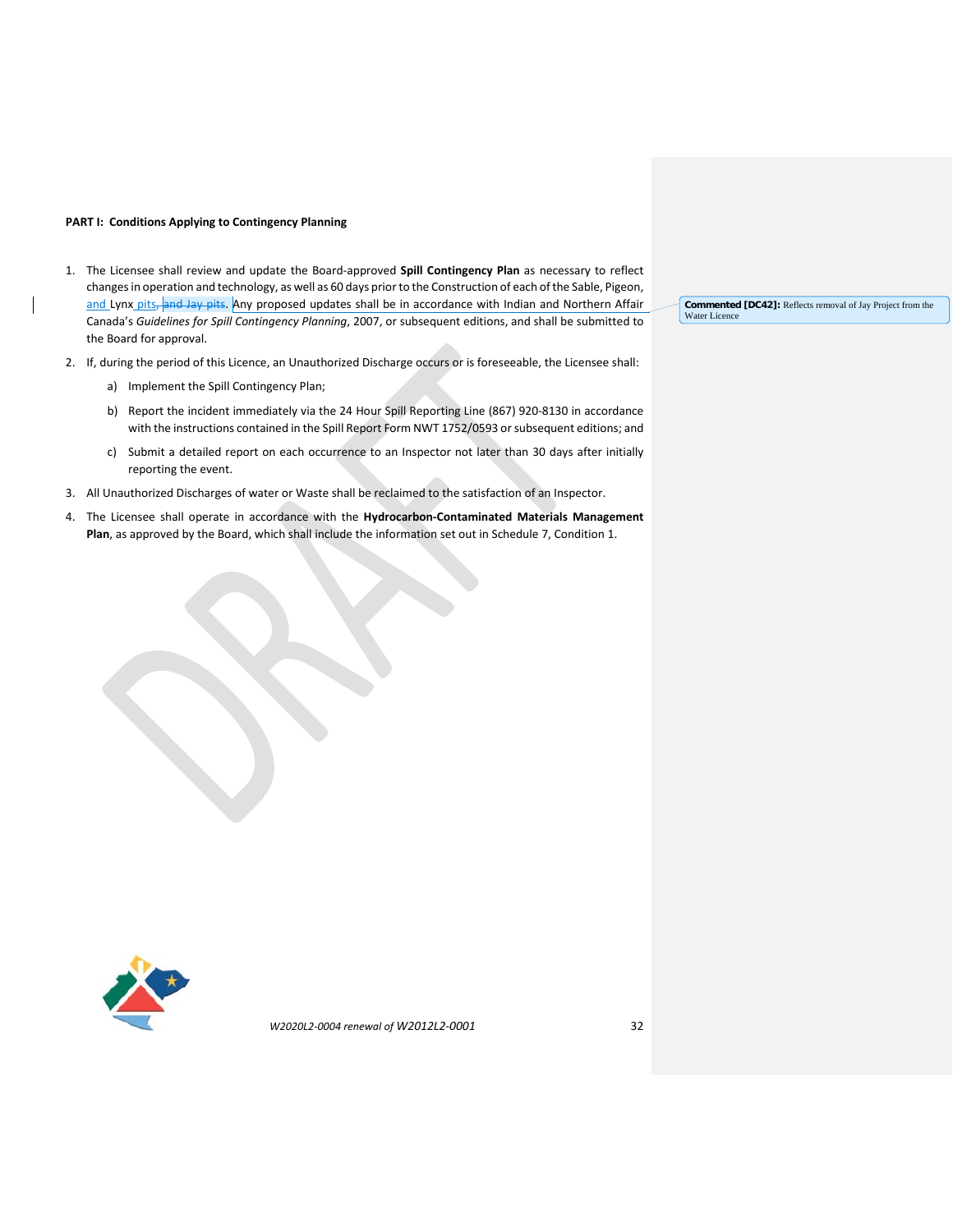**PART I: Conditions Applying to Contingency Planning**

1. The Licensee shall review and update the Board-approved **Spill Contingency Plan** as necessary to reflect changes in operation and technology, as well as 60 days prior to the Construction of each of the Sable, Pigeon, and Lynx pits, and Jay pits. Any proposed updates shall be in accordance with Indian and Northern Affair Canada's *Guidelines for Spill Contingency Planning*, 2007, or subsequent editions, and shall be submitted to the Board for approval.

   **Commented [DC42]:** Reflects removal of Jay Project from the Water Licence

2. If, during the period of this Licence, an Unauthorized Discharge occurs or is foreseeable, the Licensee shall:

   a) Implement the Spill Contingency Plan;

   b) Report the incident immediately via the 24 Hour Spill Reporting Line (867) 920-8130 in accordance with the instructions contained in the Spill Report Form NWT 1752/0593 or subsequent editions; and

   c) Submit a detailed report on each occurrence to an Inspector not later than 30 days after initially reporting the event.

3. All Unauthorized Discharges of water or Waste shall be reclaimed to the satisfaction of an Inspector.

4. The Licensee shall operate in accordance with the **Hydrocarbon-Contaminated Materials Management Plan**, as approved by the Board, which shall include the information set out in Schedule 7, Condition 1.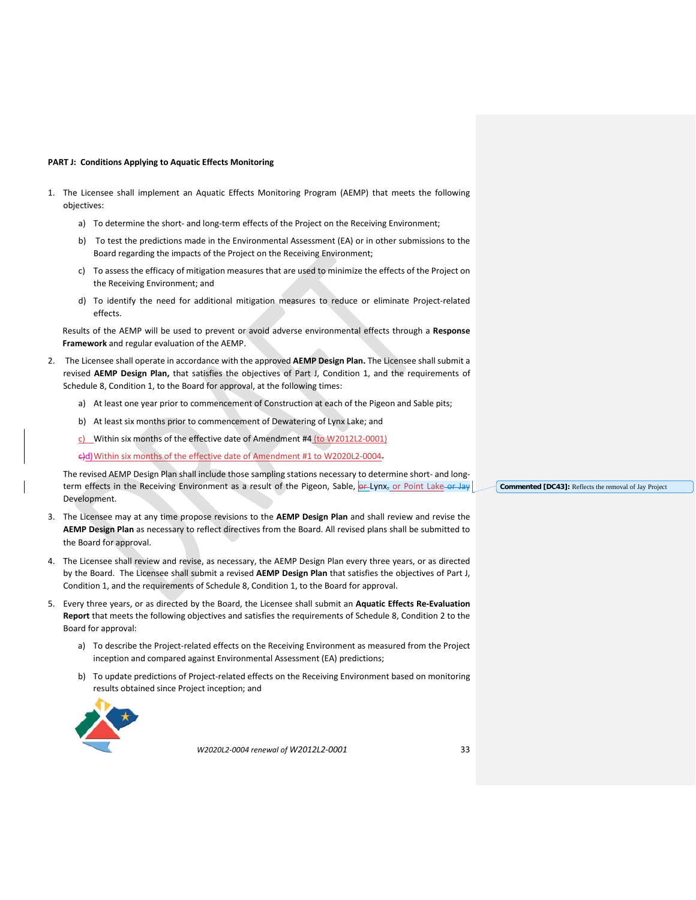**PART J: Conditions Applying to Aquatic Effects Monitoring**

1. The Licensee shall implement an Aquatic Effects Monitoring Program (AEMP) that meets the following objectives:

    a) To determine the short- and long-term effects of the Project on the Receiving Environment;

    b) To test the predictions made in the Environmental Assessment (EA) or in other submissions to the Board regarding the impacts of the Project on the Receiving Environment;

    c) To assess the efficacy of mitigation measures that are used to minimize the effects of the Project on the Receiving Environment; and

    d) To identify the need for additional mitigation measures to reduce or eliminate Project-related effects.

    Results of the AEMP will be used to prevent or avoid adverse environmental effects through a **Response Framework** and regular evaluation of the AEMP.

2. The Licensee shall operate in accordance with the approved **AEMP Design Plan.** The Licensee shall submit a revised **AEMP Design Plan,** that satisfies the objectives of Part J, Condition 1, and the requirements of Schedule 8, Condition 1, to the Board for approval, at the following times:

    a) At least one year prior to commencement of Construction at each of the Pigeon and Sable pits;

    b) At least six months prior to commencement of Dewatering of Lynx Lake; and

    c) Within six months of the effective date of Amendment #4 (to W2012L2-0001)

    d) Within six months of the effective date of Amendment #1 to W2020L2-0004.

    The revised AEMP Design Plan shall include those sampling stations necessary to determine short- and long-term effects in the Receiving Environment as a result of the Pigeon, Sable, ~~or~~ Lynx, or Point Lake ~~or Jay~~ Development.

    **Commented [DC43]:** Reflects the removal of Jay Project

3. The Licensee may at any time propose revisions to the **AEMP Design Plan** and shall review and revise the **AEMP Design Plan** as necessary to reflect directives from the Board. All revised plans shall be submitted to the Board for approval.

4. The Licensee shall review and revise, as necessary, the AEMP Design Plan every three years, or as directed by the Board. The Licensee shall submit a revised **AEMP Design Plan** that satisfies the objectives of Part J, Condition 1, and the requirements of Schedule 8, Condition 1, to the Board for approval.

5. Every three years, or as directed by the Board, the Licensee shall submit an **Aquatic Effects Re-Evaluation Report** that meets the following objectives and satisfies the requirements of Schedule 8, Condition 2 to the Board for approval:

    a) To describe the Project-related effects on the Receiving Environment as measured from the Project inception and compared against Environmental Assessment (EA) predictions;

    b) To update predictions of Project-related effects on the Receiving Environment based on monitoring results obtained since Project inception; and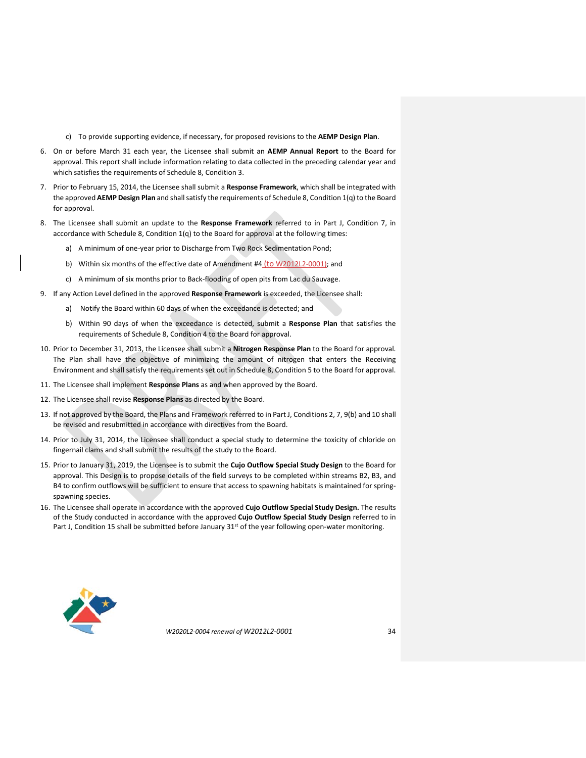c) To provide supporting evidence, if necessary, for proposed revisions to the **AEMP Design Plan**.

6. On or before March 31 each year, the Licensee shall submit an **AEMP Annual Report** to the Board for approval. This report shall include information relating to data collected in the preceding calendar year and which satisfies the requirements of Schedule 8, Condition 3.

7. Prior to February 15, 2014, the Licensee shall submit a **Response Framework**, which shall be integrated with the approved **AEMP Design Plan** and shall satisfy the requirements of Schedule 8, Condition 1(q) to the Board for approval.

8. The Licensee shall submit an update to the **Response Framework** referred to in Part J, Condition 7, in accordance with Schedule 8, Condition 1(q) to the Board for approval at the following times:

   a) A minimum of one-year prior to Discharge from Two Rock Sedimentation Pond;

   b) Within six months of the effective date of Amendment #4 (to W2012L2-0001); and

   c) A minimum of six months prior to Back-flooding of open pits from Lac du Sauvage.

9. If any Action Level defined in the approved **Response Framework** is exceeded, the Licensee shall:

   a) Notify the Board within 60 days of when the exceedance is detected; and

   b) Within 90 days of when the exceedance is detected, submit a **Response Plan** that satisfies the requirements of Schedule 8, Condition 4 to the Board for approval.

10. Prior to December 31, 2013, the Licensee shall submit a **Nitrogen Response Plan** to the Board for approval. The Plan shall have the objective of minimizing the amount of nitrogen that enters the Receiving Environment and shall satisfy the requirements set out in Schedule 8, Condition 5 to the Board for approval.

11. The Licensee shall implement **Response Plans** as and when approved by the Board.

12. The Licensee shall revise **Response Plans** as directed by the Board.

13. If not approved by the Board, the Plans and Framework referred to in Part J, Conditions 2, 7, 9(b) and 10 shall be revised and resubmitted in accordance with directives from the Board.

14. Prior to July 31, 2014, the Licensee shall conduct a special study to determine the toxicity of chloride on fingernail clams and shall submit the results of the study to the Board.

15. Prior to January 31, 2019, the Licensee is to submit the **Cujo Outflow Special Study Design** to the Board for approval. This Design is to propose details of the field surveys to be completed within streams B2, B3, and B4 to confirm outflows will be sufficient to ensure that access to spawning habitats is maintained for spring-spawning species.

16. The Licensee shall operate in accordance with the approved **Cujo Outflow Special Study Design.** The results of the Study conducted in accordance with the approved **Cujo Outflow Special Study Design** referred to in Part J, Condition 15 shall be submitted before January 31st of the year following open-water monitoring.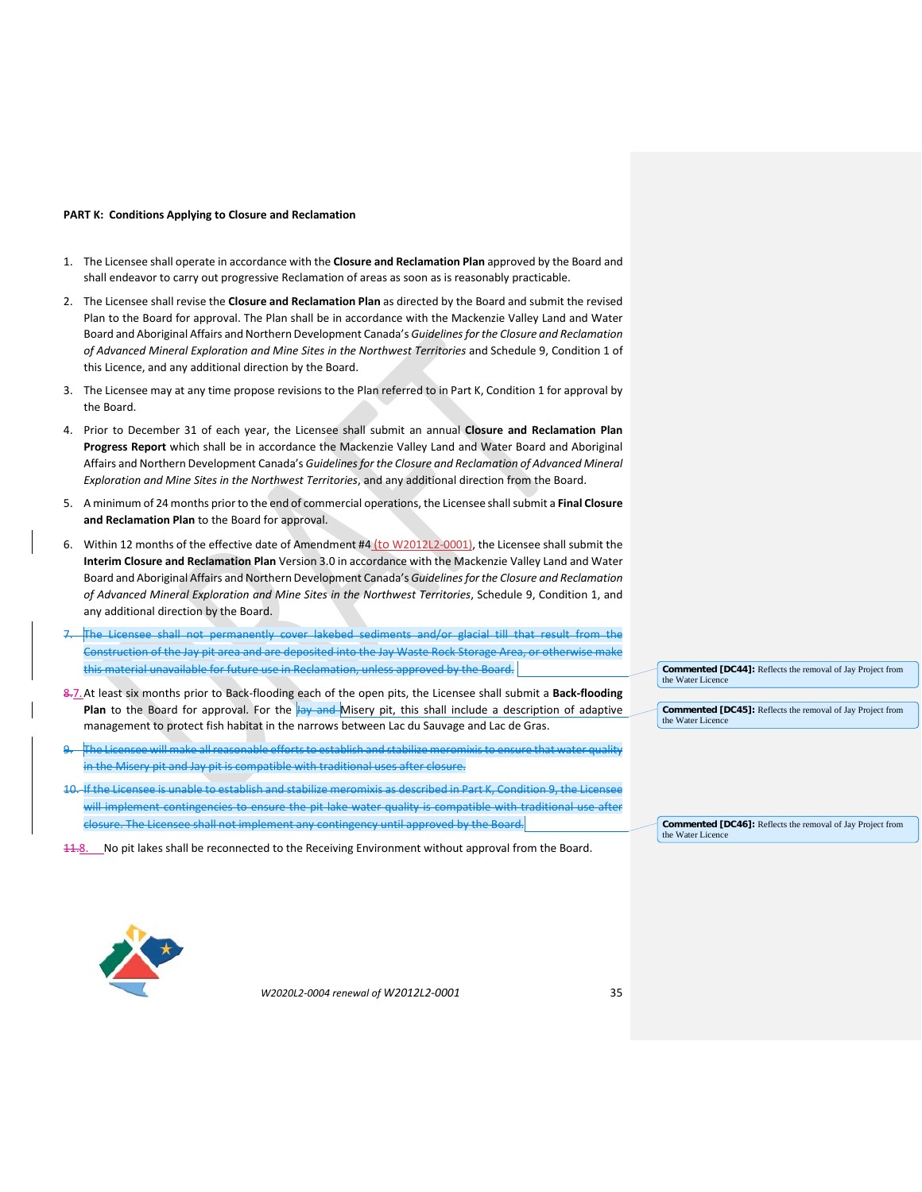**PART K: Conditions Applying to Closure and Reclamation**

1. The Licensee shall operate in accordance with the **Closure and Reclamation Plan** approved by the Board and shall endeavor to carry out progressive Reclamation of areas as soon as is reasonably practicable.

2. The Licensee shall revise the **Closure and Reclamation Plan** as directed by the Board and submit the revised Plan to the Board for approval. The Plan shall be in accordance with the Mackenzie Valley Land and Water Board and Aboriginal Affairs and Northern Development Canada's *Guidelines for the Closure and Reclamation of Advanced Mineral Exploration and Mine Sites in the Northwest Territories* and Schedule 9, Condition 1 of this Licence, and any additional direction by the Board.

3. The Licensee may at any time propose revisions to the Plan referred to in Part K, Condition 1 for approval by the Board.

4. Prior to December 31 of each year, the Licensee shall submit an annual **Closure and Reclamation Plan Progress Report** which shall be in accordance the Mackenzie Valley Land and Water Board and Aboriginal Affairs and Northern Development Canada's *Guidelines for the Closure and Reclamation of Advanced Mineral Exploration and Mine Sites in the Northwest Territories*, and any additional direction from the Board.

5. A minimum of 24 months prior to the end of commercial operations, the Licensee shall submit a **Final Closure and Reclamation Plan** to the Board for approval.

6. Within 12 months of the effective date of Amendment #4 (to W2012L2-0001), the Licensee shall submit the **Interim Closure and Reclamation Plan** Version 3.0 in accordance with the Mackenzie Valley Land and Water Board and Aboriginal Affairs and Northern Development Canada's *Guidelines for the Closure and Reclamation of Advanced Mineral Exploration and Mine Sites in the Northwest Territories*, Schedule 9, Condition 1, and any additional direction by the Board.

7. ~~The Licensee shall not permanently cover lakebed sediments and/or glacial till that result from the Construction of the Jay pit area and are deposited into the Jay Waste Rock Storage Area, or otherwise make this material unavailable for future use in Reclamation, unless approved by the Board.~~

~~8.~~7. At least six months prior to Back-flooding each of the open pits, the Licensee shall submit a **Back-flooding Plan** to the Board for approval. For the ~~Jay and~~ Misery pit, this shall include a description of adaptive management to protect fish habitat in the narrows between Lac du Sauvage and Lac de Gras.

9. ~~The Licensee will make all reasonable efforts to establish and stabilize meromixis to ensure that water quality in the Misery pit and Jay pit is compatible with traditional uses after closure.~~

10. ~~If the Licensee is unable to establish and stabilize meromixis as described in Part K, Condition 9, the Licensee will implement contingencies to ensure the pit lake water quality is compatible with traditional use after closure. The Licensee shall not implement any contingency until approved by the Board.~~

~~11.~~8. No pit lakes shall be reconnected to the Receiving Environment without approval from the Board.

**Commented [DC44]:** Reflects the removal of Jay Project from the Water Licence

**Commented [DC45]:** Reflects the removal of Jay Project from the Water Licence

**Commented [DC46]:** Reflects the removal of Jay Project from the Water Licence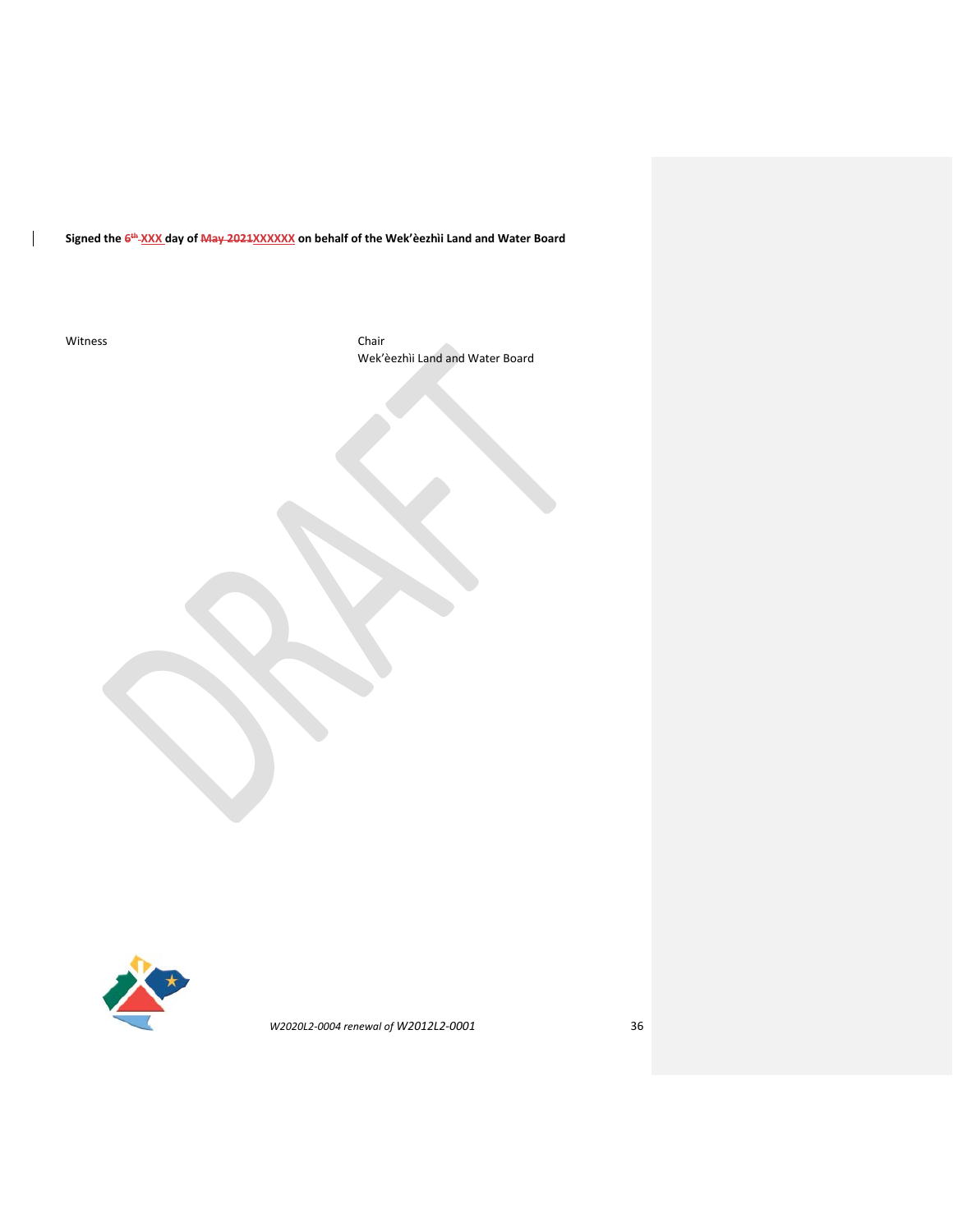**Signed the ~~6th~~ XXX day of ~~May 2021~~XXXXXX on behalf of the Wek'èezhìi Land and Water Board**

Witness

Chair
Wek'èezhìi Land and Water Board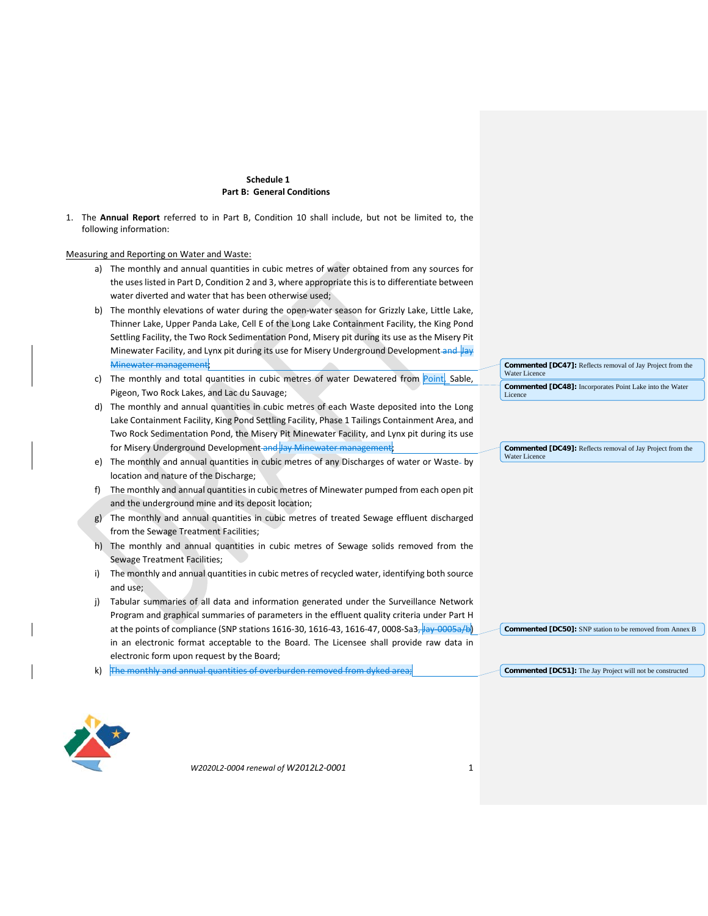**Schedule 1**
**Part B: General Conditions**

1. The **Annual Report** referred to in Part B, Condition 10 shall include, but not be limited to, the following information:

Measuring and Reporting on Water and Waste:

a) The monthly and annual quantities in cubic metres of water obtained from any sources for the uses listed in Part D, Condition 2 and 3, where appropriate this is to differentiate between water diverted and water that has been otherwise used;

b) The monthly elevations of water during the open-water season for Grizzly Lake, Little Lake, Thinner Lake, Upper Panda Lake, Cell E of the Long Lake Containment Facility, the King Pond Settling Facility, the Two Rock Sedimentation Pond, Misery pit during its use as the Misery Pit Minewater Facility, and Lynx pit during its use for Misery Underground Development ~~and Jay Minewater management~~;

c) The monthly and total quantities in cubic metres of water Dewatered from Point, Sable, Pigeon, Two Rock Lakes, and Lac du Sauvage;

d) The monthly and annual quantities in cubic metres of each Waste deposited into the Long Lake Containment Facility, King Pond Settling Facility, Phase 1 Tailings Containment Area, and Two Rock Sedimentation Pond, the Misery Pit Minewater Facility, and Lynx pit during its use for Misery Underground Development ~~and Jay Minewater management~~;

e) The monthly and annual quantities in cubic metres of any Discharges of water or Waste by location and nature of the Discharge;

f) The monthly and annual quantities in cubic metres of Minewater pumped from each open pit and the underground mine and its deposit location;

g) The monthly and annual quantities in cubic metres of treated Sewage effluent discharged from the Sewage Treatment Facilities;

h) The monthly and annual quantities in cubic metres of Sewage solids removed from the Sewage Treatment Facilities;

i) The monthly and annual quantities in cubic metres of recycled water, identifying both source and use;

j) Tabular summaries of all data and information generated under the Surveillance Network Program and graphical summaries of parameters in the effluent quality criteria under Part H at the points of compliance (SNP stations 1616-30, 1616-43, 1616-47, 0008-Sa3~~, Jay-0005a/b~~) in an electronic format acceptable to the Board. The Licensee shall provide raw data in electronic form upon request by the Board;

k) ~~The monthly and annual quantities of overburden removed from dyked area;~~

**Commented [DC47]:** Reflects removal of Jay Project from the Water Licence

**Commented [DC48]:** Incorporates Point Lake into the Water Licence

**Commented [DC49]:** Reflects removal of Jay Project from the Water Licence

**Commented [DC50]:** SNP station to be removed from Annex B

**Commented [DC51]:** The Jay Project will not be constructed

*W2020L2-0004 renewal of W2012L2-0001*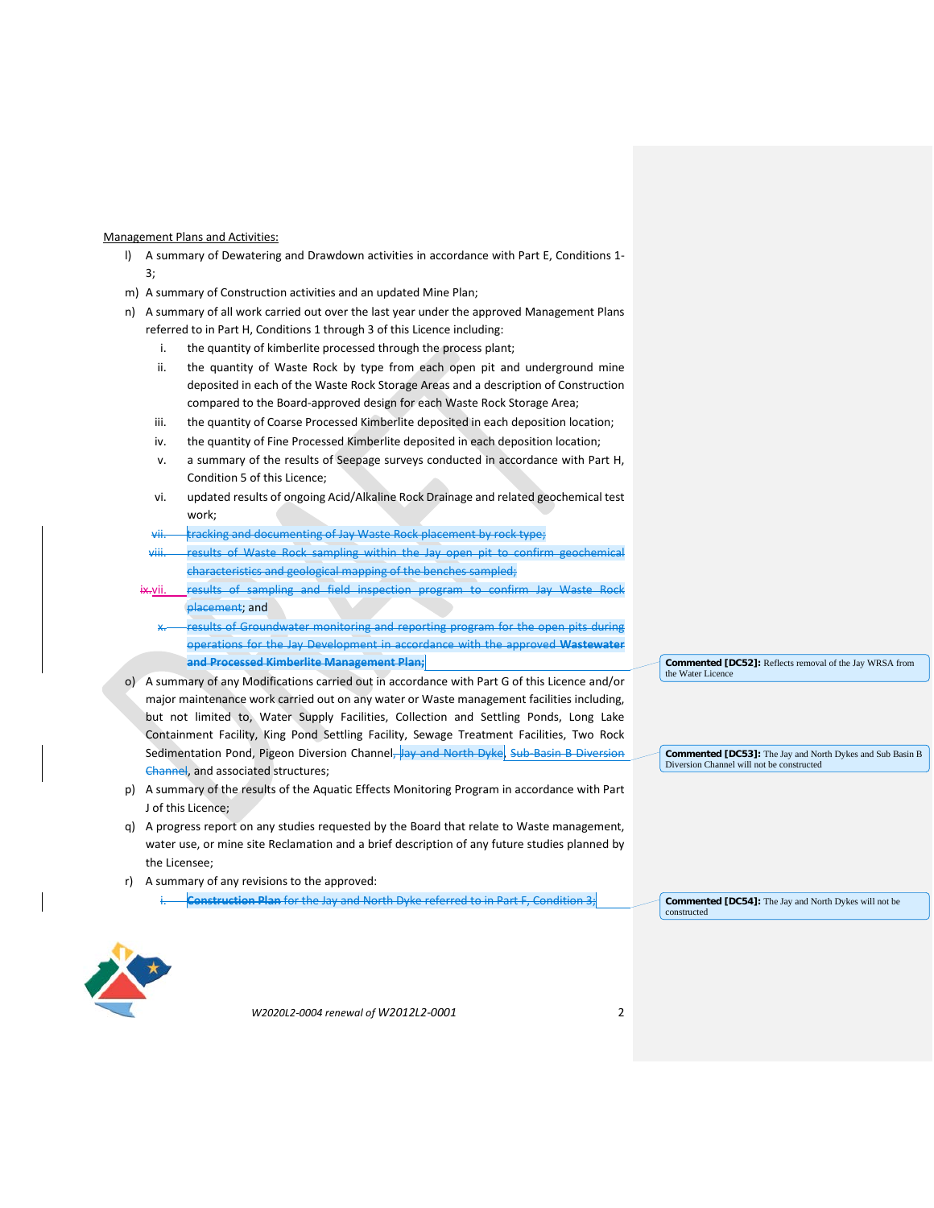Management Plans and Activities:

l) A summary of Dewatering and Drawdown activities in accordance with Part E, Conditions 1-3;

m) A summary of Construction activities and an updated Mine Plan;

n) A summary of all work carried out over the last year under the approved Management Plans referred to in Part H, Conditions 1 through 3 of this Licence including:

   i. the quantity of kimberlite processed through the process plant;

   ii. the quantity of Waste Rock by type from each open pit and underground mine deposited in each of the Waste Rock Storage Areas and a description of Construction compared to the Board-approved design for each Waste Rock Storage Area;

   iii. the quantity of Coarse Processed Kimberlite deposited in each deposition location;

   iv. the quantity of Fine Processed Kimberlite deposited in each deposition location;

   v. a summary of the results of Seepage surveys conducted in accordance with Part H, Condition 5 of this Licence;

   vi. updated results of ongoing Acid/Alkaline Rock Drainage and related geochemical test work;

   ~~vii. tracking and documenting of Jay Waste Rock placement by rock type;~~

   ~~viii. results of Waste Rock sampling within the Jay open pit to confirm geochemical characteristics and geological mapping of the benches sampled;~~

   ~~ix.~~vii. ~~results of sampling and field inspection program to confirm Jay Waste Rock placement~~; and

   ~~x. results of Groundwater monitoring and reporting program for the open pits during operations for the Jay Development in accordance with the approved **Wastewater and Processed Kimberlite Management Plan;**~~

o) A summary of any Modifications carried out in accordance with Part G of this Licence and/or major maintenance work carried out on any water or Waste management facilities including, but not limited to, Water Supply Facilities, Collection and Settling Ponds, Long Lake Containment Facility, King Pond Settling Facility, Sewage Treatment Facilities, Two Rock Sedimentation Pond, Pigeon Diversion Channel~~, Jay and North Dyke~~, ~~Sub-Basin B Diversion Channel~~, and associated structures;

p) A summary of the results of the Aquatic Effects Monitoring Program in accordance with Part J of this Licence;

q) A progress report on any studies requested by the Board that relate to Waste management, water use, or mine site Reclamation and a brief description of any future studies planned by the Licensee;

r) A summary of any revisions to the approved:

   ~~i. **Construction Plan** for the Jay and North Dyke referred to in Part F, Condition 3;~~

**Commented [DC52]:** Reflects removal of the Jay WRSA from the Water Licence

**Commented [DC53]:** The Jay and North Dykes and Sub Basin B Diversion Channel will not be constructed

**Commented [DC54]:** The Jay and North Dykes will not be constructed

*W2020L2-0004 renewal of W2012L2-0001*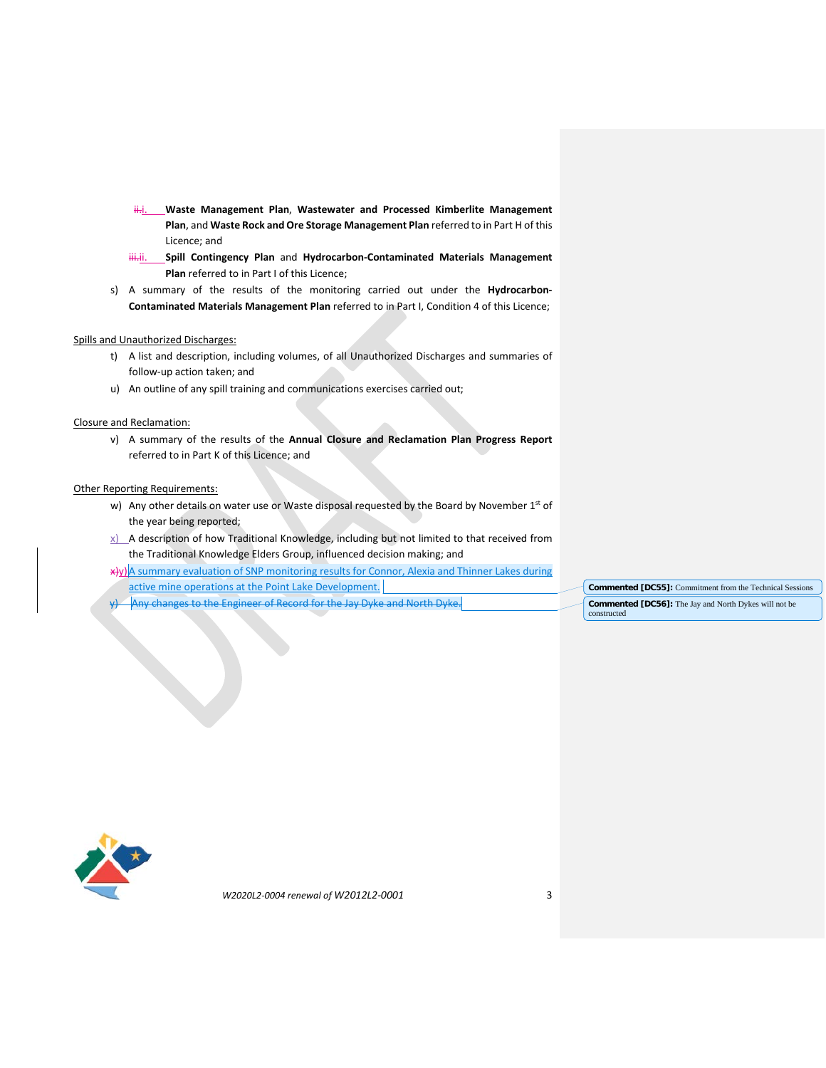i. **Waste Management Plan**, **Wastewater and Processed Kimberlite Management Plan**, and **Waste Rock and Ore Storage Management Plan** referred to in Part H of this Licence; and

ii. **Spill Contingency Plan** and **Hydrocarbon-Contaminated Materials Management Plan** referred to in Part I of this Licence;

s) A summary of the results of the monitoring carried out under the **Hydrocarbon-Contaminated Materials Management Plan** referred to in Part I, Condition 4 of this Licence;

Spills and Unauthorized Discharges:

t) A list and description, including volumes, of all Unauthorized Discharges and summaries of follow-up action taken; and

u) An outline of any spill training and communications exercises carried out;

Closure and Reclamation:

v) A summary of the results of the **Annual Closure and Reclamation Plan Progress Report** referred to in Part K of this Licence; and

Other Reporting Requirements:

w) Any other details on water use or Waste disposal requested by the Board by November 1st of the year being reported;

x) A description of how Traditional Knowledge, including but not limited to that received from the Traditional Knowledge Elders Group, influenced decision making; and

y) A summary evaluation of SNP monitoring results for Connor, Alexia and Thinner Lakes during active mine operations at the Point Lake Development.

~~y) Any changes to the Engineer of Record for the Jay Dyke and North Dyke.~~

Commented [DC55]: Commitment from the Technical Sessions

Commented [DC56]: The Jay and North Dykes will not be constructed

*W2020L2-0004 renewal of W2012L2-0001*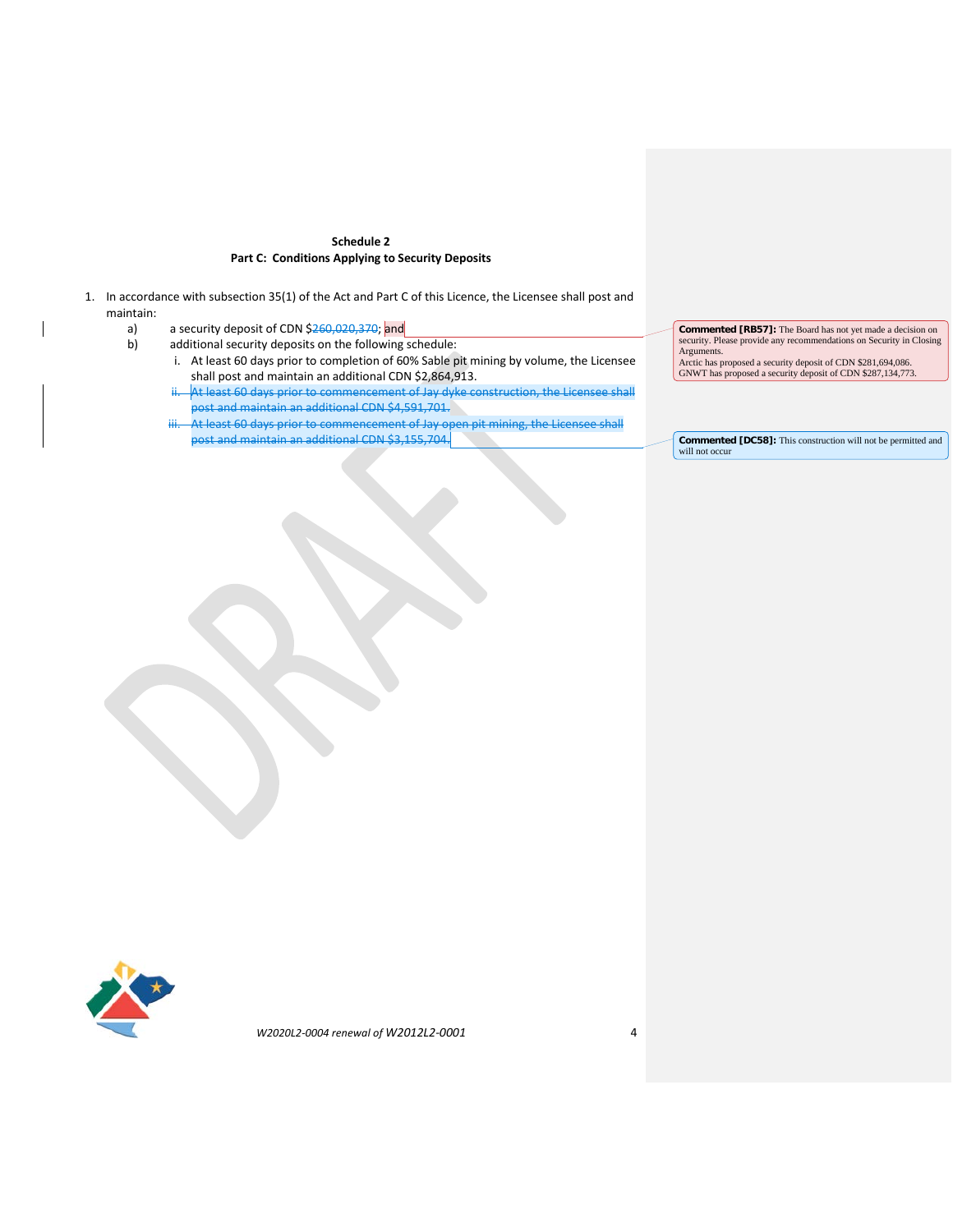**Schedule 2**
**Part C: Conditions Applying to Security Deposits**

1. In accordance with subsection 35(1) of the Act and Part C of this Licence, the Licensee shall post and maintain:
   a) a security deposit of CDN $~~260,020,370~~; and
   b) additional security deposits on the following schedule:
      i. At least 60 days prior to completion of 60% Sable pit mining by volume, the Licensee shall post and maintain an additional CDN $2,864,913.
      ii. ~~At least 60 days prior to commencement of Jay dyke construction, the Licensee shall post and maintain an additional CDN $4,591,701.~~
      iii. ~~At least 60 days prior to commencement of Jay open pit mining, the Licensee shall post and maintain an additional CDN $3,155,704.~~

**Commented [RB57]:** The Board has not yet made a decision on security. Please provide any recommendations on Security in Closing Arguments.
Arctic has proposed a security deposit of CDN $281,694,086.
GNWT has proposed a security deposit of CDN $287,134,773.

**Commented [DC58]:** This construction will not be permitted and will not occur

*W2020L2-0004 renewal of W2012L2-0001*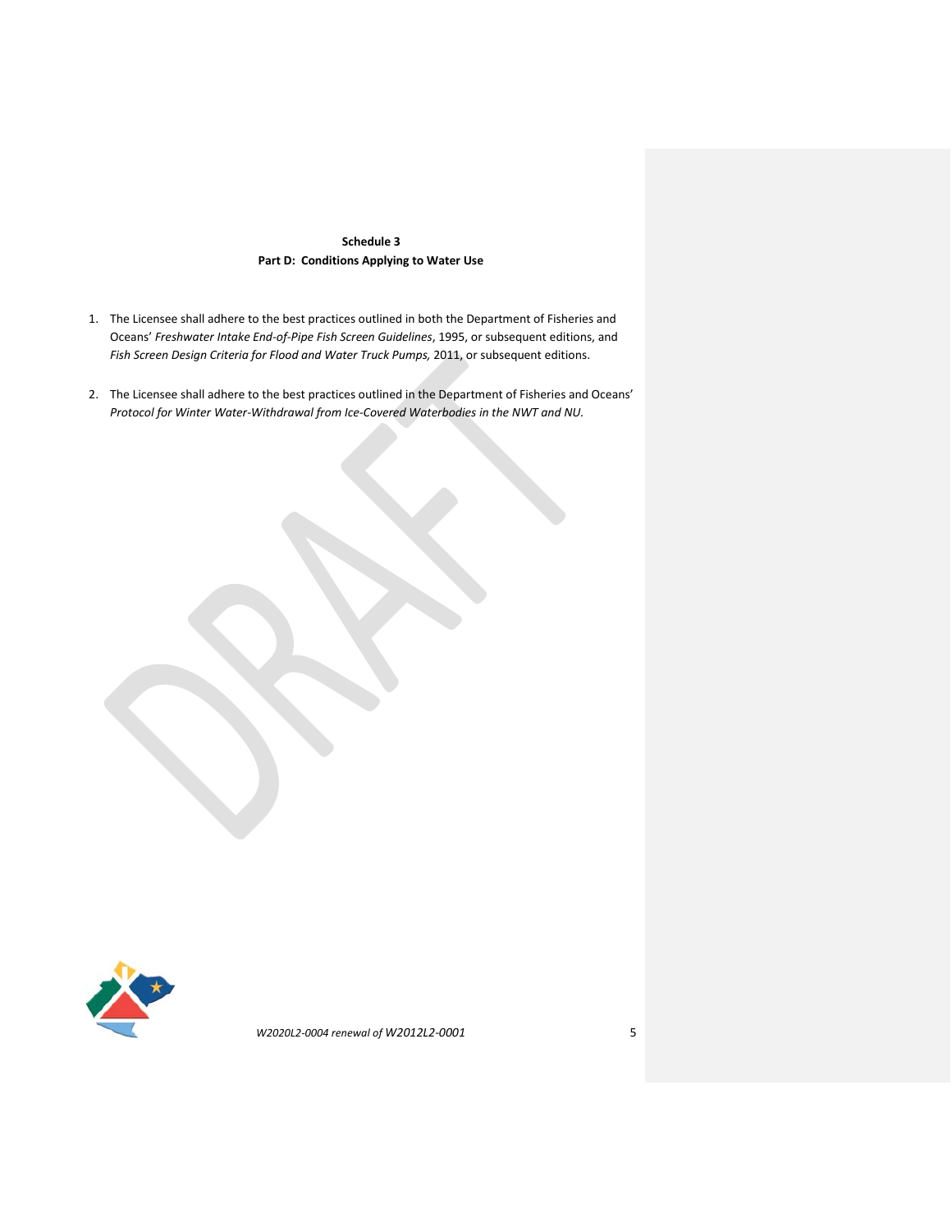**Schedule 3**
**Part D: Conditions Applying to Water Use**

1. The Licensee shall adhere to the best practices outlined in both the Department of Fisheries and Oceans' *Freshwater Intake End-of-Pipe Fish Screen Guidelines*, 1995, or subsequent editions, and *Fish Screen Design Criteria for Flood and Water Truck Pumps,* 2011, or subsequent editions.

2. The Licensee shall adhere to the best practices outlined in the Department of Fisheries and Oceans' *Protocol for Winter Water-Withdrawal from Ice-Covered Waterbodies in the NWT and NU.*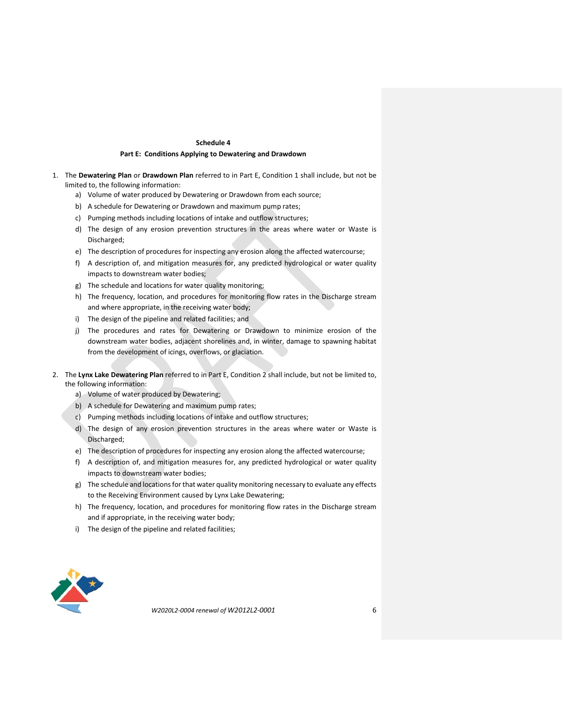**Schedule 4**

**Part E: Conditions Applying to Dewatering and Drawdown**

1. The **Dewatering Plan** or **Drawdown Plan** referred to in Part E, Condition 1 shall include, but not be limited to, the following information:
   a) Volume of water produced by Dewatering or Drawdown from each source;
   b) A schedule for Dewatering or Drawdown and maximum pump rates;
   c) Pumping methods including locations of intake and outflow structures;
   d) The design of any erosion prevention structures in the areas where water or Waste is Discharged;
   e) The description of procedures for inspecting any erosion along the affected watercourse;
   f) A description of, and mitigation measures for, any predicted hydrological or water quality impacts to downstream water bodies;
   g) The schedule and locations for water quality monitoring;
   h) The frequency, location, and procedures for monitoring flow rates in the Discharge stream and where appropriate, in the receiving water body;
   i) The design of the pipeline and related facilities; and
   j) The procedures and rates for Dewatering or Drawdown to minimize erosion of the downstream water bodies, adjacent shorelines and, in winter, damage to spawning habitat from the development of icings, overflows, or glaciation.

2. The **Lynx Lake Dewatering Plan** referred to in Part E, Condition 2 shall include, but not be limited to, the following information:
   a) Volume of water produced by Dewatering;
   b) A schedule for Dewatering and maximum pump rates;
   c) Pumping methods including locations of intake and outflow structures;
   d) The design of any erosion prevention structures in the areas where water or Waste is Discharged;
   e) The description of procedures for inspecting any erosion along the affected watercourse;
   f) A description of, and mitigation measures for, any predicted hydrological or water quality impacts to downstream water bodies;
   g) The schedule and locations for that water quality monitoring necessary to evaluate any effects to the Receiving Environment caused by Lynx Lake Dewatering;
   h) The frequency, location, and procedures for monitoring flow rates in the Discharge stream and if appropriate, in the receiving water body;
   i) The design of the pipeline and related facilities;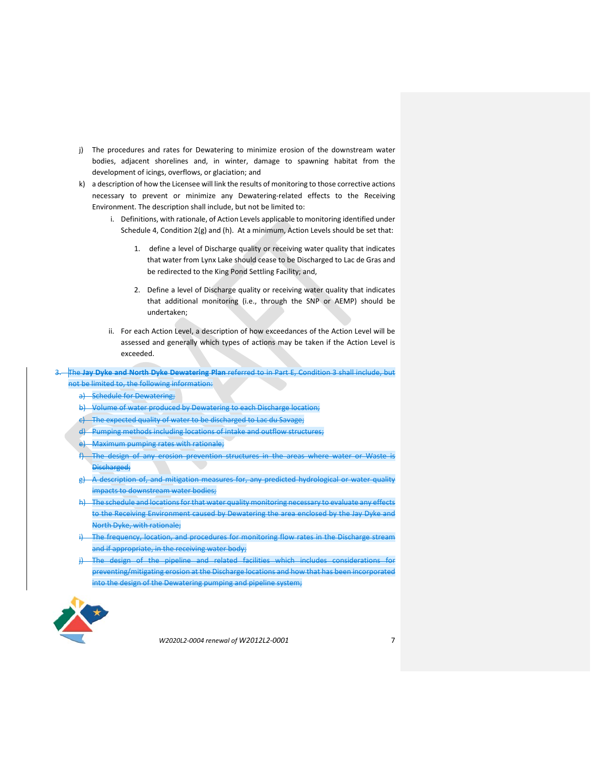j) The procedures and rates for Dewatering to minimize erosion of the downstream water bodies, adjacent shorelines and, in winter, damage to spawning habitat from the development of icings, overflows, or glaciation; and

k) a description of how the Licensee will link the results of monitoring to those corrective actions necessary to prevent or minimize any Dewatering-related effects to the Receiving Environment. The description shall include, but not be limited to:

   i. Definitions, with rationale, of Action Levels applicable to monitoring identified under Schedule 4, Condition 2(g) and (h). At a minimum, Action Levels should be set that:

      1. define a level of Discharge quality or receiving water quality that indicates that water from Lynx Lake should cease to be Discharged to Lac de Gras and be redirected to the King Pond Settling Facility; and,

      2. Define a level of Discharge quality or receiving water quality that indicates that additional monitoring (i.e., through the SNP or AEMP) should be undertaken;

   ii. For each Action Level, a description of how exceedances of the Action Level will be assessed and generally which types of actions may be taken if the Action Level is exceeded.

~~3. The **Jay Dyke and North Dyke Dewatering Plan** referred to in Part E, Condition 3 shall include, but not be limited to, the following information:~~

~~a) Schedule for Dewatering;~~

~~b) Volume of water produced by Dewatering to each Discharge location;~~

~~c) The expected quality of water to be discharged to Lac du Savage;~~

~~d) Pumping methods including locations of intake and outflow structures;~~

~~e) Maximum pumping rates with rationale;~~

~~f) The design of any erosion prevention structures in the areas where water or Waste is Discharged;~~

~~g) A description of, and mitigation measures for, any predicted hydrological or water quality impacts to downstream water bodies;~~

~~h) The schedule and locations for that water quality monitoring necessary to evaluate any effects to the Receiving Environment caused by Dewatering the area enclosed by the Jay Dyke and North Dyke, with rationale;~~

~~i) The frequency, location, and procedures for monitoring flow rates in the Discharge stream and if appropriate, in the receiving water body;~~

~~j) The design of the pipeline and related facilities which includes considerations for preventing/mitigating erosion at the Discharge locations and how that has been incorporated into the design of the Dewatering pumping and pipeline system;~~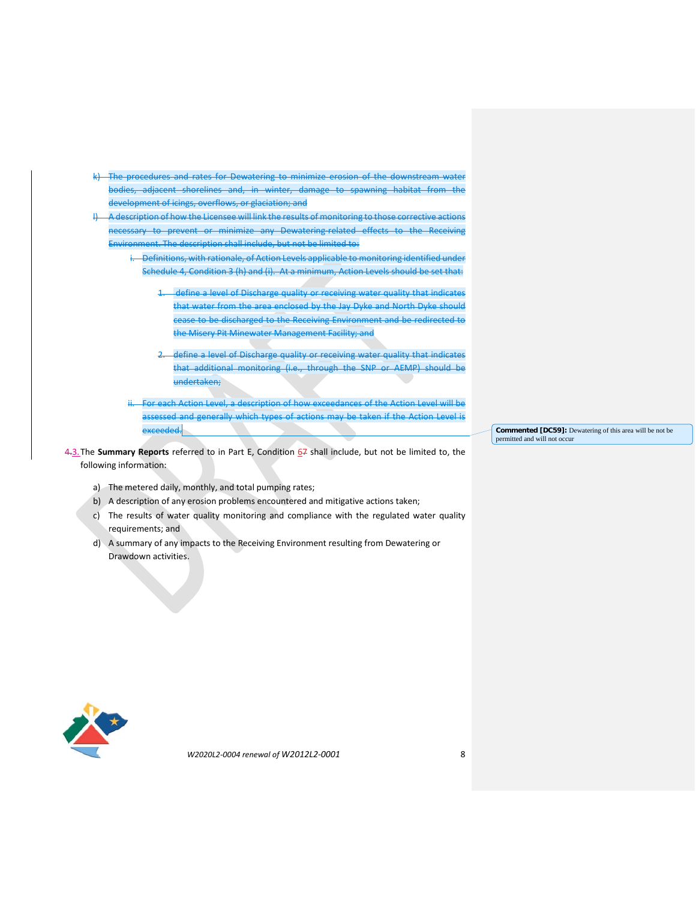k) ~~The procedures and rates for Dewatering to minimize erosion of the downstream water bodies, adjacent shorelines and, in winter, damage to spawning habitat from the development of icings, overflows, or glaciation; and~~

l) ~~A description of how the Licensee will link the results of monitoring to those corrective actions necessary to prevent or minimize any Dewatering-related effects to the Receiving Environment. The description shall include, but not be limited to:~~

   i. ~~Definitions, with rationale, of Action Levels applicable to monitoring identified under Schedule 4, Condition 3 (h) and (i). At a minimum, Action Levels should be set that:~~

      1. ~~define a level of Discharge quality or receiving water quality that indicates that water from the area enclosed by the Jay Dyke and North Dyke should cease to be discharged to the Receiving Environment and be redirected to the Misery Pit Minewater Management Facility; and~~

      2. ~~define a level of Discharge quality or receiving water quality that indicates that additional monitoring (i.e., through the SNP or AEMP) should be undertaken;~~

   ii. ~~For each Action Level, a description of how exceedances of the Action Level will be assessed and generally which types of actions may be taken if the Action Level is exceeded.~~

**Commented [DC59]:** Dewatering of this area will be not be permitted and will not occur

~~4.~~3. The **Summary Reports** referred to in Part E, Condition 6~~7~~ shall include, but not be limited to, the following information:

a) The metered daily, monthly, and total pumping rates;

b) A description of any erosion problems encountered and mitigative actions taken;

c) The results of water quality monitoring and compliance with the regulated water quality requirements; and

d) A summary of any impacts to the Receiving Environment resulting from Dewatering or Drawdown activities.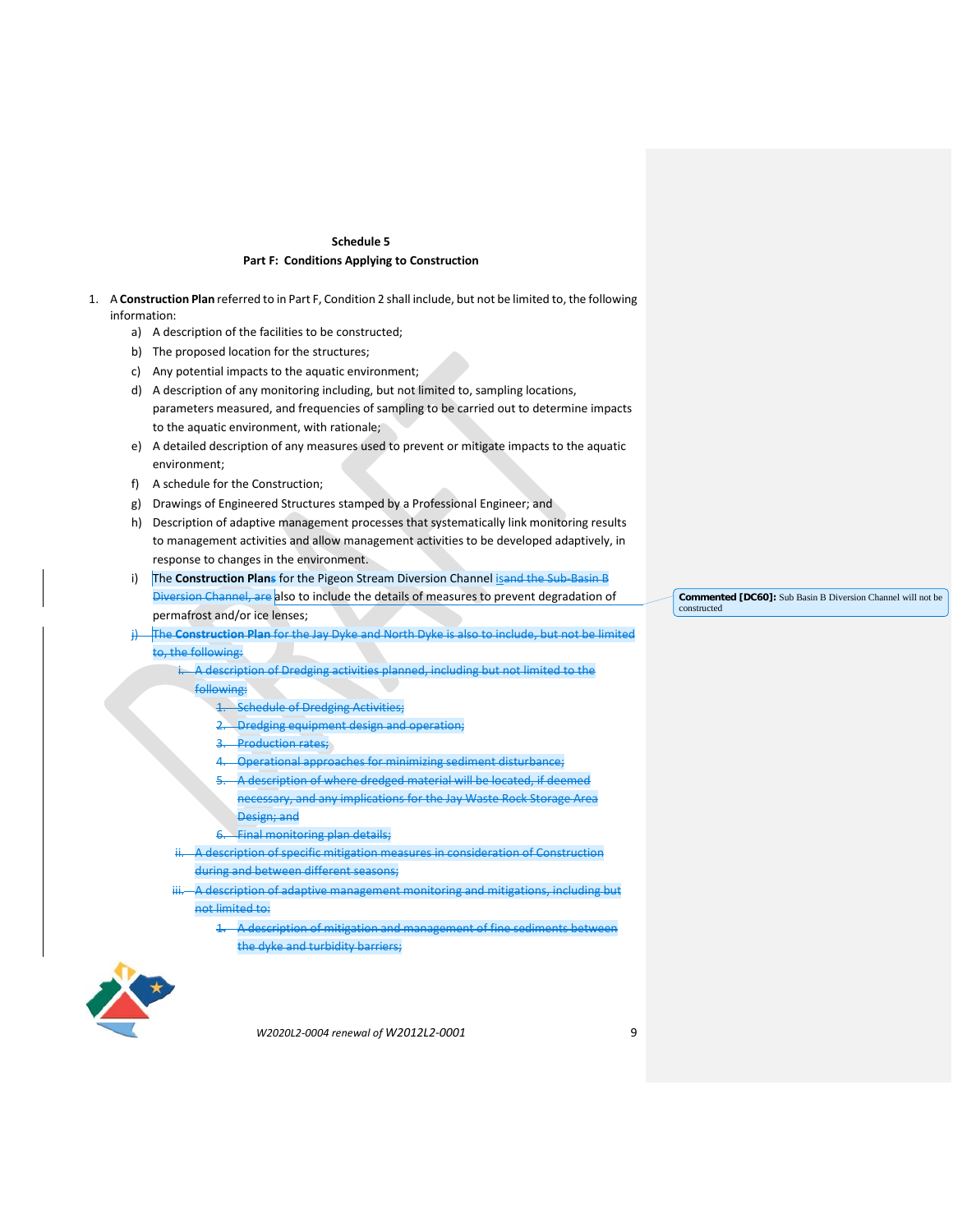**Schedule 5**

**Part F: Conditions Applying to Construction**

1. A **Construction Plan** referred to in Part F, Condition 2 shall include, but not be limited to, the following information:
    a) A description of the facilities to be constructed;
    b) The proposed location for the structures;
    c) Any potential impacts to the aquatic environment;
    d) A description of any monitoring including, but not limited to, sampling locations, parameters measured, and frequencies of sampling to be carried out to determine impacts to the aquatic environment, with rationale;
    e) A detailed description of any measures used to prevent or mitigate impacts to the aquatic environment;
    f) A schedule for the Construction;
    g) Drawings of Engineered Structures stamped by a Professional Engineer; and
    h) Description of adaptive management processes that systematically link monitoring results to management activities and allow management activities to be developed adaptively, in response to changes in the environment.
    i) The **Construction Plan~~s~~** for the Pigeon Stream Diversion Channel is~~and the Sub-Basin B Diversion Channel, are~~ also to include the details of measures to prevent degradation of permafrost and/or ice lenses;
    ~~j) The **Construction Plan** for the Jay Dyke and North Dyke is also to include, but not be limited to, the following:~~
        ~~i. A description of Dredging activities planned, including but not limited to the following:~~
            ~~1. Schedule of Dredging Activities;~~
            ~~2. Dredging equipment design and operation;~~
            ~~3. Production rates;~~
            ~~4. Operational approaches for minimizing sediment disturbance;~~
            ~~5. A description of where dredged material will be located, if deemed necessary, and any implications for the Jay Waste Rock Storage Area Design; and~~
            ~~6. Final monitoring plan details;~~
        ~~ii. A description of specific mitigation measures in consideration of Construction during and between different seasons;~~
        ~~iii. A description of adaptive management monitoring and mitigations, including but not limited to:~~
            ~~1. A description of mitigation and management of fine sediments between the dyke and turbidity barriers;~~

**Commented [DC60]:** Sub Basin B Diversion Channel will not be constructed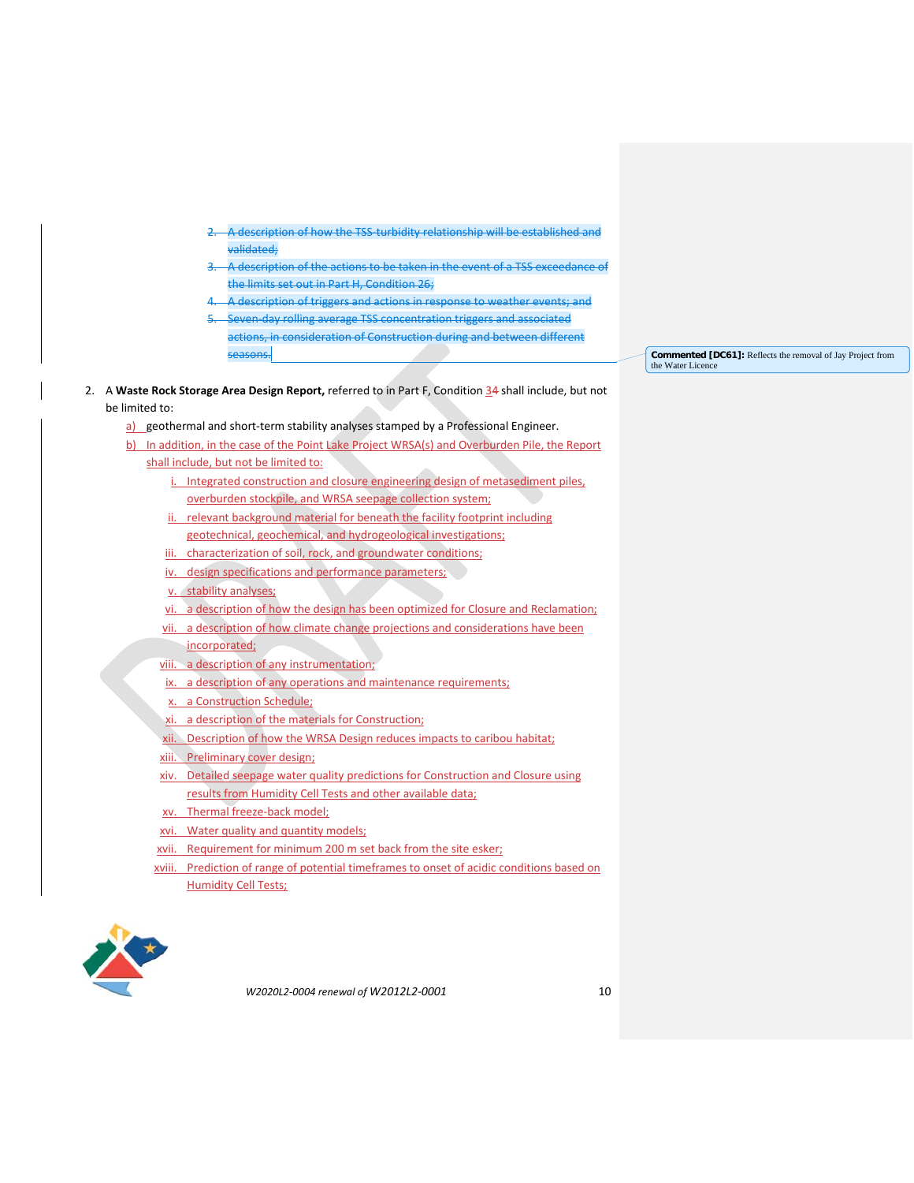2. ~~A description of how the TSS-turbidity relationship will be established and validated;~~
3. ~~A description of the actions to be taken in the event of a TSS exceedance of the limits set out in Part H, Condition 26;~~
4. ~~A description of triggers and actions in response to weather events; and~~
5. ~~Seven-day rolling average TSS concentration triggers and associated actions, in consideration of Construction during and between different seasons.~~

**Commented [DC61]:** Reflects the removal of Jay Project from the Water Licence

2. A **Waste Rock Storage Area Design Report,** referred to in Part F, Condition 34 shall include, but not be limited to:
   - a) geothermal and short-term stability analyses stamped by a Professional Engineer.
   - b) In addition, in the case of the Point Lake Project WRSA(s) and Overburden Pile, the Report shall include, but not be limited to:
     - i. Integrated construction and closure engineering design of metasediment piles, overburden stockpile, and WRSA seepage collection system;
     - ii. relevant background material for beneath the facility footprint including geotechnical, geochemical, and hydrogeological investigations;
     - iii. characterization of soil, rock, and groundwater conditions;
     - iv. design specifications and performance parameters;
     - v. stability analyses;
     - vi. a description of how the design has been optimized for Closure and Reclamation;
     - vii. a description of how climate change projections and considerations have been incorporated;
     - viii. a description of any instrumentation;
     - ix. a description of any operations and maintenance requirements;
     - x. a Construction Schedule;
     - xi. a description of the materials for Construction;
     - xii. Description of how the WRSA Design reduces impacts to caribou habitat;
     - xiii. Preliminary cover design;
     - xiv. Detailed seepage water quality predictions for Construction and Closure using results from Humidity Cell Tests and other available data;
     - xv. Thermal freeze-back model;
     - xvi. Water quality and quantity models;
     - xvii. Requirement for minimum 200 m set back from the site esker;
     - xviii. Prediction of range of potential timeframes to onset of acidic conditions based on Humidity Cell Tests;

*W2020L2-0004 renewal of W2012L2-0001*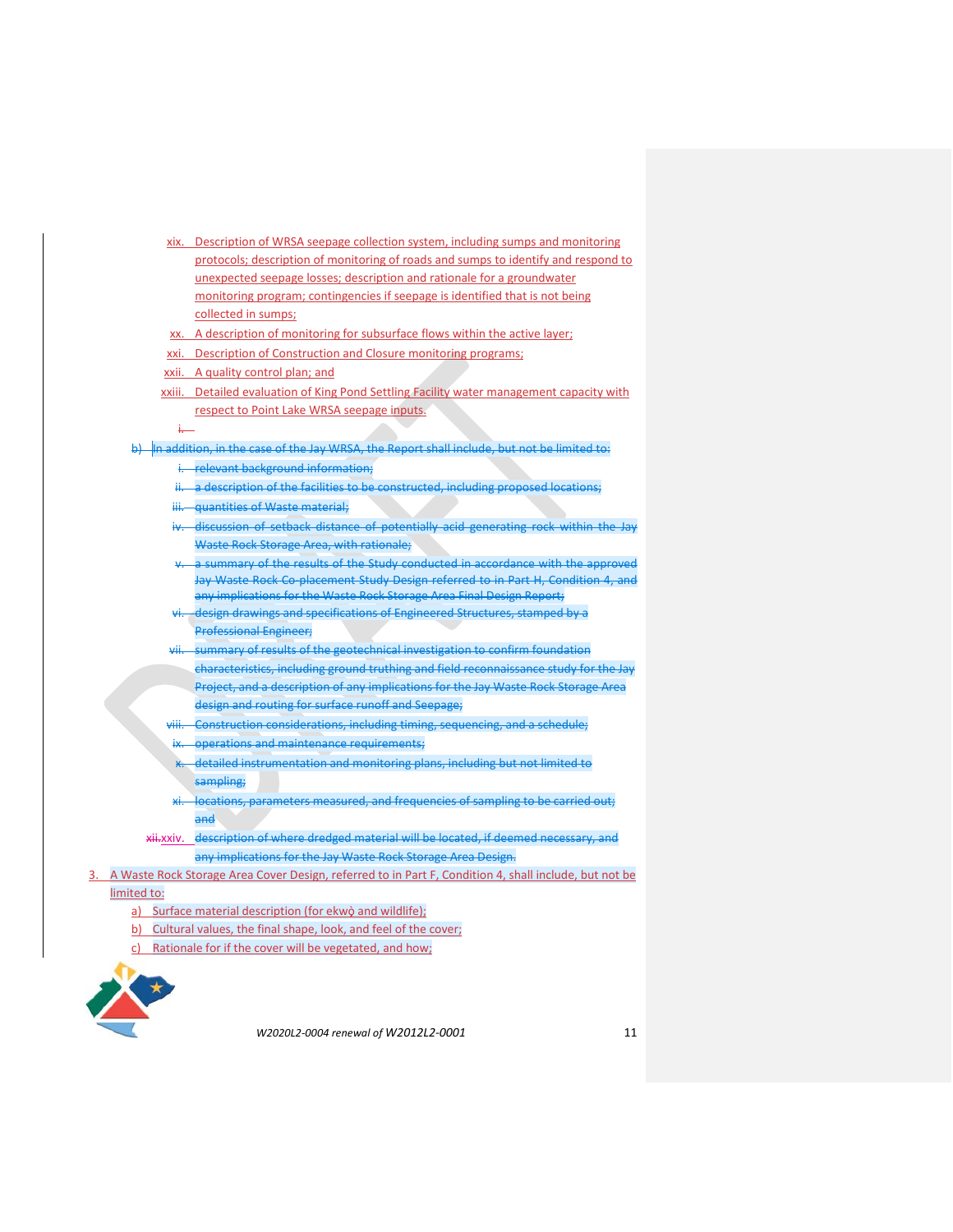xix. Description of WRSA seepage collection system, including sumps and monitoring protocols; description of monitoring of roads and sumps to identify and respond to unexpected seepage losses; description and rationale for a groundwater monitoring program; contingencies if seepage is identified that is not being collected in sumps;

xx. A description of monitoring for subsurface flows within the active layer;

xxi. Description of Construction and Closure monitoring programs;

xxii. A quality control plan; and

xxiii. Detailed evaluation of King Pond Settling Facility water management capacity with respect to Point Lake WRSA seepage inputs.

~~i.~~

~~b) In addition, in the case of the Jay WRSA, the Report shall include, but not be limited to:~~

~~i. relevant background information;~~

~~ii. a description of the facilities to be constructed, including proposed locations;~~

~~iii. quantities of Waste material;~~

~~iv. discussion of setback distance of potentially acid generating rock within the Jay Waste Rock Storage Area, with rationale;~~

~~v. a summary of the results of the Study conducted in accordance with the approved Jay Waste Rock Co-placement Study Design referred to in Part H, Condition 4, and any implications for the Waste Rock Storage Area Final Design Report;~~

~~vi. design drawings and specifications of Engineered Structures, stamped by a Professional Engineer;~~

~~vii. summary of results of the geotechnical investigation to confirm foundation characteristics, including ground truthing and field reconnaissance study for the Jay Project, and a description of any implications for the Jay Waste Rock Storage Area design and routing for surface runoff and Seepage;~~

~~viii. Construction considerations, including timing, sequencing, and a schedule;~~

~~ix. operations and maintenance requirements;~~

~~x. detailed instrumentation and monitoring plans, including but not limited to sampling;~~

~~xi. locations, parameters measured, and frequencies of sampling to be carried out; and~~

~~xii.~~xxiv. ~~description of where dredged material will be located, if deemed necessary, and any implications for the Jay Waste Rock Storage Area Design.~~

3. A Waste Rock Storage Area Cover Design, referred to in Part F, Condition 4, shall include, but not be limited to:
   a) Surface material description (for ekwǫ̀ and wildlife);
   b) Cultural values, the final shape, look, and feel of the cover;
   c) Rationale for if the cover will be vegetated, and how;

*W2020L2-0004 renewal of W2012L2-0001*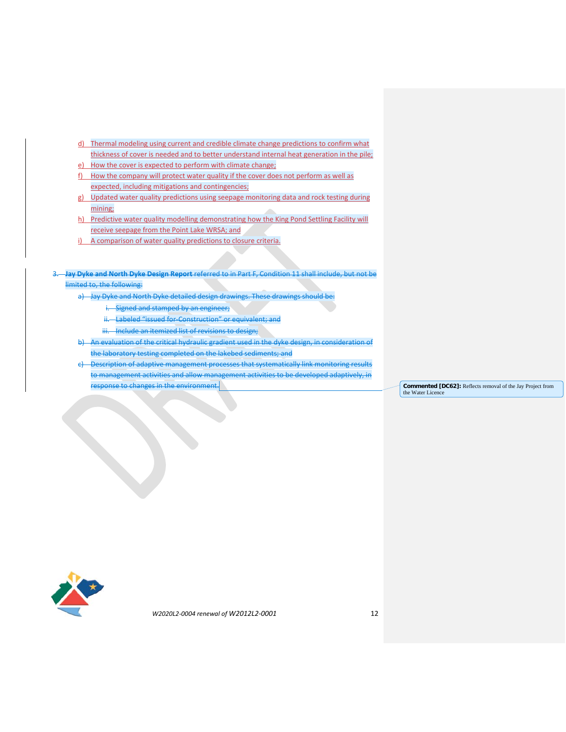d) Thermal modeling using current and credible climate change predictions to confirm what thickness of cover is needed and to better understand internal heat generation in the pile;
e) How the cover is expected to perform with climate change;
f) How the company will protect water quality if the cover does not perform as well as expected, including mitigations and contingencies;
g) Updated water quality predictions using seepage monitoring data and rock testing during mining;
h) Predictive water quality modelling demonstrating how the King Pond Settling Facility will receive seepage from the Point Lake WRSA; and
i) A comparison of water quality predictions to closure criteria.

~~3. **Jay Dyke and North Dyke Design Report** referred to in Part F, Condition 11 shall include, but not be limited to, the following:~~

~~a) Jay Dyke and North Dyke detailed design drawings. These drawings should be:~~
~~i. Signed and stamped by an engineer;~~
~~ii. Labeled "issued for-Construction" or equivalent; and~~
~~iii. Include an itemized list of revisions to design;~~
~~b) An evaluation of the critical hydraulic gradient used in the dyke design, in consideration of the laboratory testing completed on the lakebed sediments; and~~
~~c) Description of adaptive management processes that systematically link monitoring results to management activities and allow management activities to be developed adaptively, in response to changes in the environment.~~

**Commented [DC62]:** Reflects removal of the Jay Project from the Water Licence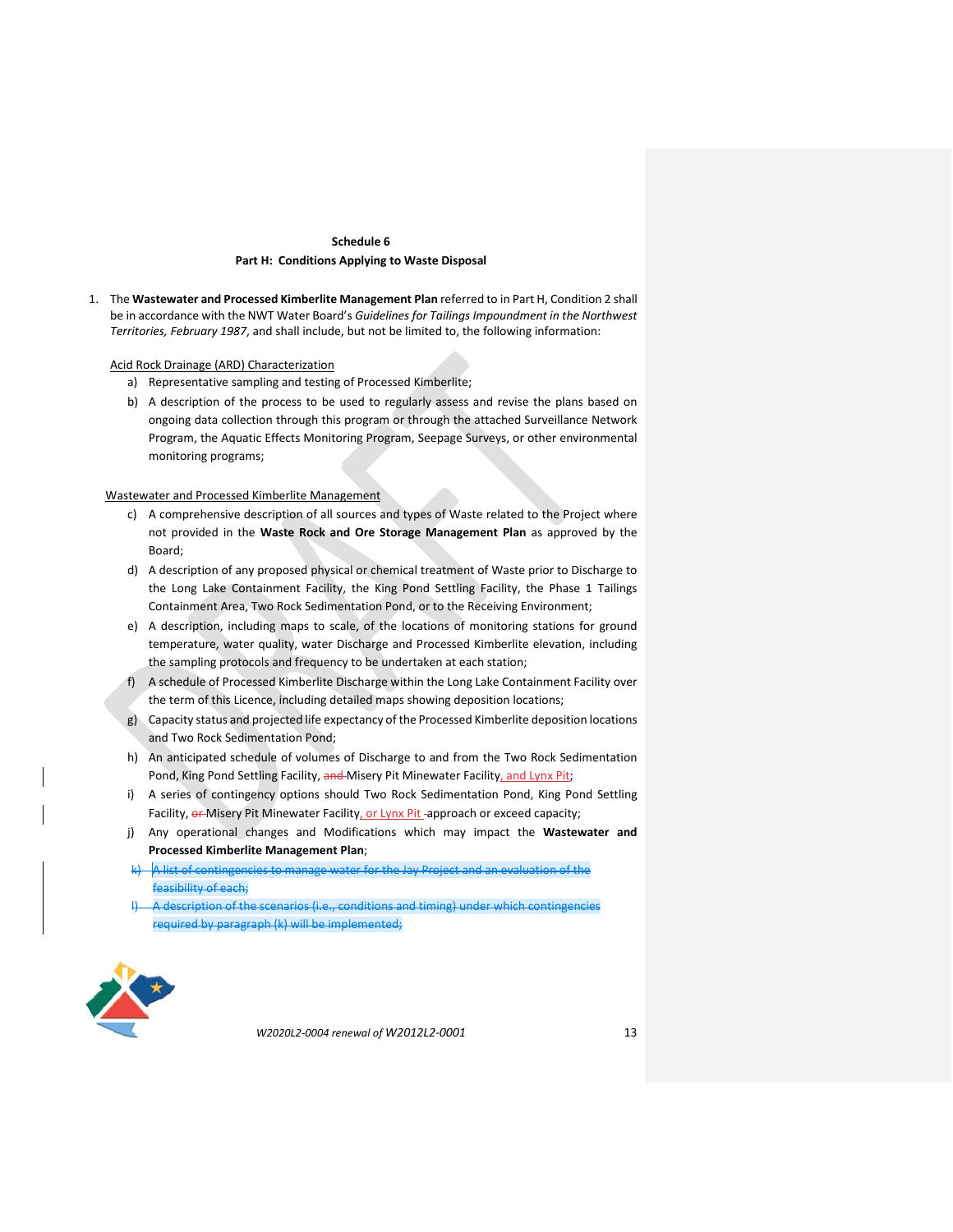**Schedule 6**

**Part H: Conditions Applying to Waste Disposal**

1. The **Wastewater and Processed Kimberlite Management Plan** referred to in Part H, Condition 2 shall be in accordance with the NWT Water Board's *Guidelines for Tailings Impoundment in the Northwest Territories, February 1987*, and shall include, but not be limited to, the following information:

Acid Rock Drainage (ARD) Characterization

a) Representative sampling and testing of Processed Kimberlite;

b) A description of the process to be used to regularly assess and revise the plans based on ongoing data collection through this program or through the attached Surveillance Network Program, the Aquatic Effects Monitoring Program, Seepage Surveys, or other environmental monitoring programs;

Wastewater and Processed Kimberlite Management

c) A comprehensive description of all sources and types of Waste related to the Project where not provided in the **Waste Rock and Ore Storage Management Plan** as approved by the Board;

d) A description of any proposed physical or chemical treatment of Waste prior to Discharge to the Long Lake Containment Facility, the King Pond Settling Facility, the Phase 1 Tailings Containment Area, Two Rock Sedimentation Pond, or to the Receiving Environment;

e) A description, including maps to scale, of the locations of monitoring stations for ground temperature, water quality, water Discharge and Processed Kimberlite elevation, including the sampling protocols and frequency to be undertaken at each station;

f) A schedule of Processed Kimberlite Discharge within the Long Lake Containment Facility over the term of this Licence, including detailed maps showing deposition locations;

g) Capacity status and projected life expectancy of the Processed Kimberlite deposition locations and Two Rock Sedimentation Pond;

h) An anticipated schedule of volumes of Discharge to and from the Two Rock Sedimentation Pond, King Pond Settling Facility, ~~and~~ Misery Pit Minewater Facility, and Lynx Pit;

i) A series of contingency options should Two Rock Sedimentation Pond, King Pond Settling Facility, ~~or~~ Misery Pit Minewater Facility, or Lynx Pit approach or exceed capacity;

j) Any operational changes and Modifications which may impact the **Wastewater and Processed Kimberlite Management Plan**;

~~k) A list of contingencies to manage water for the Jay Project and an evaluation of the feasibility of each;~~

~~l) A description of the scenarios (i.e., conditions and timing) under which contingencies required by paragraph (k) will be implemented;~~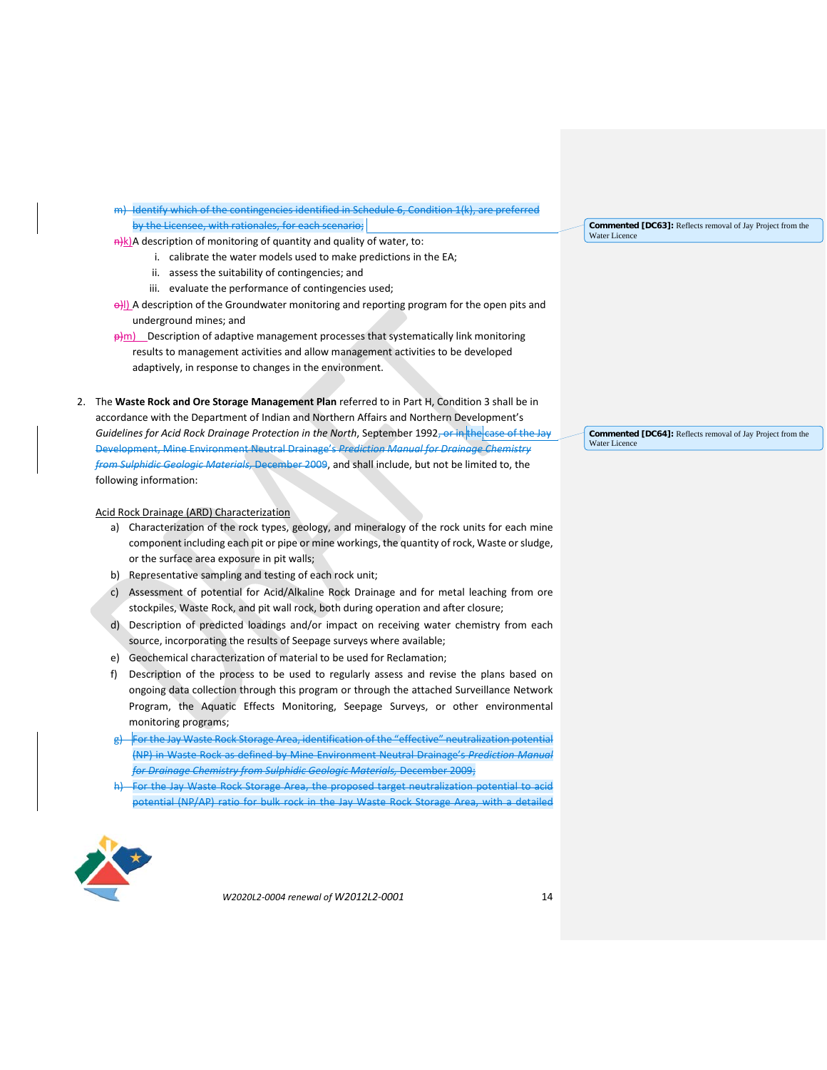m) ~~Identify which of the contingencies identified in Schedule 6, Condition 1(k), are preferred by the Licensee, with rationales, for each scenario;~~

~~n)~~k) A description of monitoring of quantity and quality of water, to:

   i. calibrate the water models used to make predictions in the EA;
   ii. assess the suitability of contingencies; and
   iii. evaluate the performance of contingencies used;

~~o)~~l) A description of the Groundwater monitoring and reporting program for the open pits and underground mines; and

~~p)~~m) Description of adaptive management processes that systematically link monitoring results to management activities and allow management activities to be developed adaptively, in response to changes in the environment.

**Commented [DC63]:** Reflects removal of Jay Project from the Water Licence

2. The **Waste Rock and Ore Storage Management Plan** referred to in Part H, Condition 3 shall be in accordance with the Department of Indian and Northern Affairs and Northern Development's *Guidelines for Acid Rock Drainage Protection in the North*, September 1992~~, or in the case of the Jay Development, Mine Environment Neutral Drainage's *Prediction Manual for Drainage Chemistry from Sulphidic Geologic Materials*, December 2009~~, and shall include, but not be limited to, the following information:

**Commented [DC64]:** Reflects removal of Jay Project from the Water Licence

Acid Rock Drainage (ARD) Characterization

a) Characterization of the rock types, geology, and mineralogy of the rock units for each mine component including each pit or pipe or mine workings, the quantity of rock, Waste or sludge, or the surface area exposure in pit walls;
b) Representative sampling and testing of each rock unit;
c) Assessment of potential for Acid/Alkaline Rock Drainage and for metal leaching from ore stockpiles, Waste Rock, and pit wall rock, both during operation and after closure;
d) Description of predicted loadings and/or impact on receiving water chemistry from each source, incorporating the results of Seepage surveys where available;
e) Geochemical characterization of material to be used for Reclamation;
f) Description of the process to be used to regularly assess and revise the plans based on ongoing data collection through this program or through the attached Surveillance Network Program, the Aquatic Effects Monitoring, Seepage Surveys, or other environmental monitoring programs;
g) ~~For the Jay Waste Rock Storage Area, identification of the "effective" neutralization potential (NP) in Waste Rock as defined by Mine Environment Neutral Drainage's *Prediction Manual for Drainage Chemistry from Sulphidic Geologic Materials*, December 2009;~~
h) ~~For the Jay Waste Rock Storage Area, the proposed target neutralization potential to acid potential (NP/AP) ratio for bulk rock in the Jay Waste Rock Storage Area, with a detailed~~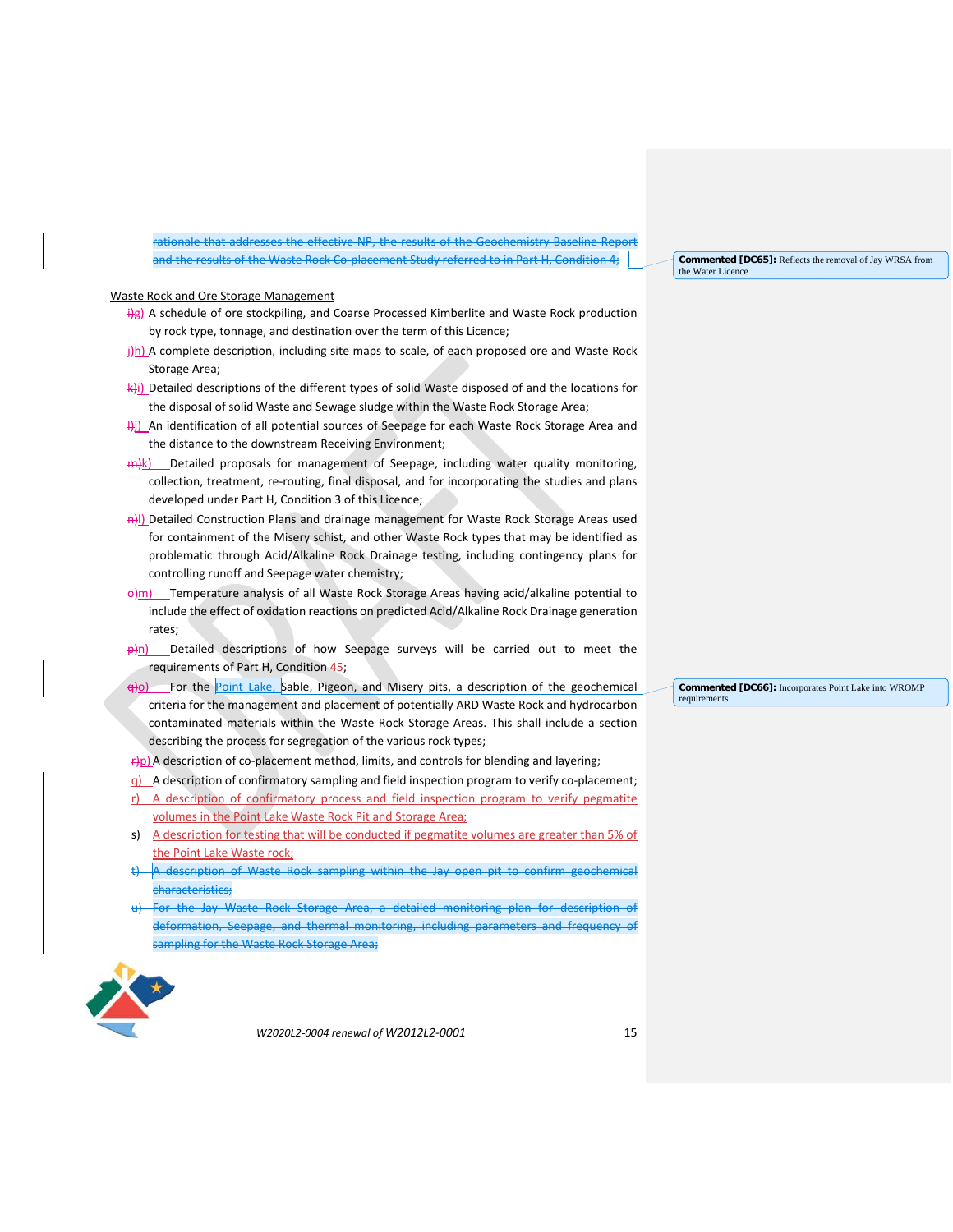~~rationale that addresses the effective NP, the results of the Geochemistry Baseline Report and the results of the Waste Rock Co-placement Study referred to in Part H, Condition 4;~~

**Commented [DC65]:** Reflects the removal of Jay WRSA from the Water Licence

Waste Rock and Ore Storage Management

- ~~i)~~g) A schedule of ore stockpiling, and Coarse Processed Kimberlite and Waste Rock production by rock type, tonnage, and destination over the term of this Licence;
- ~~j)~~h) A complete description, including site maps to scale, of each proposed ore and Waste Rock Storage Area;
- ~~k)~~i) Detailed descriptions of the different types of solid Waste disposed of and the locations for the disposal of solid Waste and Sewage sludge within the Waste Rock Storage Area;
- ~~l)~~j) An identification of all potential sources of Seepage for each Waste Rock Storage Area and the distance to the downstream Receiving Environment;
- ~~m)~~k) Detailed proposals for management of Seepage, including water quality monitoring, collection, treatment, re-routing, final disposal, and for incorporating the studies and plans developed under Part H, Condition 3 of this Licence;
- ~~n)~~l) Detailed Construction Plans and drainage management for Waste Rock Storage Areas used for containment of the Misery schist, and other Waste Rock types that may be identified as problematic through Acid/Alkaline Rock Drainage testing, including contingency plans for controlling runoff and Seepage water chemistry;
- ~~o)~~m) Temperature analysis of all Waste Rock Storage Areas having acid/alkaline potential to include the effect of oxidation reactions on predicted Acid/Alkaline Rock Drainage generation rates;
- ~~p)~~n) Detailed descriptions of how Seepage surveys will be carried out to meet the requirements of Part H, Condition 4~~5~~;
- ~~q)~~o) For the Point Lake, Sable, Pigeon, and Misery pits, a description of the geochemical criteria for the management and placement of potentially ARD Waste Rock and hydrocarbon contaminated materials within the Waste Rock Storage Areas. This shall include a section describing the process for segregation of the various rock types;
- ~~r)~~p) A description of co-placement method, limits, and controls for blending and layering;
- q) A description of confirmatory sampling and field inspection program to verify co-placement;
- r) A description of confirmatory process and field inspection program to verify pegmatite volumes in the Point Lake Waste Rock Pit and Storage Area;
- s) A description for testing that will be conducted if pegmatite volumes are greater than 5% of the Point Lake Waste rock;
- ~~t) A description of Waste Rock sampling within the Jay open pit to confirm geochemical characteristics;~~
- ~~u) For the Jay Waste Rock Storage Area, a detailed monitoring plan for description of deformation, Seepage, and thermal monitoring, including parameters and frequency of sampling for the Waste Rock Storage Area;~~

**Commented [DC66]:** Incorporates Point Lake into WROMP requirements

*W2020L2-0004 renewal of W2012L2-0001*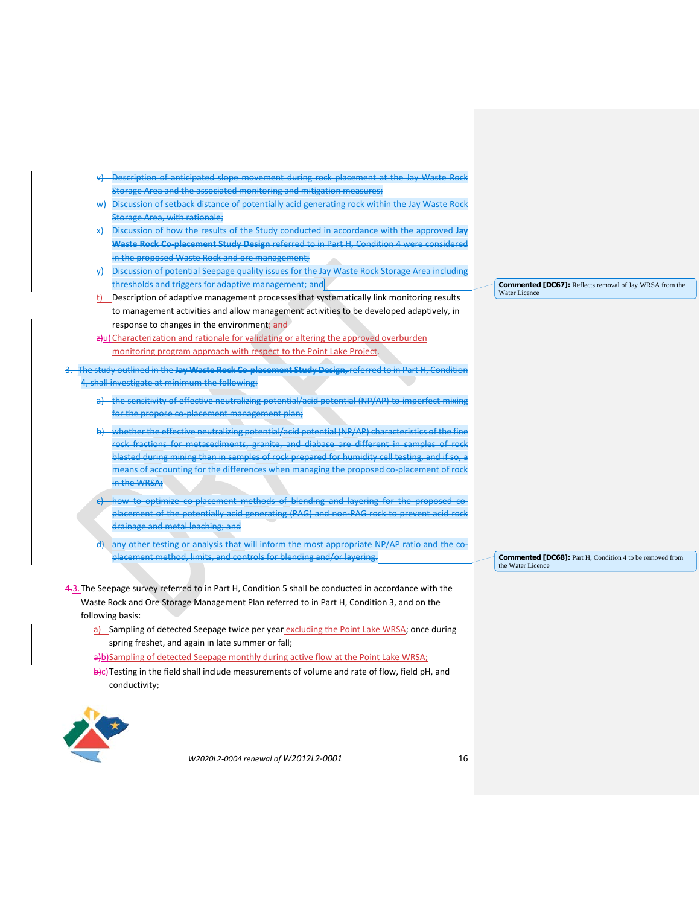v) ~~Description of anticipated slope movement during rock placement at the Jay Waste Rock Storage Area and the associated monitoring and mitigation measures;~~

w) ~~Discussion of setback distance of potentially acid generating rock within the Jay Waste Rock Storage Area, with rationale;~~

x) ~~Discussion of how the results of the Study conducted in accordance with the approved **Jay Waste Rock Co-placement Study Design** referred to in Part H, Condition 4 were considered in the proposed Waste Rock and ore management;~~

y) ~~Discussion of potential Seepage quality issues for the Jay Waste Rock Storage Area including thresholds and triggers for adaptive management; and~~

t) Description of adaptive management processes that systematically link monitoring results to management activities and allow management activities to be developed adaptively, in response to changes in the environment; and

~~z)~~u) Characterization and rationale for validating or altering the approved overburden monitoring program approach with respect to the Point Lake Project~~.~~

> **Commented [DC67]:** Reflects removal of Jay WRSA from the Water Licence

3. ~~The study outlined in the **Jay Waste Rock Co-placement Study Design,** referred to in Part H, Condition 4, shall investigate at minimum the following:~~

   a) ~~the sensitivity of effective neutralizing potential/acid potential (NP/AP) to imperfect mixing for the propose co-placement management plan;~~

   b) ~~whether the effective neutralizing potential/acid potential (NP/AP) characteristics of the fine rock fractions for metasediments, granite, and diabase are different in samples of rock blasted during mining than in samples of rock prepared for humidity cell testing, and if so, a means of accounting for the differences when managing the proposed co-placement of rock in the WRSA;~~

   c) ~~how to optimize co-placement methods of blending and layering for the proposed co-placement of the potentially acid generating (PAG) and non-PAG rock to prevent acid rock drainage and metal leaching; and~~

   d) ~~any other testing or analysis that will inform the most appropriate NP/AP ratio and the co-placement method, limits, and controls for blending and/or layering.~~

> **Commented [DC68]:** Part H, Condition 4 to be removed from the Water Licence

~~4.~~3. The Seepage survey referred to in Part H, Condition 5 shall be conducted in accordance with the Waste Rock and Ore Storage Management Plan referred to in Part H, Condition 3, and on the following basis:

   a) Sampling of detected Seepage twice per year excluding the Point Lake WRSA; once during spring freshet, and again in late summer or fall;

   ~~a)~~b) Sampling of detected Seepage monthly during active flow at the Point Lake WRSA;

   ~~b)~~c) Testing in the field shall include measurements of volume and rate of flow, field pH, and conductivity;

*W2020L2-0004 renewal of W2012L2-0001*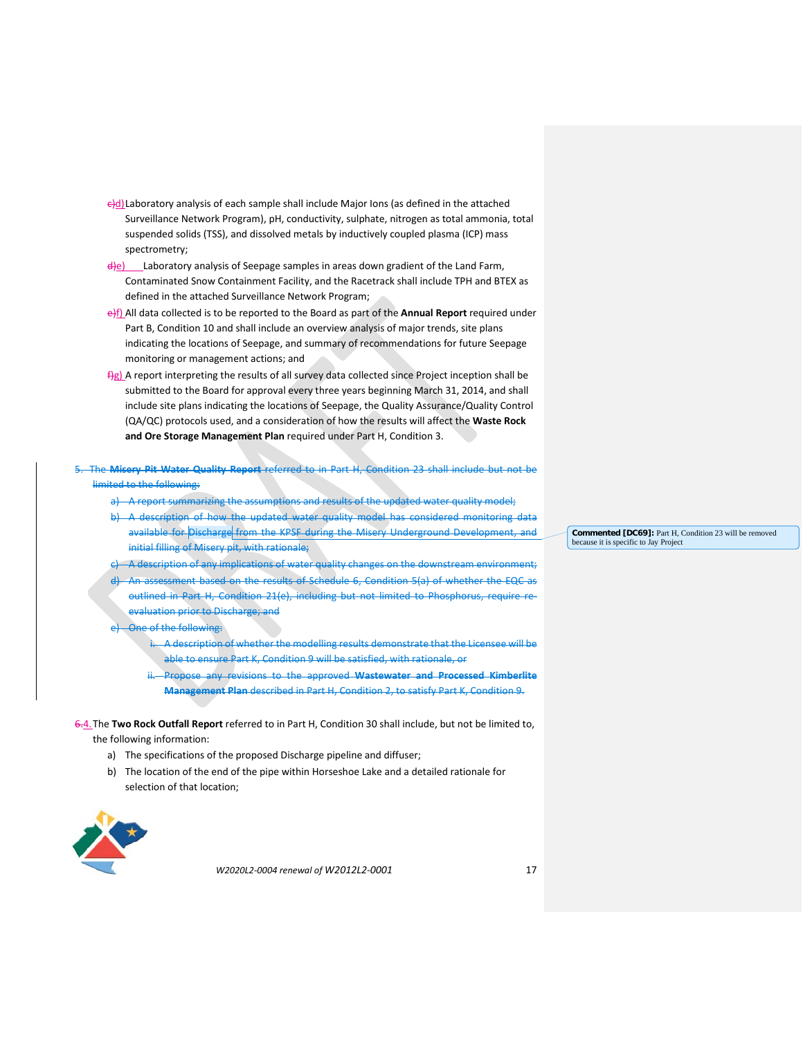d) Laboratory analysis of each sample shall include Major Ions (as defined in the attached Surveillance Network Program), pH, conductivity, sulphate, nitrogen as total ammonia, total suspended solids (TSS), and dissolved metals by inductively coupled plasma (ICP) mass spectrometry;

e) Laboratory analysis of Seepage samples in areas down gradient of the Land Farm, Contaminated Snow Containment Facility, and the Racetrack shall include TPH and BTEX as defined in the attached Surveillance Network Program;

f) All data collected is to be reported to the Board as part of the **Annual Report** required under Part B, Condition 10 and shall include an overview analysis of major trends, site plans indicating the locations of Seepage, and summary of recommendations for future Seepage monitoring or management actions; and

g) A report interpreting the results of all survey data collected since Project inception shall be submitted to the Board for approval every three years beginning March 31, 2014, and shall include site plans indicating the locations of Seepage, the Quality Assurance/Quality Control (QA/QC) protocols used, and a consideration of how the results will affect the **Waste Rock and Ore Storage Management Plan** required under Part H, Condition 3.

~~5. The **Misery Pit Water Quality Report** referred to in Part H, Condition 23 shall include but not be limited to the following:~~

~~a) A report summarizing the assumptions and results of the updated water quality model;~~

~~b) A description of how the updated water quality model has considered monitoring data available for Discharge from the KPSF during the Misery Underground Development, and initial filling of Misery pit, with rationale;~~

~~c) A description of any implications of water quality changes on the downstream environment;~~

~~d) An assessment based on the results of Schedule 6, Condition 5(a) of whether the EQC as outlined in Part H, Condition 21(e), including but not limited to Phosphorus, require re-evaluation prior to Discharge; and~~

~~e) One of the following:~~

~~i. A description of whether the modelling results demonstrate that the Licensee will be able to ensure Part K, Condition 9 will be satisfied, with rationale, or~~

~~ii. Propose any revisions to the approved **Wastewater and Processed Kimberlite Management Plan** described in Part H, Condition 2, to satisfy Part K, Condition 9.~~

**Commented [DC69]:** Part H, Condition 23 will be removed because it is specific to Jay Project

4. The **Two Rock Outfall Report** referred to in Part H, Condition 30 shall include, but not be limited to, the following information:

a) The specifications of the proposed Discharge pipeline and diffuser;

b) The location of the end of the pipe within Horseshoe Lake and a detailed rationale for selection of that location;

*W2020L2-0004 renewal of W2012L2-0001*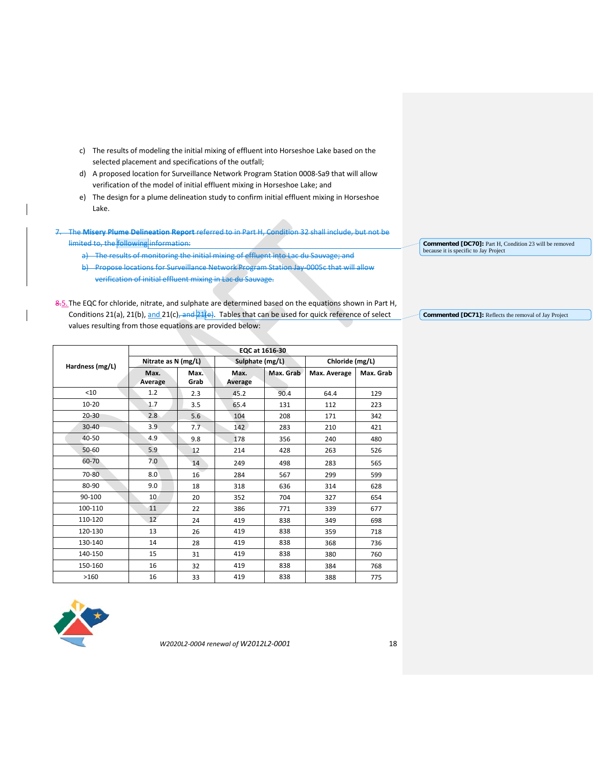c) The results of modeling the initial mixing of effluent into Horseshoe Lake based on the selected placement and specifications of the outfall;

d) A proposed location for Surveillance Network Program Station 0008-Sa9 that will allow verification of the model of initial effluent mixing in Horseshoe Lake; and

e) The design for a plume delineation study to confirm initial effluent mixing in Horseshoe Lake.

~~7. The **Misery Plume Delineation Report** referred to in Part H, Condition 32 shall include, but not be limited to, the following information:~~

~~a) The results of monitoring the initial mixing of effluent into Lac du Sauvage; and~~

~~b) Propose locations for Surveillance Network Program Station Jay-0005c that will allow verification of initial effluent mixing in Lac du Sauvage.~~

**Commented [DC70]:** Part H, Condition 23 will be removed because it is specific to Jay Project

~~8.~~5. The EQC for chloride, nitrate, and sulphate are determined based on the equations shown in Part H, Conditions 21(a), 21(b), and 21(c)~~, and 21(e)~~. Tables that can be used for quick reference of select values resulting from those equations are provided below:

**Commented [DC71]:** Reflects the removal of Jay Project

| Hardness (mg/L) | EQC at 1616-30 | | | | | |
|---|---|---|---|---|---|---|
| | Nitrate as N (mg/L) | | Sulphate (mg/L) | | Chloride (mg/L) | |
| | Max. Average | Max. Grab | Max. Average | Max. Grab | Max. Average | Max. Grab |
| <10 | 1.2 | 2.3 | 45.2 | 90.4 | 64.4 | 129 |
| 10-20 | 1.7 | 3.5 | 65.4 | 131 | 112 | 223 |
| 20-30 | 2.8 | 5.6 | 104 | 208 | 171 | 342 |
| 30-40 | 3.9 | 7.7 | 142 | 283 | 210 | 421 |
| 40-50 | 4.9 | 9.8 | 178 | 356 | 240 | 480 |
| 50-60 | 5.9 | 12 | 214 | 428 | 263 | 526 |
| 60-70 | 7.0 | 14 | 249 | 498 | 283 | 565 |
| 70-80 | 8.0 | 16 | 284 | 567 | 299 | 599 |
| 80-90 | 9.0 | 18 | 318 | 636 | 314 | 628 |
| 90-100 | 10 | 20 | 352 | 704 | 327 | 654 |
| 100-110 | 11 | 22 | 386 | 771 | 339 | 677 |
| 110-120 | 12 | 24 | 419 | 838 | 349 | 698 |
| 120-130 | 13 | 26 | 419 | 838 | 359 | 718 |
| 130-140 | 14 | 28 | 419 | 838 | 368 | 736 |
| 140-150 | 15 | 31 | 419 | 838 | 380 | 760 |
| 150-160 | 16 | 32 | 419 | 838 | 384 | 768 |
| >160 | 16 | 33 | 419 | 838 | 388 | 775 |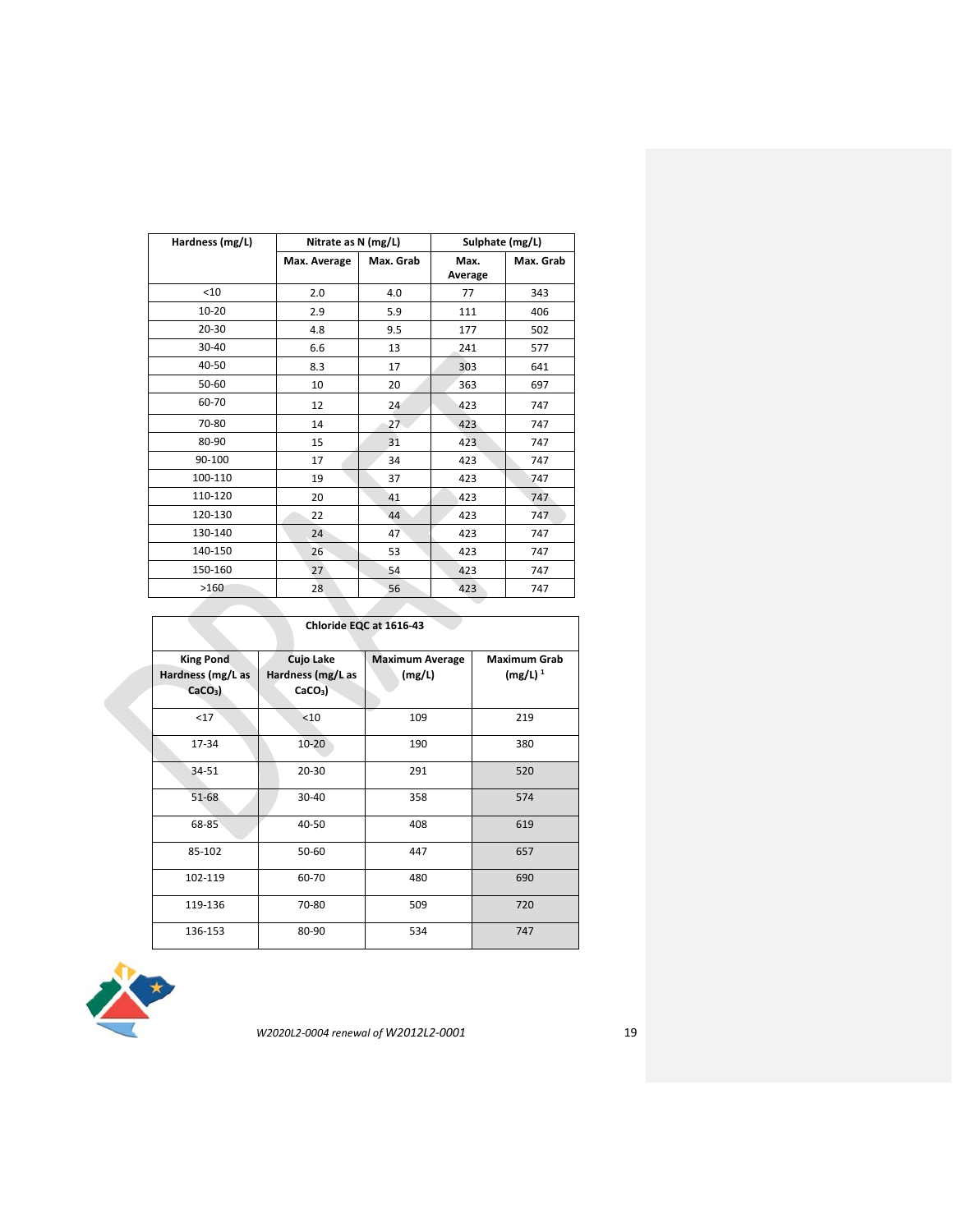| Hardness (mg/L) | Nitrate as N (mg/L) | | Sulphate (mg/L) | |
|---|---|---|---|---|
| | Max. Average | Max. Grab | Max. Average | Max. Grab |
| <10 | 2.0 | 4.0 | 77 | 343 |
| 10-20 | 2.9 | 5.9 | 111 | 406 |
| 20-30 | 4.8 | 9.5 | 177 | 502 |
| 30-40 | 6.6 | 13 | 241 | 577 |
| 40-50 | 8.3 | 17 | 303 | 641 |
| 50-60 | 10 | 20 | 363 | 697 |
| 60-70 | 12 | 24 | 423 | 747 |
| 70-80 | 14 | 27 | 423 | 747 |
| 80-90 | 15 | 31 | 423 | 747 |
| 90-100 | 17 | 34 | 423 | 747 |
| 100-110 | 19 | 37 | 423 | 747 |
| 110-120 | 20 | 41 | 423 | 747 |
| 120-130 | 22 | 44 | 423 | 747 |
| 130-140 | 24 | 47 | 423 | 747 |
| 140-150 | 26 | 53 | 423 | 747 |
| 150-160 | 27 | 54 | 423 | 747 |
| >160 | 28 | 56 | 423 | 747 |

| Chloride EQC at 1616-43 | | | |
|---|---|---|---|
| King Pond Hardness (mg/L as $CaCO_3$) | Cujo Lake Hardness (mg/L as $CaCO_3$) | Maximum Average (mg/L) | Maximum Grab (mg/L) [1] |
| <17 | <10 | 109 | 219 |
| 17-34 | 10-20 | 190 | 380 |
| 34-51 | 20-30 | 291 | 520 |
| 51-68 | 30-40 | 358 | 574 |
| 68-85 | 40-50 | 408 | 619 |
| 85-102 | 50-60 | 447 | 657 |
| 102-119 | 60-70 | 480 | 690 |
| 119-136 | 70-80 | 509 | 720 |
| 136-153 | 80-90 | 534 | 747 |

*W2020L2-0004 renewal of W2012L2-0001*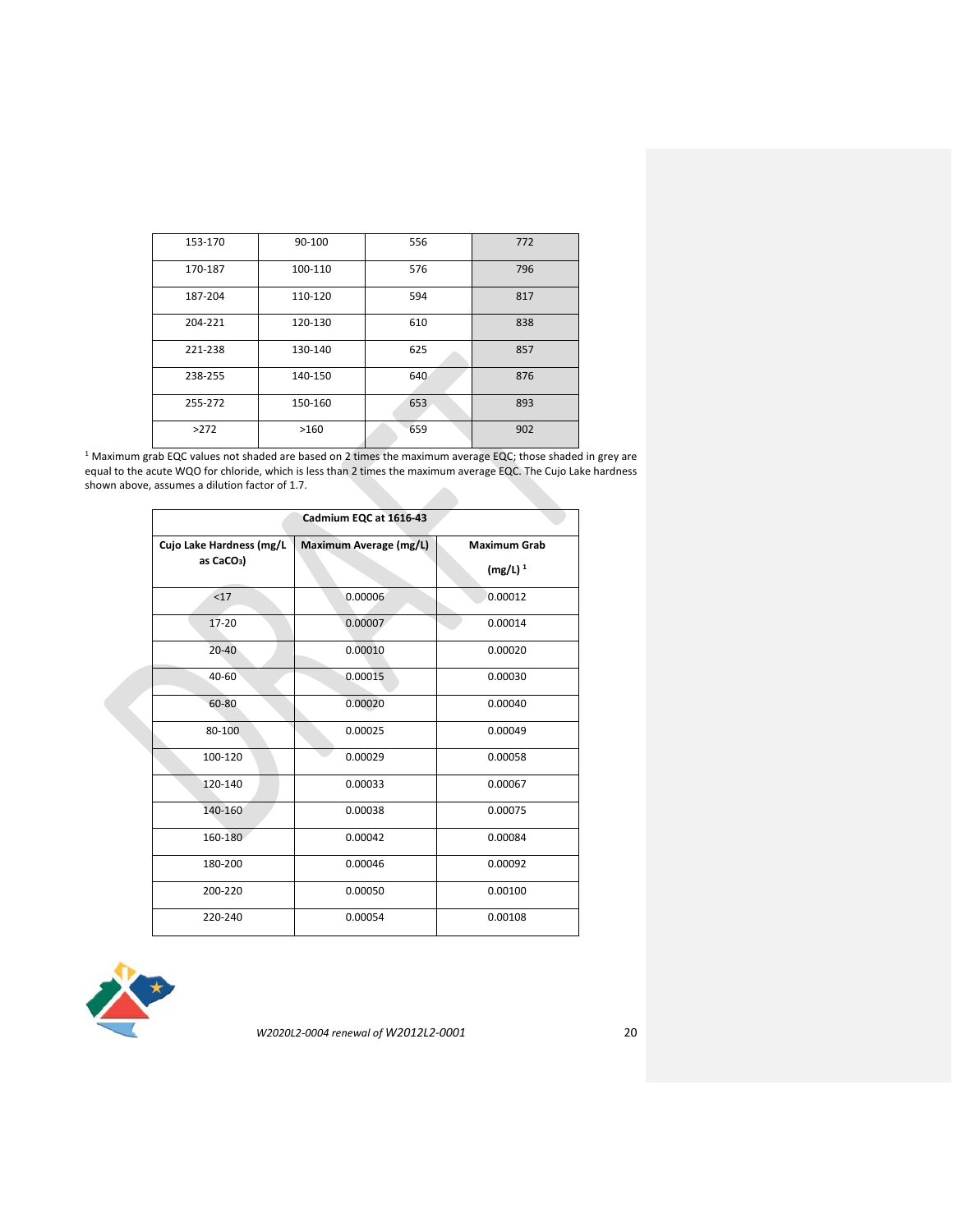| | | | |
|---|---|---|---|
| 153-170 | 90-100 | 556 | 772 |
| 170-187 | 100-110 | 576 | 796 |
| 187-204 | 110-120 | 594 | 817 |
| 204-221 | 120-130 | 610 | 838 |
| 221-238 | 130-140 | 625 | 857 |
| 238-255 | 140-150 | 640 | 876 |
| 255-272 | 150-160 | 653 | 893 |
| >272 | >160 | 659 | 902 |

[1] Maximum grab EQC values not shaded are based on 2 times the maximum average EQC; those shaded in grey are equal to the acute WQO for chloride, which is less than 2 times the maximum average EQC. The Cujo Lake hardness shown above, assumes a dilution factor of 1.7.

| Cadmium EQC at 1616-43 | | |
|---|---|---|
| Cujo Lake Hardness (mg/L as $CaCO_3$) | Maximum Average (mg/L) | Maximum Grab (mg/L) [1] |
| <17 | 0.00006 | 0.00012 |
| 17-20 | 0.00007 | 0.00014 |
| 20-40 | 0.00010 | 0.00020 |
| 40-60 | 0.00015 | 0.00030 |
| 60-80 | 0.00020 | 0.00040 |
| 80-100 | 0.00025 | 0.00049 |
| 100-120 | 0.00029 | 0.00058 |
| 120-140 | 0.00033 | 0.00067 |
| 140-160 | 0.00038 | 0.00075 |
| 160-180 | 0.00042 | 0.00084 |
| 180-200 | 0.00046 | 0.00092 |
| 200-220 | 0.00050 | 0.00100 |
| 220-240 | 0.00054 | 0.00108 |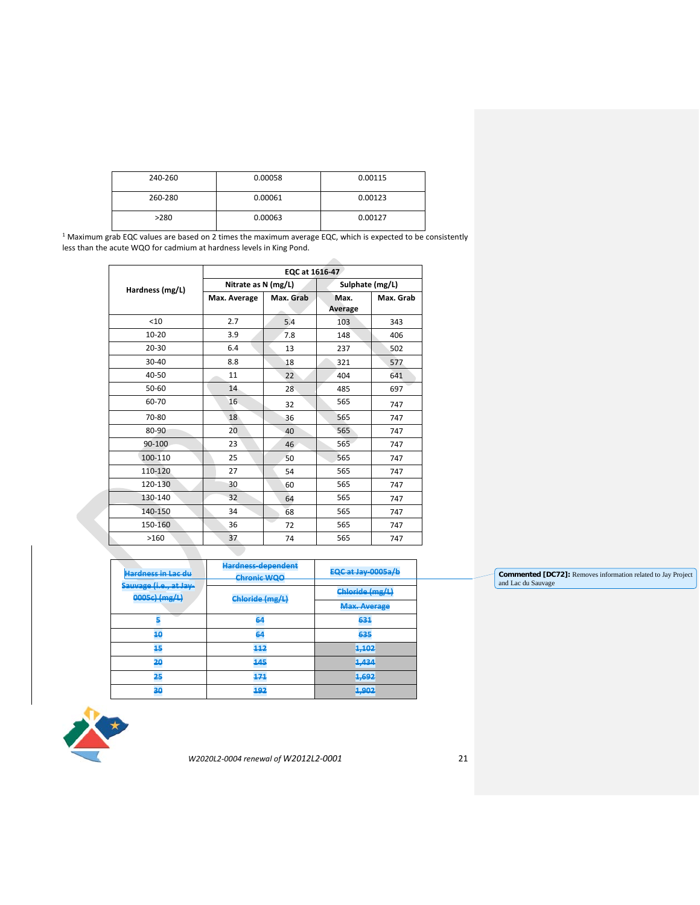| 240-260 | 0.00058 | 0.00115 |
|---|---|---|
| 260-280 | 0.00061 | 0.00123 |
| >280 | 0.00063 | 0.00127 |

[1] Maximum grab EQC values are based on 2 times the maximum average EQC, which is expected to be consistently less than the acute WQO for cadmium at hardness levels in King Pond.

| Hardness (mg/L) | EQC at 1616-47 | | | |
|---|---|---|---|---|
| | Nitrate as N (mg/L) | | Sulphate (mg/L) | |
| | Max. Average | Max. Grab | Max. Average | Max. Grab |
| <10 | 2.7 | 5.4 | 103 | 343 |
| 10-20 | 3.9 | 7.8 | 148 | 406 |
| 20-30 | 6.4 | 13 | 237 | 502 |
| 30-40 | 8.8 | 18 | 321 | 577 |
| 40-50 | 11 | 22 | 404 | 641 |
| 50-60 | 14 | 28 | 485 | 697 |
| 60-70 | 16 | 32 | 565 | 747 |
| 70-80 | 18 | 36 | 565 | 747 |
| 80-90 | 20 | 40 | 565 | 747 |
| 90-100 | 23 | 46 | 565 | 747 |
| 100-110 | 25 | 50 | 565 | 747 |
| 110-120 | 27 | 54 | 565 | 747 |
| 120-130 | 30 | 60 | 565 | 747 |
| 130-140 | 32 | 64 | 565 | 747 |
| 140-150 | 34 | 68 | 565 | 747 |
| 150-160 | 36 | 72 | 565 | 747 |
| >160 | 37 | 74 | 565 | 747 |

| ~~Hardness in Lac du Sauvage (i.e., at Jay-0005c) (mg/L)~~ | ~~Hardness-dependent Chronic WQO~~ | ~~EQC at Jay-0005a/b~~ |
|---|---|---|
| | ~~Chloride (mg/L)~~ | ~~Chloride (mg/L)~~ |
| | | ~~Max. Average~~ |
| ~~5~~ | ~~64~~ | ~~631~~ |
| ~~10~~ | ~~64~~ | ~~635~~ |
| ~~15~~ | ~~112~~ | ~~1,102~~ |
| ~~20~~ | ~~145~~ | ~~1,434~~ |
| ~~25~~ | ~~171~~ | ~~1,692~~ |
| ~~30~~ | ~~192~~ | ~~1,902~~ |

**Commented [DC72]:** Removes information related to Jay Project and Lac du Sauvage

*W2020L2-0004 renewal of W2012L2-0001*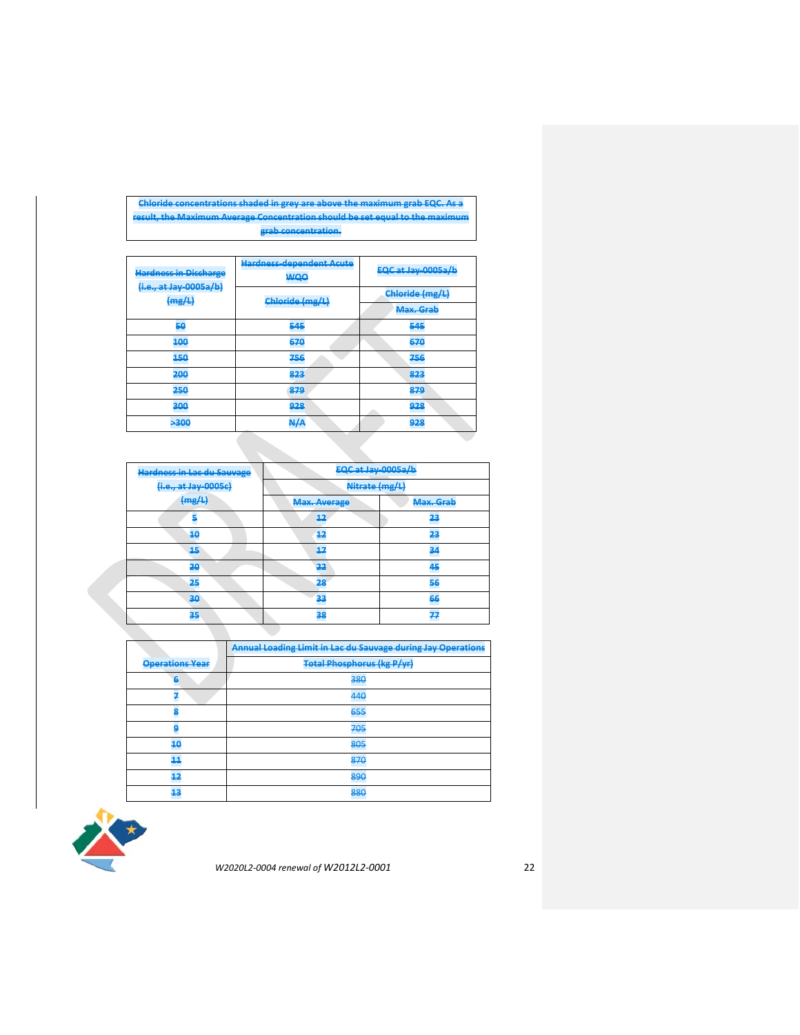Chloride concentrations shaded in grey are above the maximum grab EQC. As a result, the Maximum Average Concentration should be set equal to the maximum grab concentration.

| Hardness in Discharge (i.e., at Jay-0005a/b) (mg/L) | Hardness-dependent Acute WQO | EQC at Jay-0005a/b |
|---|---|---|
| | Chloride (mg/L) | Chloride (mg/L) |
| | | Max. Grab |
| 50 | 545 | 545 |
| 100 | 670 | 670 |
| 150 | 756 | 756 |
| 200 | 823 | 823 |
| 250 | 879 | 879 |
| 300 | 928 | 928 |
| >300 | N/A | 928 |

| Hardness in Lac du Sauvage (i.e., at Jay-0005c) (mg/L) | EQC at Jay-0005a/b | |
|---|---|---|
| | Nitrate (mg/L) | |
| | Max. Average | Max. Grab |
| 5 | 12 | 23 |
| 10 | 12 | 23 |
| 15 | 17 | 34 |
| 20 | 22 | 45 |
| 25 | 28 | 56 |
| 30 | 33 | 66 |
| 35 | 38 | 77 |

| Operations Year | Annual Loading Limit in Lac du Sauvage during Jay Operations |
|---|---|
| | Total Phosphorus (kg P/yr) |
| 6 | 380 |
| 7 | 440 |
| 8 | 655 |
| 9 | 705 |
| 10 | 805 |
| 11 | 870 |
| 12 | 890 |
| 13 | 880 |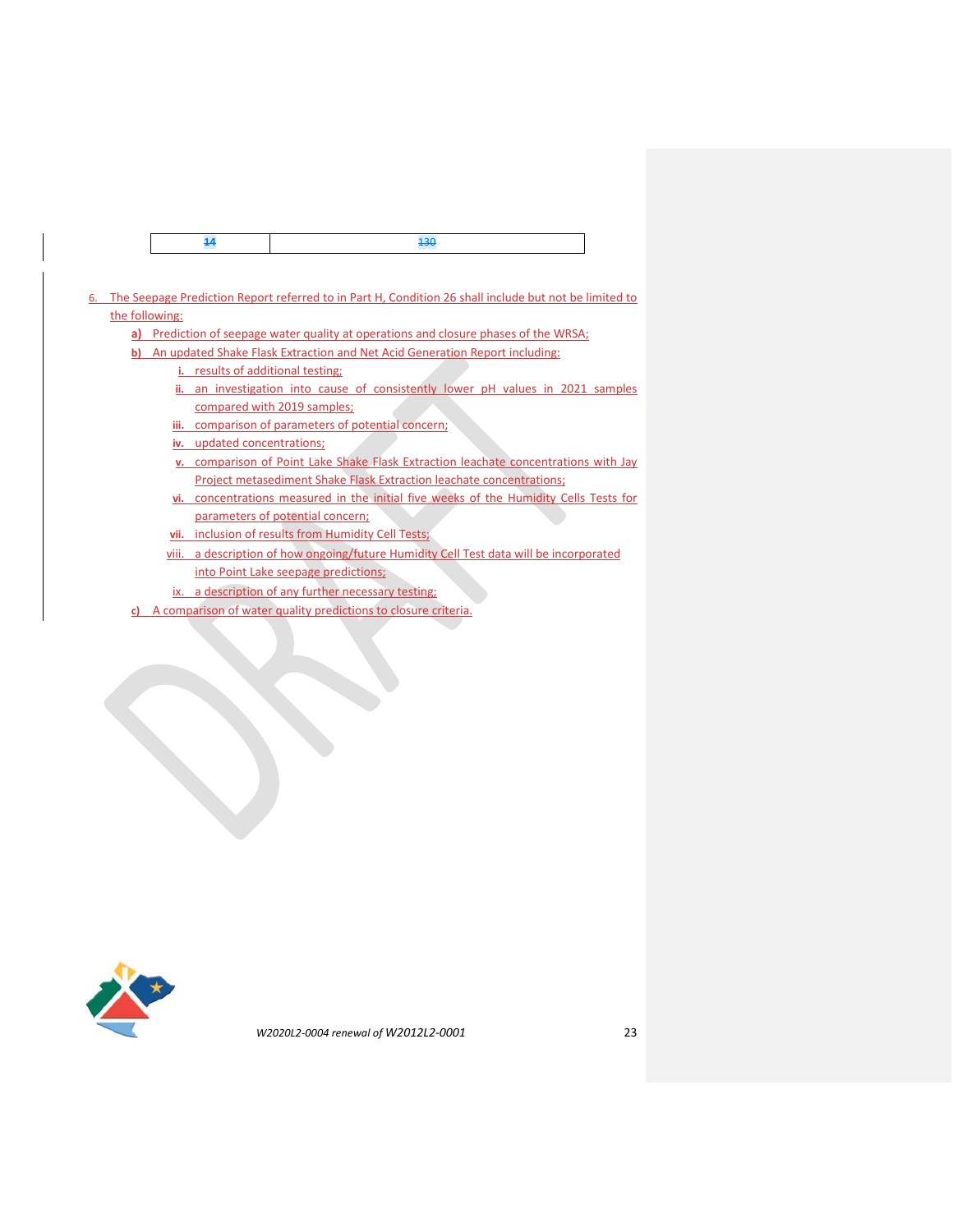| 14 | 130 |
|---|---|

6. The Seepage Prediction Report referred to in Part H, Condition 26 shall include but not be limited to the following:
   - **a)** Prediction of seepage water quality at operations and closure phases of the WRSA;
   - **b)** An updated Shake Flask Extraction and Net Acid Generation Report including:
     - **i.** results of additional testing;
     - **ii.** an investigation into cause of consistently lower pH values in 2021 samples compared with 2019 samples;
     - **iii.** comparison of parameters of potential concern;
     - **iv.** updated concentrations;
     - **v.** comparison of Point Lake Shake Flask Extraction leachate concentrations with Jay Project metasediment Shake Flask Extraction leachate concentrations;
     - **vi.** concentrations measured in the initial five weeks of the Humidity Cells Tests for parameters of potential concern;
     - **vii.** inclusion of results from Humidity Cell Tests;
     - viii. a description of how ongoing/future Humidity Cell Test data will be incorporated into Point Lake seepage predictions;
     - ix. a description of any further necessary testing;
   - **c)** A comparison of water quality predictions to closure criteria.

*W2020L2-0004 renewal of W2012L2-0001*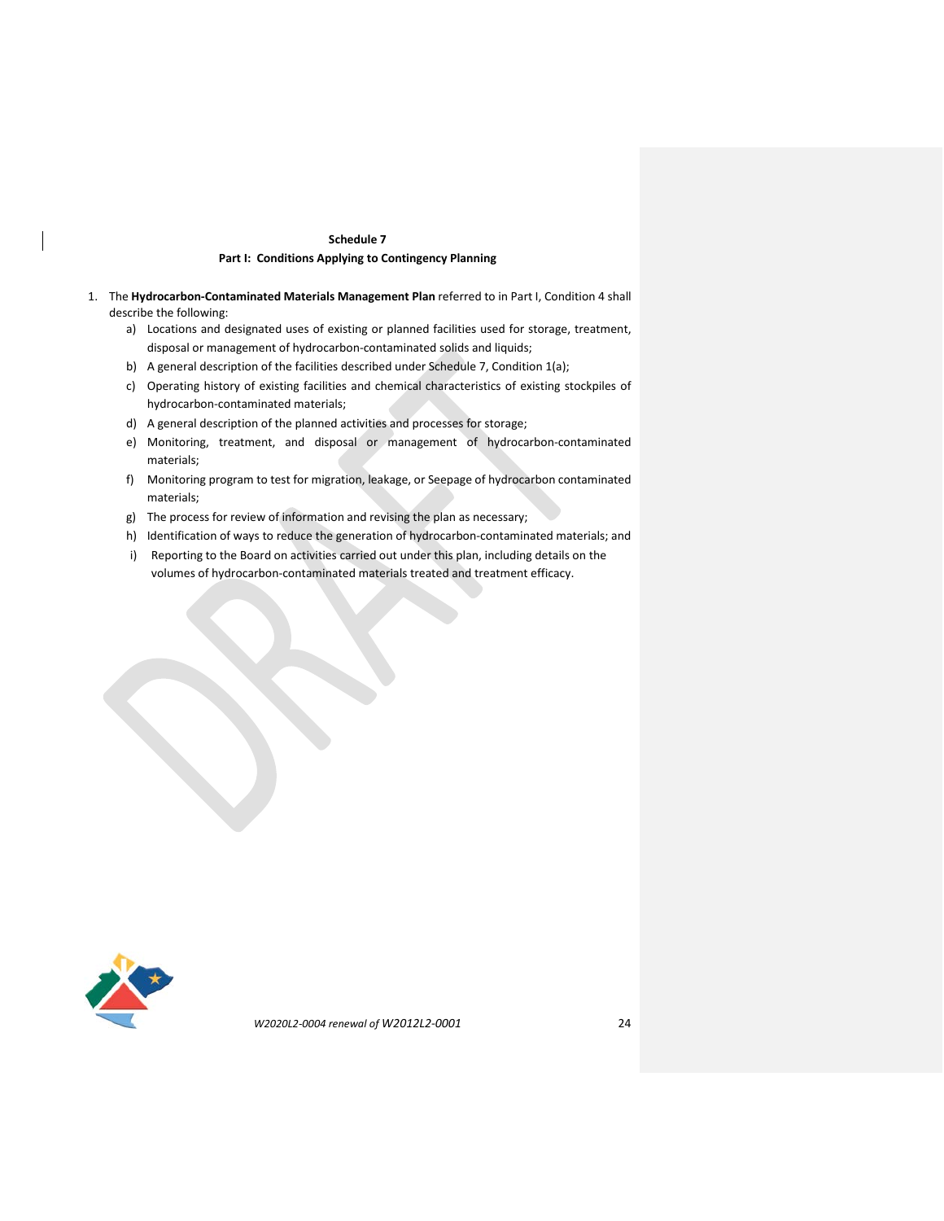**Schedule 7**

**Part I: Conditions Applying to Contingency Planning**

1. The **Hydrocarbon-Contaminated Materials Management Plan** referred to in Part I, Condition 4 shall describe the following:
   a) Locations and designated uses of existing or planned facilities used for storage, treatment, disposal or management of hydrocarbon-contaminated solids and liquids;
   b) A general description of the facilities described under Schedule 7, Condition 1(a);
   c) Operating history of existing facilities and chemical characteristics of existing stockpiles of hydrocarbon-contaminated materials;
   d) A general description of the planned activities and processes for storage;
   e) Monitoring, treatment, and disposal or management of hydrocarbon-contaminated materials;
   f) Monitoring program to test for migration, leakage, or Seepage of hydrocarbon contaminated materials;
   g) The process for review of information and revising the plan as necessary;
   h) Identification of ways to reduce the generation of hydrocarbon-contaminated materials; and
   i) Reporting to the Board on activities carried out under this plan, including details on the volumes of hydrocarbon-contaminated materials treated and treatment efficacy.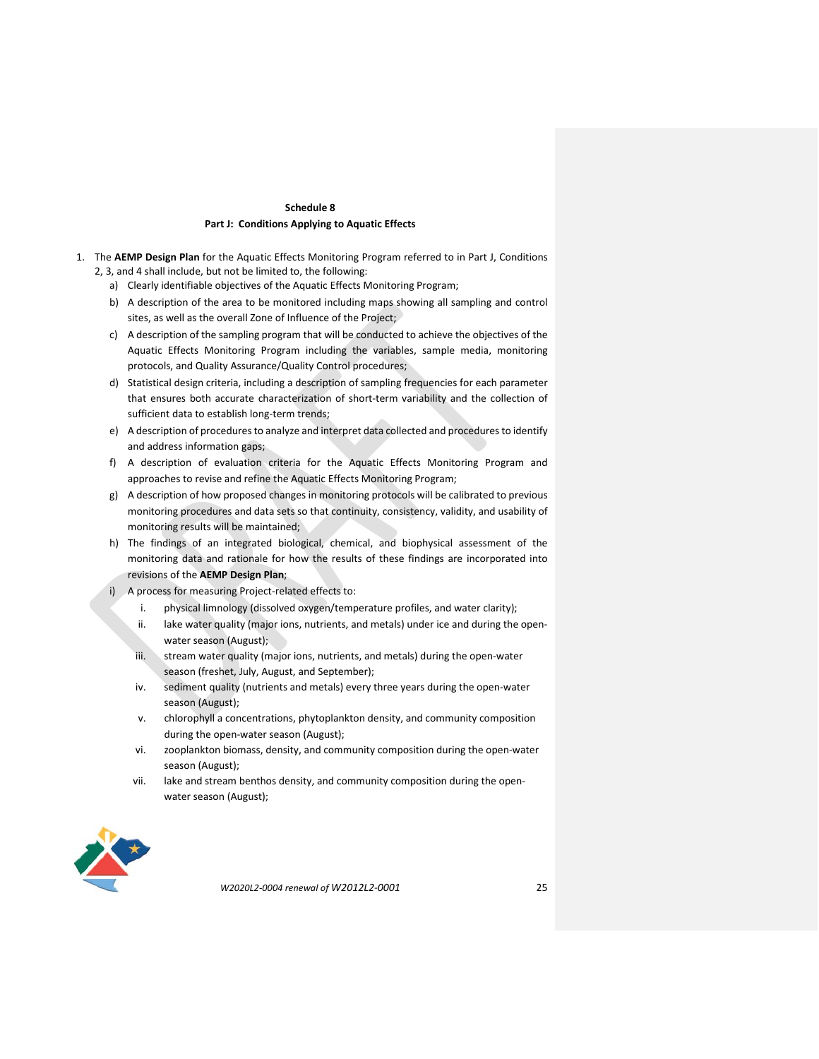**Schedule 8**

**Part J: Conditions Applying to Aquatic Effects**

1. The **AEMP Design Plan** for the Aquatic Effects Monitoring Program referred to in Part J, Conditions 2, 3, and 4 shall include, but not be limited to, the following:
   a) Clearly identifiable objectives of the Aquatic Effects Monitoring Program;
   b) A description of the area to be monitored including maps showing all sampling and control sites, as well as the overall Zone of Influence of the Project;
   c) A description of the sampling program that will be conducted to achieve the objectives of the Aquatic Effects Monitoring Program including the variables, sample media, monitoring protocols, and Quality Assurance/Quality Control procedures;
   d) Statistical design criteria, including a description of sampling frequencies for each parameter that ensures both accurate characterization of short-term variability and the collection of sufficient data to establish long-term trends;
   e) A description of procedures to analyze and interpret data collected and procedures to identify and address information gaps;
   f) A description of evaluation criteria for the Aquatic Effects Monitoring Program and approaches to revise and refine the Aquatic Effects Monitoring Program;
   g) A description of how proposed changes in monitoring protocols will be calibrated to previous monitoring procedures and data sets so that continuity, consistency, validity, and usability of monitoring results will be maintained;
   h) The findings of an integrated biological, chemical, and biophysical assessment of the monitoring data and rationale for how the results of these findings are incorporated into revisions of the **AEMP Design Plan**;
   i) A process for measuring Project-related effects to:
      i. physical limnology (dissolved oxygen/temperature profiles, and water clarity);
      ii. lake water quality (major ions, nutrients, and metals) under ice and during the open-water season (August);
      iii. stream water quality (major ions, nutrients, and metals) during the open-water season (freshet, July, August, and September);
      iv. sediment quality (nutrients and metals) every three years during the open-water season (August);
      v. chlorophyll a concentrations, phytoplankton density, and community composition during the open-water season (August);
      vi. zooplankton biomass, density, and community composition during the open-water season (August);
      vii. lake and stream benthos density, and community composition during the open-water season (August);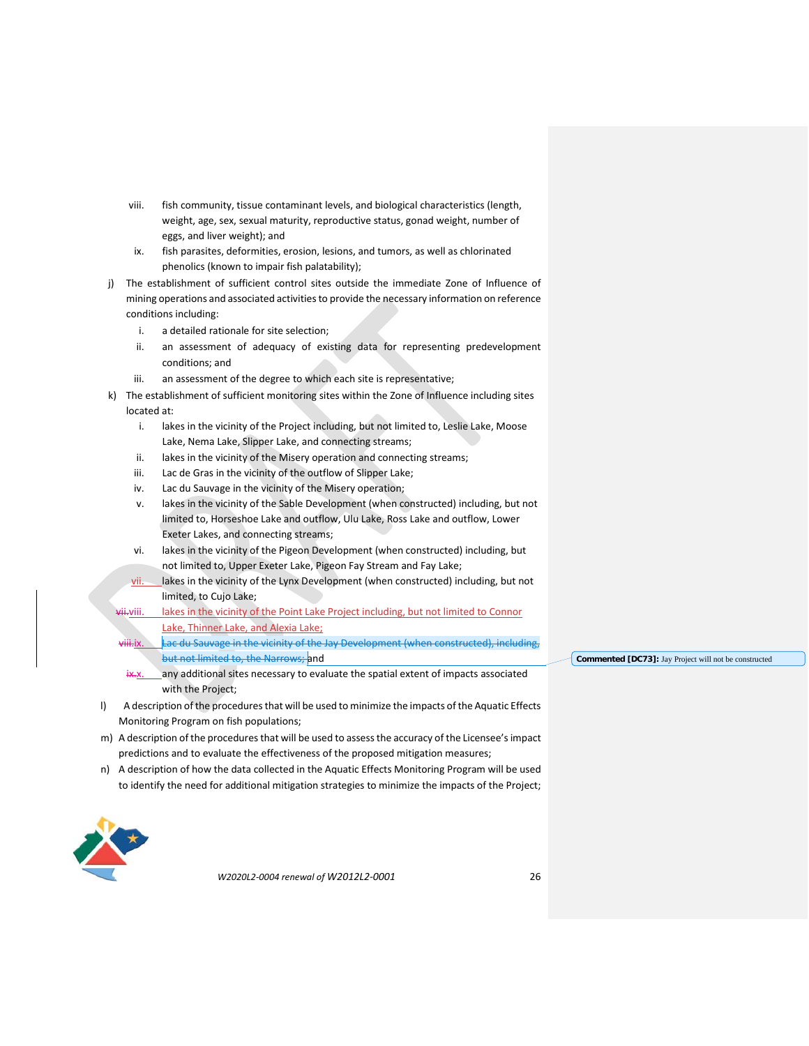viii. fish community, tissue contaminant levels, and biological characteristics (length, weight, age, sex, sexual maturity, reproductive status, gonad weight, number of eggs, and liver weight); and

ix. fish parasites, deformities, erosion, lesions, and tumors, as well as chlorinated phenolics (known to impair fish palatability);

j) The establishment of sufficient control sites outside the immediate Zone of Influence of mining operations and associated activities to provide the necessary information on reference conditions including:

   i. a detailed rationale for site selection;

   ii. an assessment of adequacy of existing data for representing predevelopment conditions; and

   iii. an assessment of the degree to which each site is representative;

k) The establishment of sufficient monitoring sites within the Zone of Influence including sites located at:

   i. lakes in the vicinity of the Project including, but not limited to, Leslie Lake, Moose Lake, Nema Lake, Slipper Lake, and connecting streams;

   ii. lakes in the vicinity of the Misery operation and connecting streams;

   iii. Lac de Gras in the vicinity of the outflow of Slipper Lake;

   iv. Lac du Sauvage in the vicinity of the Misery operation;

   v. lakes in the vicinity of the Sable Development (when constructed) including, but not limited to, Horseshoe Lake and outflow, Ulu Lake, Ross Lake and outflow, Lower Exeter Lakes, and connecting streams;

   vi. lakes in the vicinity of the Pigeon Development (when constructed) including, but not limited to, Upper Exeter Lake, Pigeon Fay Stream and Fay Lake;

   vii. lakes in the vicinity of the Lynx Development (when constructed) including, but not limited, to Cujo Lake;

   ~~vii.~~viii. lakes in the vicinity of the Point Lake Project including, but not limited to Connor Lake, Thinner Lake, and Alexia Lake;

   ~~viii.~~ix. ~~Lac du Sauvage in the vicinity of the Jay Development (when constructed), including, but not limited to, the Narrows;~~ and

   ~~ix.~~x. any additional sites necessary to evaluate the spatial extent of impacts associated with the Project;

l) A description of the procedures that will be used to minimize the impacts of the Aquatic Effects Monitoring Program on fish populations;

m) A description of the procedures that will be used to assess the accuracy of the Licensee's impact predictions and to evaluate the effectiveness of the proposed mitigation measures;

n) A description of how the data collected in the Aquatic Effects Monitoring Program will be used to identify the need for additional mitigation strategies to minimize the impacts of the Project;

**Commented [DC73]:** Jay Project will not be constructed

*W2020L2-0004 renewal of W2012L2-0001*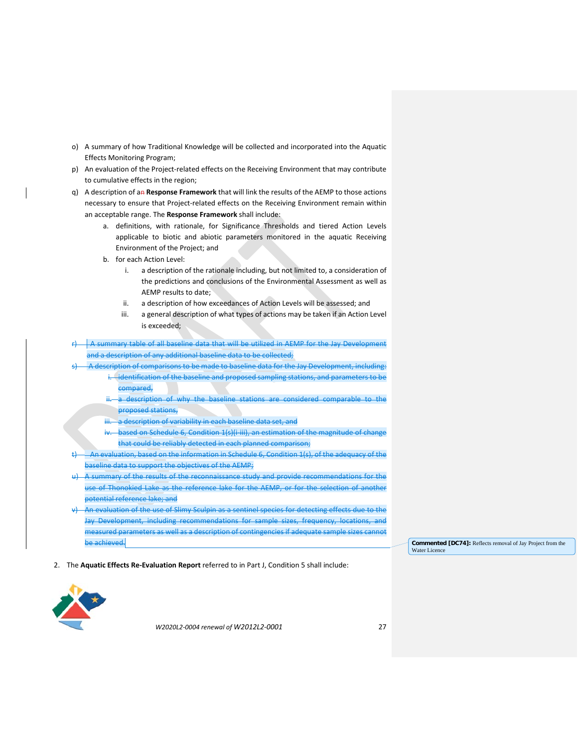o) A summary of how Traditional Knowledge will be collected and incorporated into the Aquatic Effects Monitoring Program;

p) An evaluation of the Project-related effects on the Receiving Environment that may contribute to cumulative effects in the region;

q) A description of a~~n~~ **Response Framework** that will link the results of the AEMP to those actions necessary to ensure that Project-related effects on the Receiving Environment remain within an acceptable range. The **Response Framework** shall include:

   a. definitions, with rationale, for Significance Thresholds and tiered Action Levels applicable to biotic and abiotic parameters monitored in the aquatic Receiving Environment of the Project; and

   b. for each Action Level:

      i. a description of the rationale including, but not limited to, a consideration of the predictions and conclusions of the Environmental Assessment as well as AEMP results to date;

      ii. a description of how exceedances of Action Levels will be assessed; and

      iii. a general description of what types of actions may be taken if an Action Level is exceeded;

~~r) A summary table of all baseline data that will be utilized in AEMP for the Jay Development and a description of any additional baseline data to be collected;~~

~~s) A description of comparisons to be made to baseline data for the Jay Development, including:~~

   ~~i. identification of the baseline and proposed sampling stations, and parameters to be compared,~~

   ~~ii. a description of why the baseline stations are considered comparable to the proposed stations,~~

   ~~iii. a description of variability in each baseline data set, and~~

   ~~iv. based on Schedule 6, Condition 1(s)(i-iii), an estimation of the magnitude of change that could be reliably detected in each planned comparison;~~

~~t) An evaluation, based on the information in Schedule 6, Condition 1(s), of the adequacy of the baseline data to support the objectives of the AEMP;~~

~~u) A summary of the results of the reconnaissance study and provide recommendations for the use of Thonokied Lake as the reference lake for the AEMP, or for the selection of another potential reference lake; and~~

~~v) An evaluation of the use of Slimy Sculpin as a sentinel species for detecting effects due to the Jay Development, including recommendations for sample sizes, frequency, locations, and measured parameters as well as a description of contingencies if adequate sample sizes cannot be achieved.~~

**Commented [DC74]:** Reflects removal of Jay Project from the Water Licence

2. The **Aquatic Effects Re-Evaluation Report** referred to in Part J, Condition 5 shall include: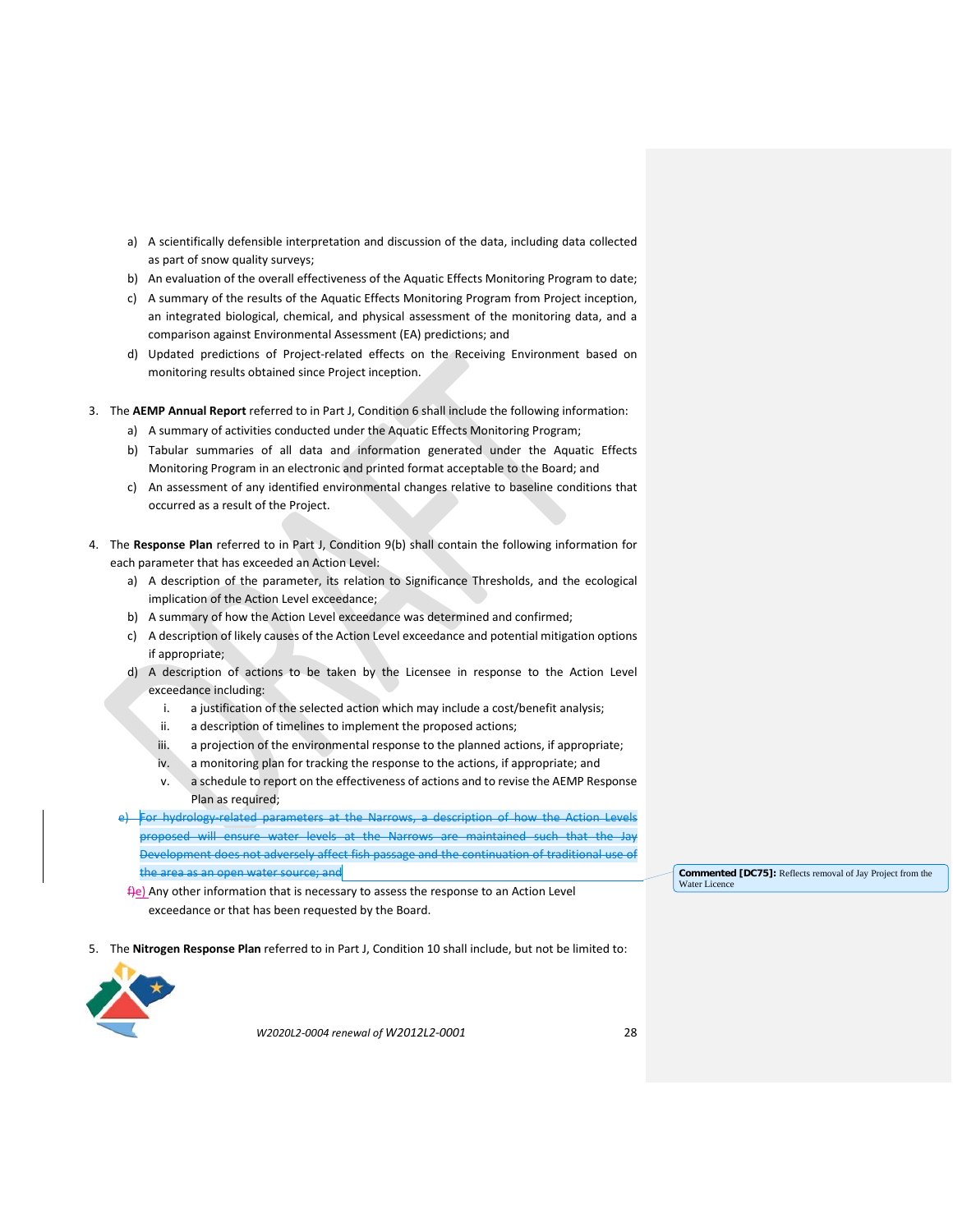a) A scientifically defensible interpretation and discussion of the data, including data collected as part of snow quality surveys;
b) An evaluation of the overall effectiveness of the Aquatic Effects Monitoring Program to date;
c) A summary of the results of the Aquatic Effects Monitoring Program from Project inception, an integrated biological, chemical, and physical assessment of the monitoring data, and a comparison against Environmental Assessment (EA) predictions; and
d) Updated predictions of Project-related effects on the Receiving Environment based on monitoring results obtained since Project inception.

3. The **AEMP Annual Report** referred to in Part J, Condition 6 shall include the following information:
   a) A summary of activities conducted under the Aquatic Effects Monitoring Program;
   b) Tabular summaries of all data and information generated under the Aquatic Effects Monitoring Program in an electronic and printed format acceptable to the Board; and
   c) An assessment of any identified environmental changes relative to baseline conditions that occurred as a result of the Project.

4. The **Response Plan** referred to in Part J, Condition 9(b) shall contain the following information for each parameter that has exceeded an Action Level:
   a) A description of the parameter, its relation to Significance Thresholds, and the ecological implication of the Action Level exceedance;
   b) A summary of how the Action Level exceedance was determined and confirmed;
   c) A description of likely causes of the Action Level exceedance and potential mitigation options if appropriate;
   d) A description of actions to be taken by the Licensee in response to the Action Level exceedance including:
      i. a justification of the selected action which may include a cost/benefit analysis;
      ii. a description of timelines to implement the proposed actions;
      iii. a projection of the environmental response to the planned actions, if appropriate;
      iv. a monitoring plan for tracking the response to the actions, if appropriate; and
      v. a schedule to report on the effectiveness of actions and to revise the AEMP Response Plan as required;
   ~~e) For hydrology-related parameters at the Narrows, a description of how the Action Levels proposed will ensure water levels at the Narrows are maintained such that the Jay Development does not adversely affect fish passage and the continuation of traditional use of the area as an open water source; and~~
   ~~f)~~e) Any other information that is necessary to assess the response to an Action Level exceedance or that has been requested by the Board.

**Commented [DC75]:** Reflects removal of Jay Project from the Water Licence

5. The **Nitrogen Response Plan** referred to in Part J, Condition 10 shall include, but not be limited to: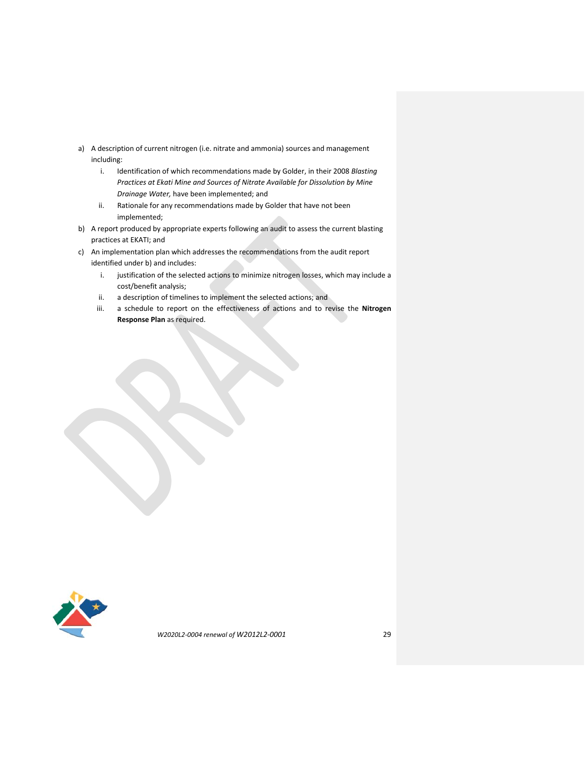a) A description of current nitrogen (i.e. nitrate and ammonia) sources and management including:
    i. Identification of which recommendations made by Golder, in their 2008 *Blasting Practices at Ekati Mine and Sources of Nitrate Available for Dissolution by Mine Drainage Water,* have been implemented; and
    ii. Rationale for any recommendations made by Golder that have not been implemented;
b) A report produced by appropriate experts following an audit to assess the current blasting practices at EKATI; and
c) An implementation plan which addresses the recommendations from the audit report identified under b) and includes:
    i. justification of the selected actions to minimize nitrogen losses, which may include a cost/benefit analysis;
    ii. a description of timelines to implement the selected actions; and
    iii. a schedule to report on the effectiveness of actions and to revise the **Nitrogen Response Plan** as required.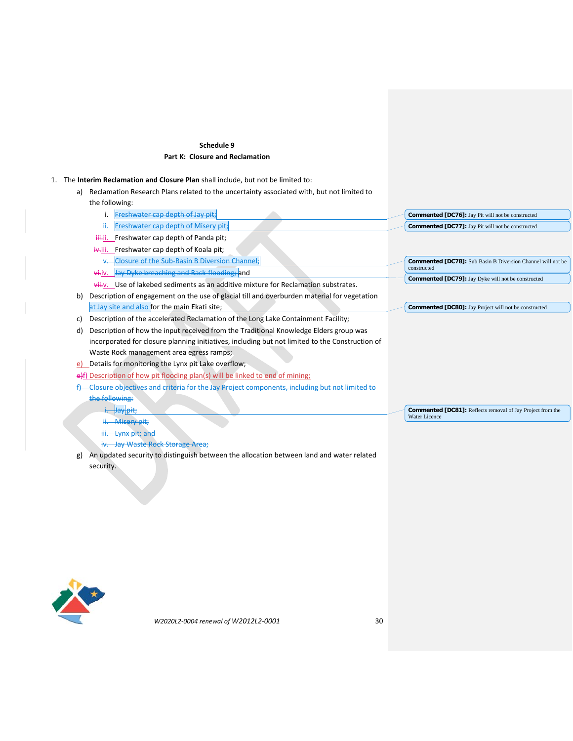**Schedule 9**

**Part K: Closure and Reclamation**

1. The **Interim Reclamation and Closure Plan** shall include, but not be limited to:
   a) Reclamation Research Plans related to the uncertainty associated with, but not limited to the following:
      i. ~~Freshwater cap depth of Jay pit;~~
      ~~ii.~~ ~~Freshwater cap depth of Misery pit;~~
      ~~iii.~~ii. Freshwater cap depth of Panda pit;
      ~~iv.~~iii. Freshwater cap depth of Koala pit;
      ~~v.~~ ~~Closure of the Sub-Basin B Diversion Channel;~~
      ~~vi.~~iv. ~~Jay Dyke breaching and Back-flooding;~~ and
      ~~vii.~~v. Use of lakebed sediments as an additive mixture for Reclamation substrates.
   b) Description of engagement on the use of glacial till and overburden material for vegetation ~~at Jay site and also~~ for the main Ekati site;
   c) Description of the accelerated Reclamation of the Long Lake Containment Facility;
   d) Description of how the input received from the Traditional Knowledge Elders group was incorporated for closure planning initiatives, including but not limited to the Construction of Waste Rock management area egress ramps;
   e) Details for monitoring the Lynx pit Lake overflow;
   ~~e)~~f) Description of how pit flooding plan(s) will be linked to end of mining;
   ~~f) Closure objectives and criteria for the Jay Project components, including but not limited to the following:~~
      ~~i. Jay pit;~~
      ~~ii. Misery pit;~~
      ~~iii. Lynx pit; and~~
      ~~iv. Jay Waste Rock Storage Area;~~
   g) An updated security to distinguish between the allocation between land and water related security.

Commented [DC76]: Jay Pit will not be constructed

Commented [DC77]: Jay Pit will not be constructed

Commented [DC78]: Sub Basin B Diversion Channel will not be constructed

Commented [DC79]: Jay Dyke will not be constructed

Commented [DC80]: Jay Project will not be constructed

Commented [DC81]: Reflects removal of Jay Project from the Water Licence

*W2020L2-0004 renewal of W2012L2-0001*